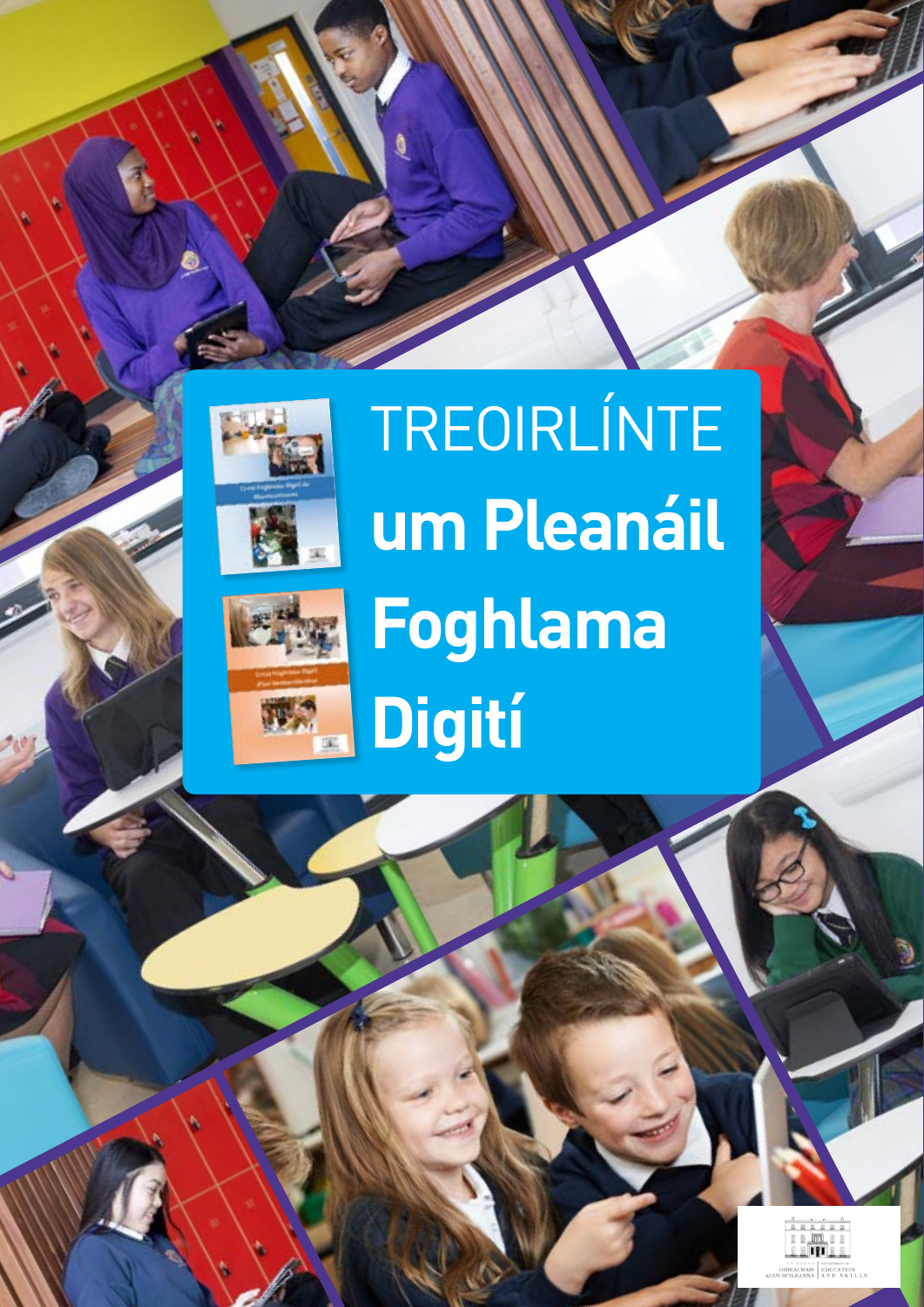# TREOIRLÍNTE um Pleanáil Foghlama Digití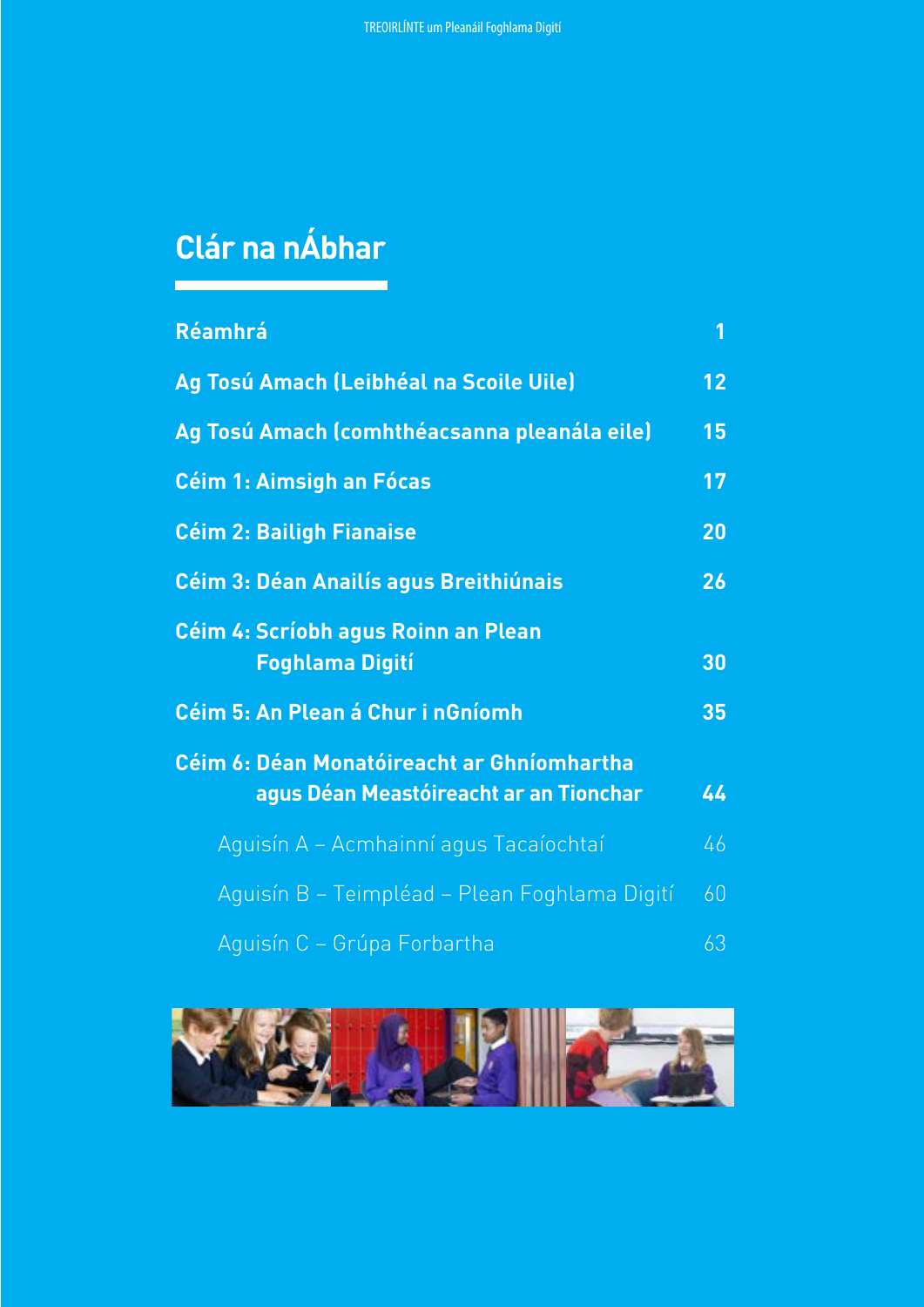# Clár na nÁbhar

| | |
|---|---|
| **Réamhrá** | **1** |
| **Ag Tosú Amach (Leibhéal na Scoile Uile)** | **12** |
| **Ag Tosú Amach (comhthéacsanna pleanála eile)** | **15** |
| **Céim 1: Aimsigh an Fócas** | **17** |
| **Céim 2: Bailigh Fianaise** | **20** |
| **Céim 3: Déan Anailís agus Breithiúnais** | **26** |
| **Céim 4: Scríobh agus Roinn an Plean Foghlama Digití** | **30** |
| **Céim 5: An Plean á Chur i nGníomh** | **35** |
| **Céim 6: Déan Monatóireacht ar Ghníomhartha agus Déan Meastóireacht ar an Tionchar** | **44** |
| Aguisín A – Acmhainní agus Tacaíochtaí | 46 |
| Aguisín B – Teimpléad – Plean Foghlama Digití | 60 |
| Aguisín C – Grúpa Forbartha | 63 |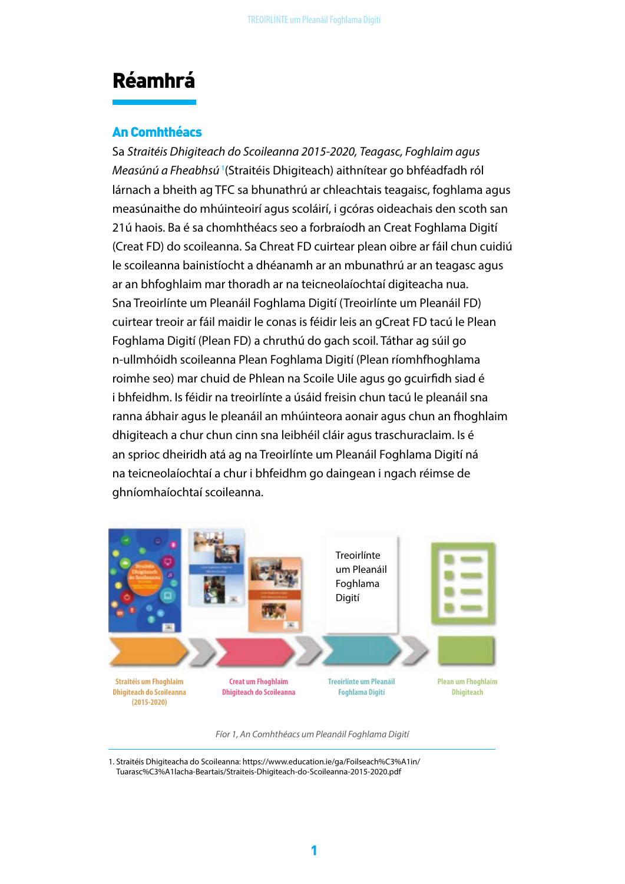# Réamhrá

## An Comhthéacs

Sa *Straitéis Dhigiteach do Scoileanna 2015-2020, Teagasc, Foghlaim agus Measúnú a Fheabhsú* [1](Straitéis Dhigiteach) aithnítear go bhféadfadh ról lárnach a bheith ag TFC sa bhunathrú ar chleachtais teagaisc, foghlama agus measúnaithe do mhúinteoirí agus scoláirí, i gcóras oideachais den scoth san 21ú haois. Ba é sa chomhthéacs seo a forbraíodh an Creat Foghlama Digití (Creat FD) do scoileanna. Sa Chreat FD cuirtear plean oibre ar fáil chun cuidiú le scoileanna bainistíocht a dhéanamh ar an mbunathrú ar an teagasc agus ar an bhfoghlaim mar thoradh ar na teicneolaíochtaí digiteacha nua.

Sna Treoirlínte um Pleanáil Foghlama Digití (Treoirlínte um Pleanáil FD) cuirtear treoir ar fáil maidir le conas is féidir leis an gCreat FD tacú le Plean Foghlama Digití (Plean FD) a chruthú do gach scoil. Táthar ag súil go n-ullmhóidh scoileanna Plean Foghlama Digití (Plean ríomhfhoghlama roimhe seo) mar chuid de Phlean na Scoile Uile agus go gcuirfidh siad é i bhfeidhm. Is féidir na treoirlínte a úsáid freisin chun tacú le pleanáil sna ranna ábhair agus le pleanáil an mhúinteora aonair agus chun an fhoghlaim dhigiteach a chur chun cinn sna leibhéil cláir agus traschuraclaim. Is é an sprioc dheiridh atá ag na Treoirlínte um Pleanáil Foghlama Digití ná na teicneolaíochtaí a chur i bhfeidhm go daingean i ngach réimse de ghníomhaíochtaí scoileanna.

Treoirlínte um Pleanáil Foghlama Digití

Straitéis um Fhoghlaim Dhigiteach do Scoileanna (2015-2020) → Creat um Fhoghlaim Dhigiteach do Scoileanna → Treoirlínte um Pleanáil Foghlama Digití → Plean um Fhoghlaim Dhigiteach

*Fíor 1, An Comhthéacs um Pleanáil Foghlama Digití*

1. Straitéis Dhigiteacha do Scoileanna: https://www.education.ie/ga/Foilseach%C3%A1in/Tuarasc%C3%A1lacha-Beartais/Straiteis-Dhigiteach-do-Scoileanna-2015-2020.pdf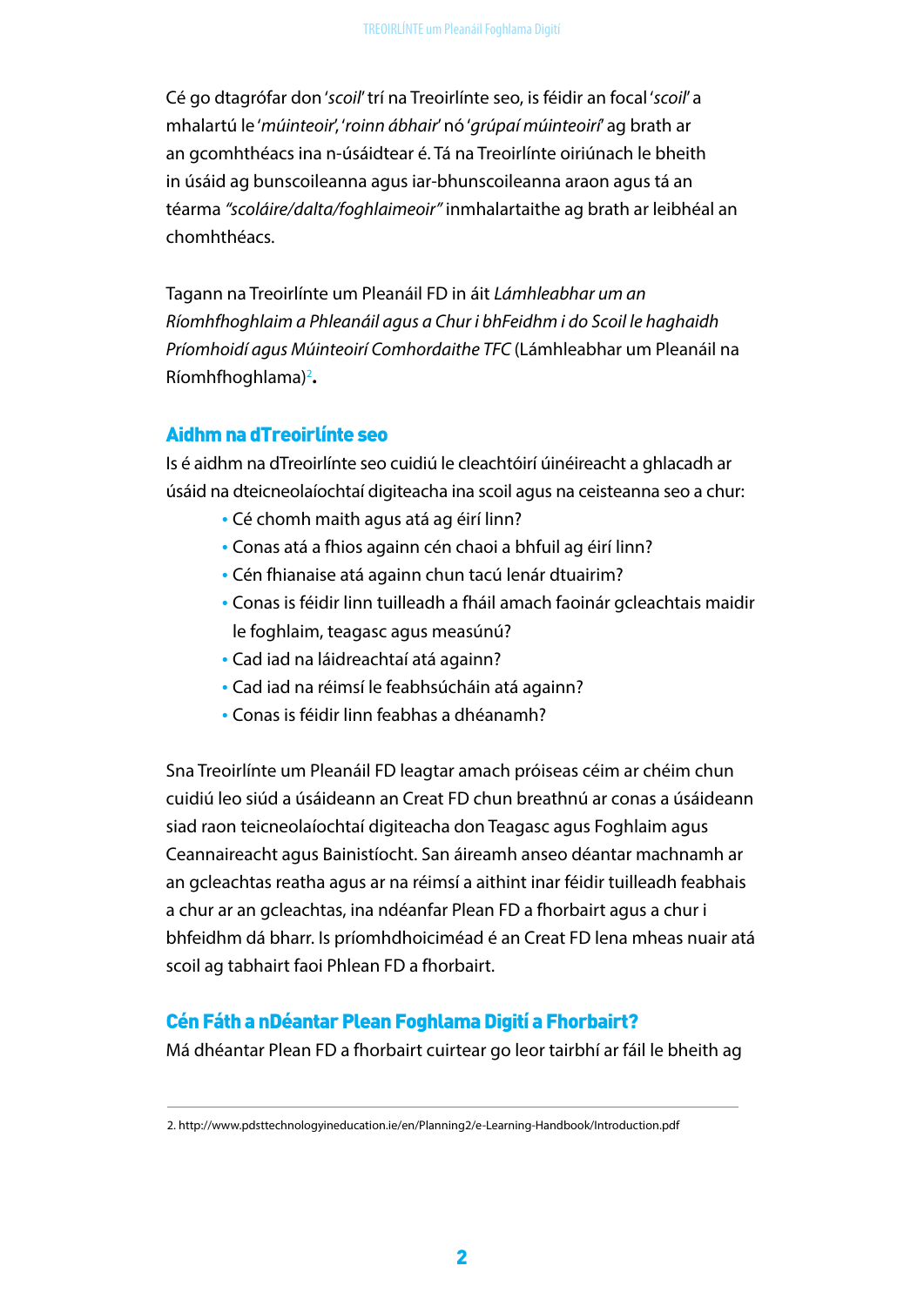Cé go dtagrófar don '*scoil*' trí na Treoirlínte seo, is féidir an focal '*scoil*' a mhalartú le '*múinteoir*', '*roinn ábhair*' nó '*grúpaí múinteoirí*' ag brath ar an gcomhthéacs ina n-úsáidtear é. Tá na Treoirlínte oiriúnach le bheith in úsáid ag bunscoileanna agus iar-bhunscoileanna araon agus tá an téarma *"scoláire/dalta/foghlaimeoir"* inmhalartaithe ag brath ar leibhéal an chomhthéacs.

Tagann na Treoirlínte um Pleanáil FD in áit *Lámhleabhar um an Ríomhfhoghlaim a Phleanáil agus a Chur i bhFeidhm i do Scoil le haghaidh Príomhoidí agus Múinteoirí Comhordaithe TFC* (Lámhleabhar um Pleanáil na Ríomhfhoghlama)[2].

## Aidhm na dTreoirlínte seo

Is é aidhm na dTreoirlínte seo cuidiú le cleachtóirí úinéireacht a ghlacadh ar úsáid na dteicneolaíochtaí digiteacha ina scoil agus na ceisteanna seo a chur:

- Cé chomh maith agus atá ag éirí linn?
- Conas atá a fhios againn cén chaoi a bhfuil ag éirí linn?
- Cén fhianaise atá againn chun tacú lenár dtuairim?
- Conas is féidir linn tuilleadh a fháil amach faoinár gcleachtais maidir le foghlaim, teagasc agus measúnú?
- Cad iad na láidreachtaí atá againn?
- Cad iad na réimsí le feabhsúcháin atá againn?
- Conas is féidir linn feabhas a dhéanamh?

Sna Treoirlínte um Pleanáil FD leagtar amach próiseas céim ar chéim chun cuidiú leo siúd a úsáideann an Creat FD chun breathnú ar conas a úsáideann siad raon teicneolaíochtaí digiteacha don Teagasc agus Foghlaim agus Ceannaireacht agus Bainistíocht. San áireamh anseo déantar machnamh ar an gcleachtas reatha agus ar na réimsí a aithint inar féidir tuilleadh feabhais a chur ar an gcleachtas, ina ndéanfar Plean FD a fhorbairt agus a chur i bhfeidhm dá bharr. Is príomhdhoiciméad é an Creat FD lena mheas nuair atá scoil ag tabhairt faoi Phlean FD a fhorbairt.

## Cén Fáth a nDéantar Plean Foghlama Digití a Fhorbairt?

Má dhéantar Plean FD a fhorbairt cuirtear go leor tairbhí ar fáil le bheith ag

---

2. http://www.pdsttechnologyineducation.ie/en/Planning2/e-Learning-Handbook/Introduction.pdf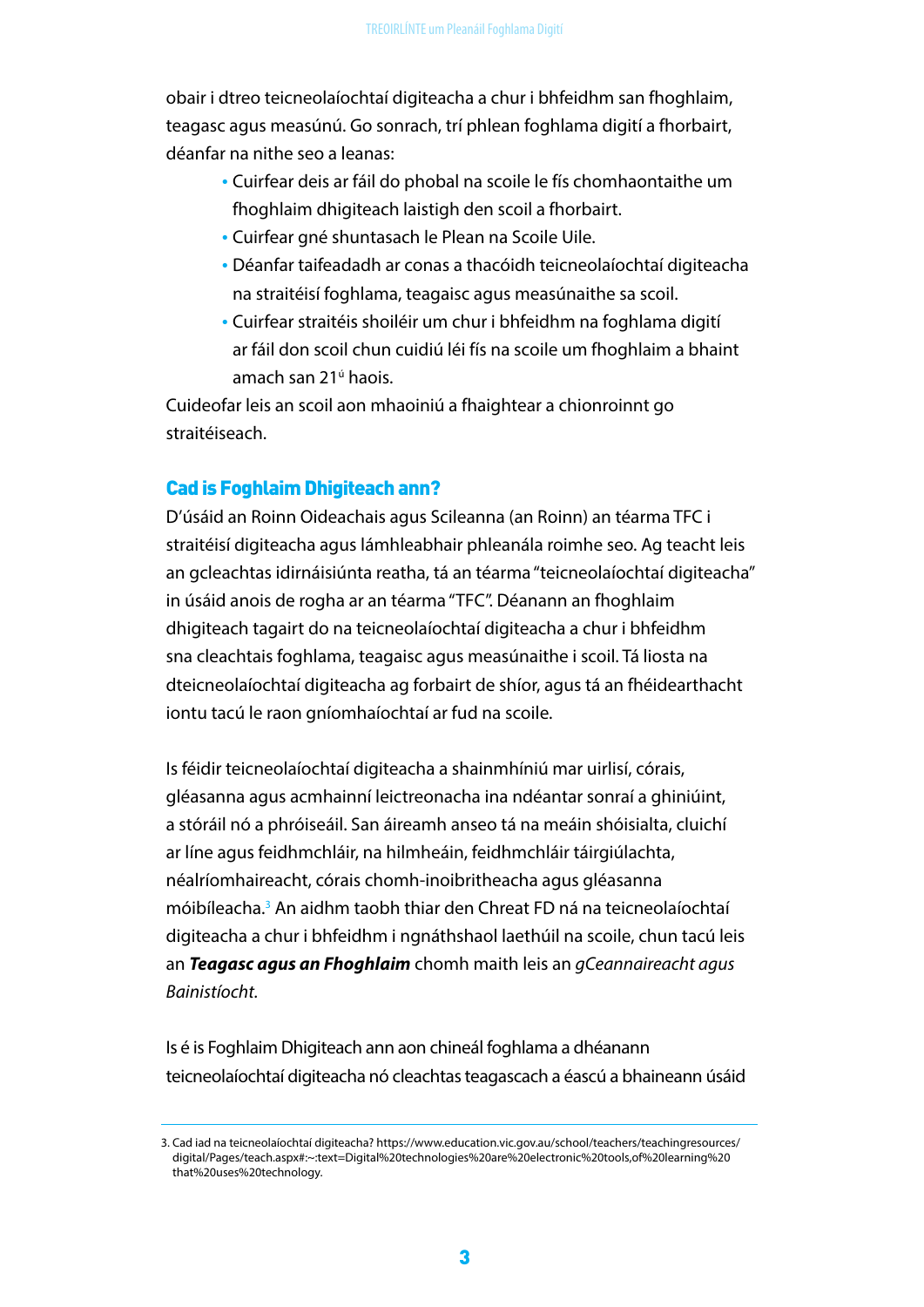obair i dtreo teicneolaíochtaí digiteacha a chur i bhfeidhm san fhoghlaim, teagasc agus measúnú. Go sonrach, trí phlean foghlama digití a fhorbairt, déanfar na nithe seo a leanas:

- Cuirfear deis ar fáil do phobal na scoile le fís chomhaontaithe um fhoghlaim dhigiteach laistigh den scoil a fhorbairt.
- Cuirfear gné shuntasach le Plean na Scoile Uile.
- Déanfar taifeadadh ar conas a thacóidh teicneolaíochtaí digiteacha na straitéisí foghlama, teagaisc agus measúnaithe sa scoil.
- Cuirfear straitéis shoiléir um chur i bhfeidhm na foghlama digití ar fáil don scoil chun cuidiú léi fís na scoile um fhoghlaim a bhaint amach san 21ú haois.

Cuideofar leis an scoil aon mhaoiniú a fhaightear a chionroinnt go straitéiseach.

## Cad is Foghlaim Dhigiteach ann?

D'úsáid an Roinn Oideachais agus Scileanna (an Roinn) an téarma TFC i straitéisí digiteacha agus lámhleabhair phleanála roimhe seo. Ag teacht leis an gcleachtas idirnáisiúnta reatha, tá an téarma "teicneolaíochtaí digiteacha" in úsáid anois de rogha ar an téarma "TFC". Déanann an fhoghlaim dhigiteach tagairt do na teicneolaíochtaí digiteacha a chur i bhfeidhm sna cleachtais foghlama, teagaisc agus measúnaithe i scoil. Tá liosta na dteicneolaíochtaí digiteacha ag forbairt de shíor, agus tá an fhéidearthacht iontu tacú le raon gníomhaíochtaí ar fud na scoile.

Is féidir teicneolaíochtaí digiteacha a shainmhíniú mar uirlisí, córais, gléasanna agus acmhainní leictreonacha ina ndéantar sonraí a ghiniúint, a stóráil nó a phróiseáil. San áireamh anseo tá na meáin shóisialta, cluichí ar líne agus feidhmchláir, na hilmheáin, feidhmchláir táirgiúlachta, néalríomhaireacht, córais chomh-inoibritheacha agus gléasanna móibíleacha.[3] An aidhm taobh thiar den Chreat FD ná na teicneolaíochtaí digiteacha a chur i bhfeidhm i ngnáthshaol laethúil na scoile, chun tacú leis an ***Teagasc agus an Fhoghlaim*** chomh maith leis an *gCeannaireacht agus Bainistíocht.*

Is é is Foghlaim Dhigiteach ann aon chineál foghlama a dhéanann teicneolaíochtaí digiteacha nó cleachtas teagascach a éascú a bhaineann úsáid

---

3. Cad iad na teicneolaíochtaí digiteacha? https://www.education.vic.gov.au/school/teachers/teachingresources/digital/Pages/teach.aspx#:~:text=Digital%20technologies%20are%20electronic%20tools,of%20learning%20that%20uses%20technology.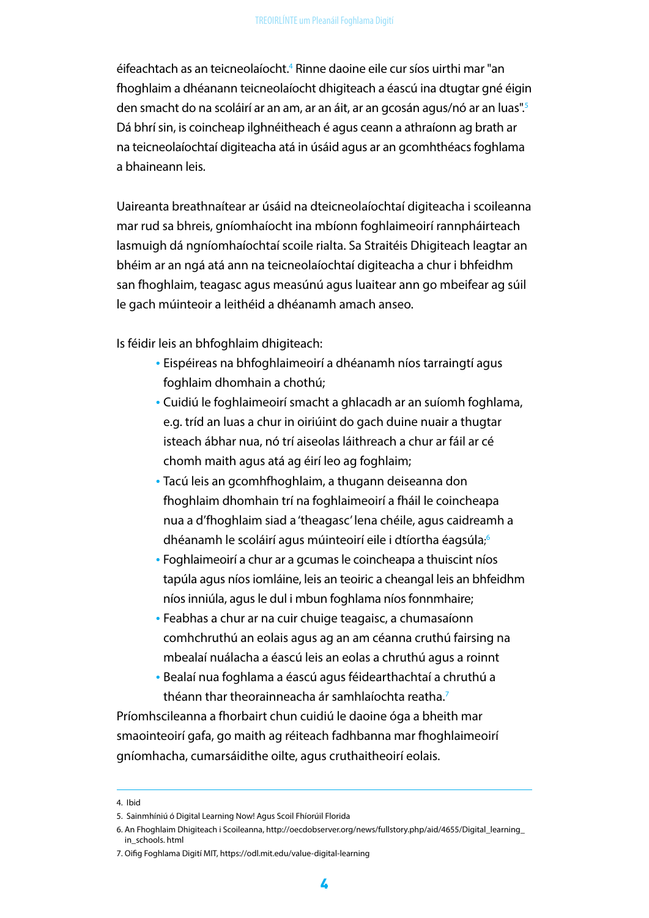éifeachtach as an teicneolaíocht.[4] Rinne daoine eile cur síos uirthi mar "an fhoghlaim a dhéanann teicneolaíocht dhigiteach a éascú ina dtugtar gné éigin den smacht do na scoláirí ar an am, ar an áit, ar an gcosán agus/nó ar an luas".[5] Dá bhrí sin, is coincheap ilghnéitheach é agus ceann a athraíonn ag brath ar na teicneolaíochtaí digiteacha atá in úsáid agus ar an gcomhthéacs foghlama a bhaineann leis.

Uaireanta breathnaítear ar úsáid na dteicneolaíochtaí digiteacha i scoileanna mar rud sa bhreis, gníomhaíocht ina mbíonn foghlaimeoirí rannpháirteach lasmuigh dá ngníomhaíochtaí scoile rialta. Sa Straitéis Dhigiteach leagtar an bhéim ar an ngá atá ann na teicneolaíochtaí digiteacha a chur i bhfeidhm san fhoghlaim, teagasc agus measúnú agus luaitear ann go mbeifear ag súil le gach múinteoir a leithéid a dhéanamh amach anseo.

Is féidir leis an bhfoghlaim dhigiteach:

- Eispéireas na bhfoghlaimeoirí a dhéanamh níos tarraingtí agus foghlaim dhomhain a chothú;
- Cuidiú le foghlaimeoirí smacht a ghlacadh ar an suíomh foghlama, e.g. tríd an luas a chur in oiriúint do gach duine nuair a thugtar isteach ábhar nua, nó trí aiseolas láithreach a chur ar fáil ar cé chomh maith agus atá ag éirí leo ag foghlaim;
- Tacú leis an gcomhfhoghlaim, a thugann deiseanna don fhoghlaim dhomhain trí na foghlaimeoirí a fháil le coincheapa nua a d'fhoghlaim siad a 'theagasc' lena chéile, agus caidreamh a dhéanamh le scoláirí agus múinteoirí eile i dtíortha éagsúla;[6]
- Foghlaimeoirí a chur ar a gcumas le coincheapa a thuiscint níos tapúla agus níos iomláine, leis an teoiric a cheangal leis an bhfeidhm níos inniúla, agus le dul i mbun foghlama níos fonnmhaire;
- Feabhas a chur ar na cuir chuige teagaisc, a chumasaíonn comhchruthú an eolais agus ag an am céanna cruthú fairsing na mbealaí nuálacha a éascú leis an eolas a chruthú agus a roinnt
- Bealaí nua foghlama a éascú agus féidearthachtaí a chruthú a théann thar theorainneacha ár samhlaíochta reatha.[7]

Príomhscileanna a fhorbairt chun cuidiú le daoine óga a bheith mar smaointeoirí gafa, go maith ag réiteach fadhbanna mar fhoghlaimeoirí gníomhacha, cumarsáidithe oilte, agus cruthaitheoirí eolais.

---

4. Ibid
5. Sainmhíniú ó Digital Learning Now! Agus Scoil Fhíorúil Florida
6. An Fhoghlaim Dhigiteach i Scoileanna, http://oecdobserver.org/news/fullstory.php/aid/4655/Digital_learning_in_schools. html
7. Oifig Foghlama Digití MIT, https://odl.mit.edu/value-digital-learning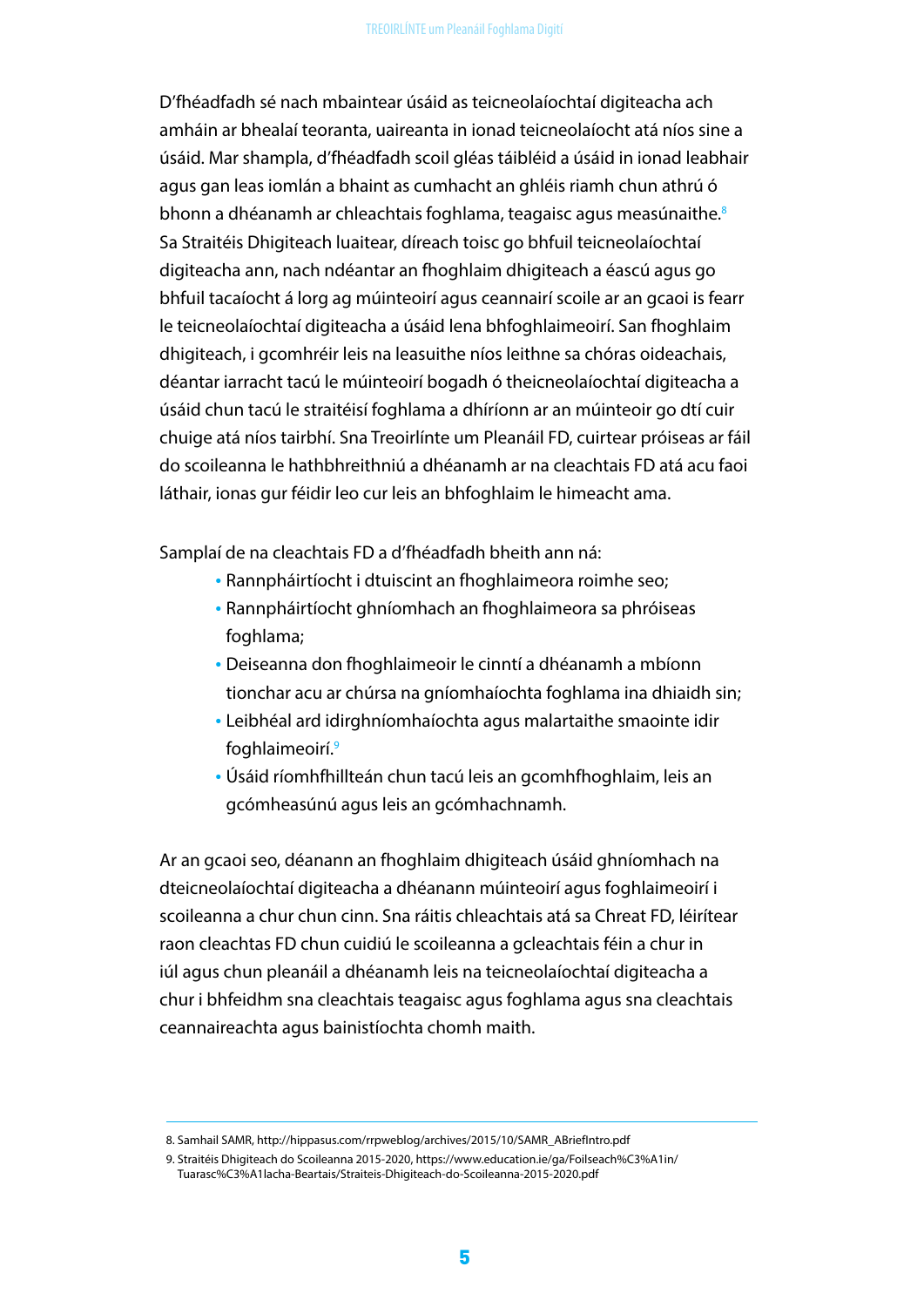D'fhéadfadh sé nach mbaintear úsáid as teicneolaíochtaí digiteacha ach amháin ar bhealaí teoranta, uaireanta in ionad teicneolaíocht atá níos sine a úsáid. Mar shampla, d'fhéadfadh scoil gléas táibléid a úsáid in ionad leabhair agus gan leas iomlán a bhaint as cumhacht an ghléis riamh chun athrú ó bhonn a dhéanamh ar chleachtais foghlama, teagaisc agus measúnaithe.[8] Sa Straitéis Dhigiteach luaitear, díreach toisc go bhfuil teicneolaíochtaí digiteacha ann, nach ndéantar an fhoghlaim dhigiteach a éascú agus go bhfuil tacaíocht á lorg ag múinteoirí agus ceannairí scoile ar an gcaoi is fearr le teicneolaíochtaí digiteacha a úsáid lena bhfoghlaimeoirí. San fhoghlaim dhigiteach, i gcomhréir leis na leasuithe níos leithne sa chóras oideachais, déantar iarracht tacú le múinteoirí bogadh ó theicneolaíochtaí digiteacha a úsáid chun tacú le straitéisí foghlama a dhíríonn ar an múinteoir go dtí cuir chuige atá níos tairbhí. Sna Treoirlínte um Pleanáil FD, cuirtear próiseas ar fáil do scoileanna le hathbhreithniú a dhéanamh ar na cleachtais FD atá acu faoi láthair, ionas gur féidir leo cur leis an bhfoghlaim le himeacht ama.

Samplaí de na cleachtais FD a d'fhéadfadh bheith ann ná:

- Rannpháirtíocht i dtuiscint an fhoghlaimeora roimhe seo;
- Rannpháirtíocht ghníomhach an fhoghlaimeora sa phróiseas foghlama;
- Deiseanna don fhoghlaimeoir le cinntí a dhéanamh a mbíonn tionchar acu ar chúrsa na gníomhaíochta foghlama ina dhiaidh sin;
- Leibhéal ard idirghníomhaíochta agus malartaithe smaointe idir foghlaimeoirí.[9]
- Úsáid ríomhfhillteán chun tacú leis an gcomhfhoghlaim, leis an gcómheasúnú agus leis an gcómhachnamh.

Ar an gcaoi seo, déanann an fhoghlaim dhigiteach úsáid ghníomhach na dteicneolaíochtaí digiteacha a dhéanann múinteoirí agus foghlaimeoirí i scoileanna a chur chun cinn. Sna ráitis chleachtais atá sa Chreat FD, léirítear raon cleachtas FD chun cuidiú le scoileanna a gcleachtais féin a chur in iúl agus chun pleanáil a dhéanamh leis na teicneolaíochtaí digiteacha a chur i bhfeidhm sna cleachtais teagaisc agus foghlama agus sna cleachtais ceannaireachta agus bainistíochta chomh maith.

8. Samhail SAMR, http://hippasus.com/rrpweblog/archives/2015/10/SAMR_ABriefIntro.pdf

9. Straitéis Dhigiteach do Scoileanna 2015-2020, https://www.education.ie/ga/Foilseach%C3%A1in/Tuarasc%C3%A1lacha-Beartais/Straiteis-Dhigiteach-do-Scoileanna-2015-2020.pdf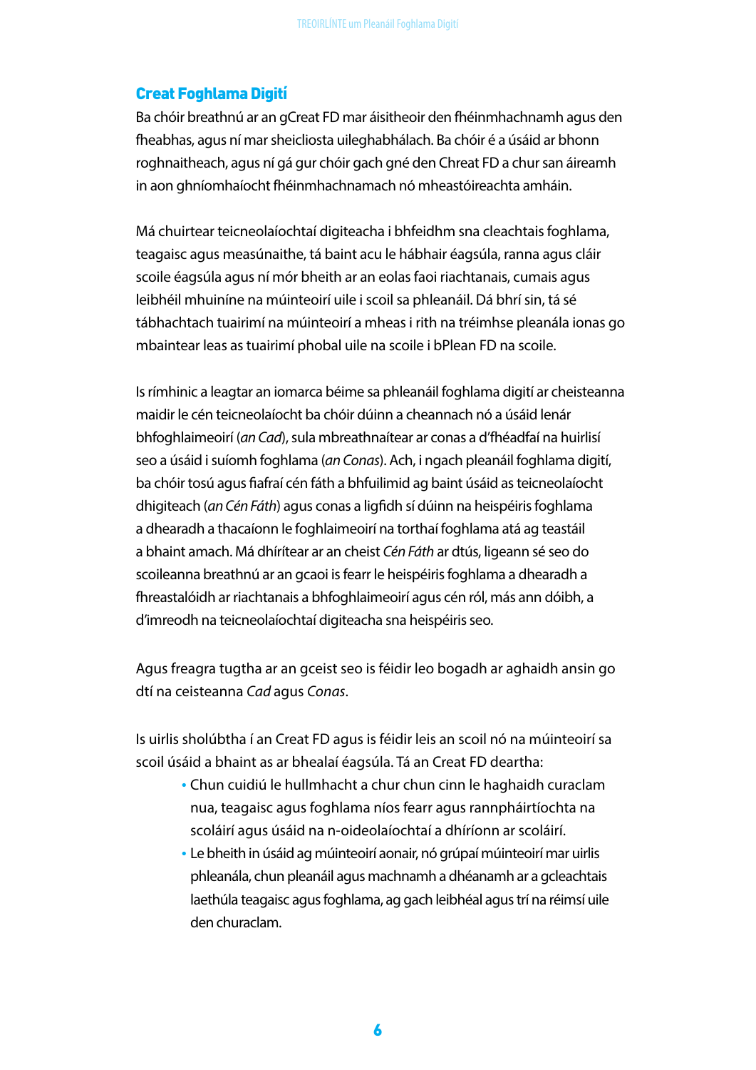## Creat Foghlama Digití

Ba chóir breathnú ar an gCreat FD mar áisitheoir den fhéinmhachnamh agus den fheabhas, agus ní mar sheicliosta uileghabhálach. Ba chóir é a úsáid ar bhonn roghnaitheach, agus ní gá gur chóir gach gné den Chreat FD a chur san áireamh in aon ghníomhaíocht fhéinmhachnamach nó mheastóireachta amháin.

Má chuirtear teicneolaíochtaí digiteacha i bhfeidhm sna cleachtais foghlama, teagaisc agus measúnaithe, tá baint acu le hábhair éagsúla, ranna agus cláir scoile éagsúla agus ní mór bheith ar an eolas faoi riachtanais, cumais agus leibhéil mhuiníne na múinteoirí uile i scoil sa phleanáil. Dá bhrí sin, tá sé tábhachtach tuairimí na múinteoirí a mheas i rith na tréimhse pleanála ionas go mbaintear leas as tuairimí phobal uile na scoile i bPlean FD na scoile.

Is rímhinic a leagtar an iomarca béime sa phleanáil foghlama digití ar cheisteanna maidir le cén teicneolaíocht ba chóir dúinn a cheannach nó a úsáid lenár bhfoghlaimeoirí (*an Cad*), sula mbreathnaítear ar conas a d'fhéadfaí na huirlisí seo a úsáid i suíomh foghlama (*an Conas*). Ach, i ngach pleanáil foghlama digití, ba chóir tosú agus fiafraí cén fáth a bhfuilimid ag baint úsáid as teicneolaíocht dhigiteach (*an Cén Fáth*) agus conas a ligfidh sí dúinn na heispéiris foghlama a dhearadh a thacaíonn le foghlaimeoirí na torthaí foghlama atá ag teastáil a bhaint amach. Má dhírítear ar an cheist *Cén Fáth* ar dtús, ligeann sé seo do scoileanna breathnú ar an gcaoi is fearr le heispéiris foghlama a dhearadh a fhreastalóidh ar riachtanais a bhfoghlaimeoirí agus cén ról, más ann dóibh, a d'imreodh na teicneolaíochtaí digiteacha sna heispéiris seo.

Agus freagra tugtha ar an gceist seo is féidir leo bogadh ar aghaidh ansin go dtí na ceisteanna *Cad* agus *Conas*.

Is uirlis sholúbtha í an Creat FD agus is féidir leis an scoil nó na múinteoirí sa scoil úsáid a bhaint as ar bhealaí éagsúla. Tá an Creat FD deartha:

- Chun cuidiú le hullmhacht a chur chun cinn le haghaidh curaclam nua, teagaisc agus foghlama níos fearr agus rannpháirtíochta na scoláirí agus úsáid na n-oideolaíochtaí a dhíríonn ar scoláirí.
- Le bheith in úsáid ag múinteoirí aonair, nó grúpaí múinteoirí mar uirlis phleanála, chun pleanáil agus machnamh a dhéanamh ar a gcleachtais laethúla teagaisc agus foghlama, ag gach leibhéal agus trí na réimsí uile den churaclam.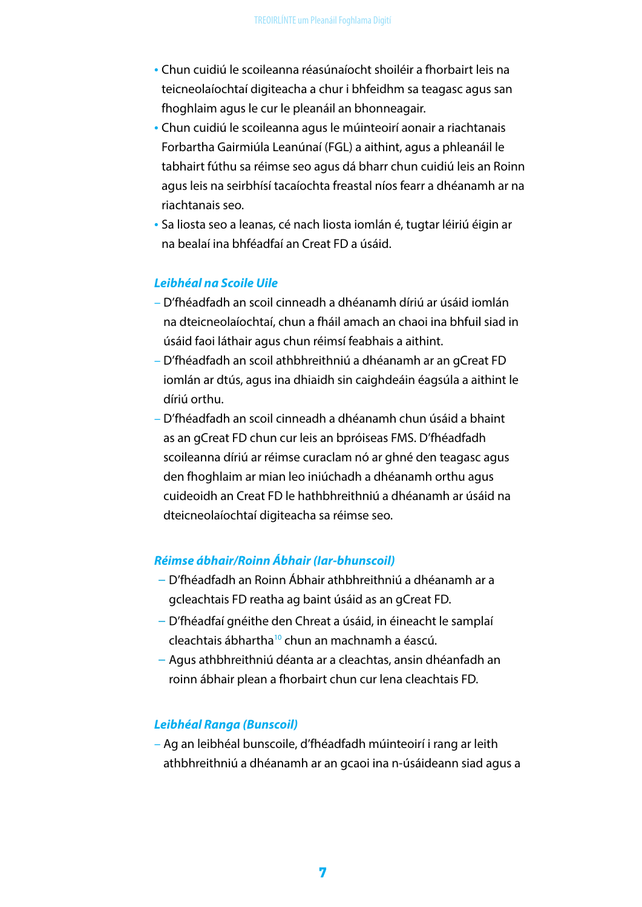- Chun cuidiú le scoileanna réasúnaíocht shoiléir a fhorbairt leis na teicneolaíochtaí digiteacha a chur i bhfeidhm sa teagasc agus san fhoghlaim agus le cur le pleanáil an bhonneagair.
- Chun cuidiú le scoileanna agus le múinteoirí aonair a riachtanais Forbartha Gairmiúla Leanúnaí (FGL) a aithint, agus a phleanáil le tabhairt fúthu sa réimse seo agus dá bharr chun cuidiú leis an Roinn agus leis na seirbhísí tacaíochta freastal níos fearr a dhéanamh ar na riachtanais seo.
- Sa liosta seo a leanas, cé nach liosta iomlán é, tugtar léiriú éigin ar na bealaí ina bhféadfaí an Creat FD a úsáid.

### *Leibhéal na Scoile Uile*

- D'fhéadfadh an scoil cinneadh a dhéanamh díriú ar úsáid iomlán na dteicneolaíochtaí, chun a fháil amach an chaoi ina bhfuil siad in úsáid faoi láthair agus chun réimsí feabhais a aithint.
- D'fhéadfadh an scoil athbhreithniú a dhéanamh ar an gCreat FD iomlán ar dtús, agus ina dhiaidh sin caighdeáin éagsúla a aithint le díriú orthu.
- D'fhéadfadh an scoil cinneadh a dhéanamh chun úsáid a bhaint as an gCreat FD chun cur leis an bpróiseas FMS. D'fhéadfadh scoileanna díriú ar réimse curaclam nó ar ghné den teagasc agus den fhoghlaim ar mian leo iniúchadh a dhéanamh orthu agus cuideoidh an Creat FD le hathbhreithniú a dhéanamh ar úsáid na dteicneolaíochtaí digiteacha sa réimse seo.

### *Réimse ábhair/Roinn Ábhair (Iar-bhunscoil)*

- D'fhéadfadh an Roinn Ábhair athbhreithniú a dhéanamh ar a gcleachtais FD reatha ag baint úsáid as an gCreat FD.
- D'fhéadfaí gnéithe den Chreat a úsáid, in éineacht le samplaí cleachtais ábhartha[10] chun an machnamh a éascú.
- Agus athbhreithniú déanta ar a cleachtas, ansin dhéanfadh an roinn ábhair plean a fhorbairt chun cur lena cleachtais FD.

### *Leibhéal Ranga (Bunscoil)*

- Ag an leibhéal bunscoile, d'fhéadfadh múinteoirí i rang ar leith athbhreithniú a dhéanamh ar an gcaoi ina n-úsáideann siad agus a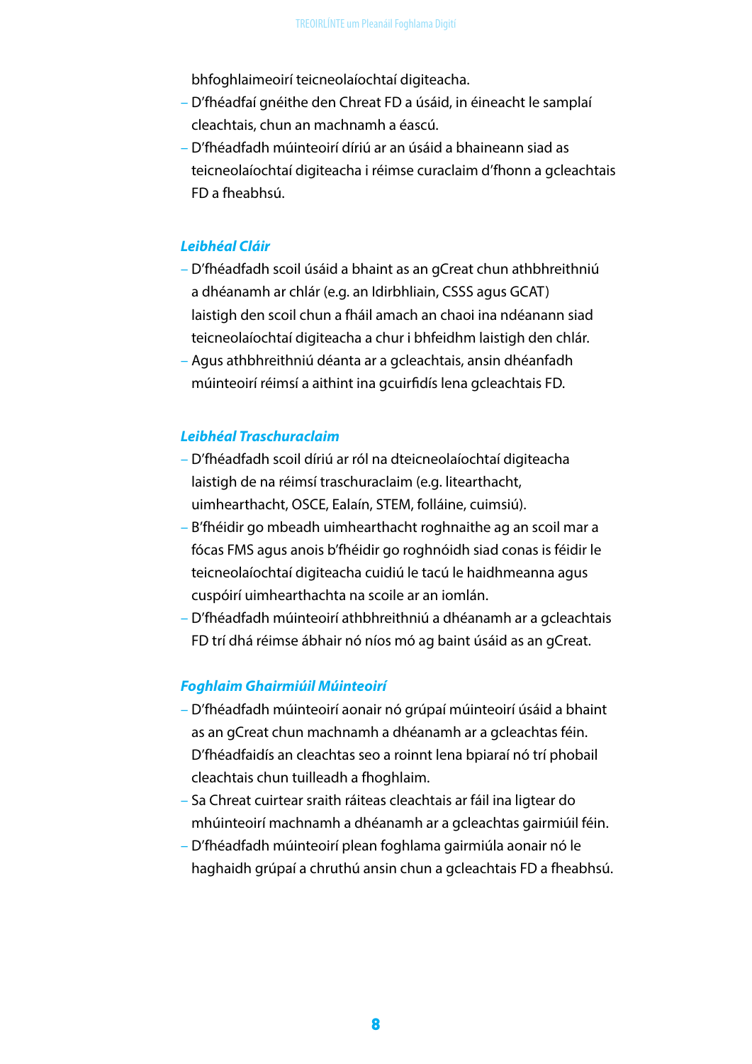bhfoghlaimeoirí teicneolaíochtaí digiteacha.

- D'fhéadfaí gnéithe den Chreat FD a úsáid, in éineacht le samplaí cleachtais, chun an machnamh a éascú.
- D'fhéadfadh múinteoirí díriú ar an úsáid a bhaineann siad as teicneolaíochtaí digiteacha i réimse curaclaim d'fhonn a gcleachtais FD a fheabhsú.

### *Leibhéal Cláir*

- D'fhéadfadh scoil úsáid a bhaint as an gCreat chun athbhreithniú a dhéanamh ar chlár (e.g. an Idirbhliain, CSSS agus GCAT) laistigh den scoil chun a fháil amach an chaoi ina ndéanann siad teicneolaíochtaí digiteacha a chur i bhfeidhm laistigh den chlár.
- Agus athbhreithniú déanta ar a gcleachtais, ansin dhéanfadh múinteoirí réimsí a aithint ina gcuirfidís lena gcleachtais FD.

### *Leibhéal Traschuraclaim*

- D'fhéadfadh scoil díriú ar ról na dteicneolaíochtaí digiteacha laistigh de na réimsí traschuraclaim (e.g. litearthacht, uimhearthacht, OSCE, Ealaín, STEM, folláine, cuimsiú).
- B'fhéidir go mbeadh uimhearthacht roghnaithe ag an scoil mar a fócas FMS agus anois b'fhéidir go roghnóidh siad conas is féidir le teicneolaíochtaí digiteacha cuidiú le tacú le haidhmeanna agus cuspóirí uimhearthachta na scoile ar an iomlán.
- D'fhéadfadh múinteoirí athbhreithniú a dhéanamh ar a gcleachtais FD trí dhá réimse ábhair nó níos mó ag baint úsáid as an gCreat.

### *Foghlaim Ghairmiúil Múinteoirí*

- D'fhéadfadh múinteoirí aonair nó grúpaí múinteoirí úsáid a bhaint as an gCreat chun machnamh a dhéanamh ar a gcleachtas féin. D'fhéadfaidís an cleachtas seo a roinnt lena bpiaraí nó trí phobail cleachtais chun tuilleadh a fhoghlaim.
- Sa Chreat cuirtear sraith ráiteas cleachtais ar fáil ina ligtear do mhúinteoirí machnamh a dhéanamh ar a gcleachtas gairmiúil féin.
- D'fhéadfadh múinteoirí plean foghlama gairmiúla aonair nó le haghaidh grúpaí a chruthú ansin chun a gcleachtais FD a fheabhsú.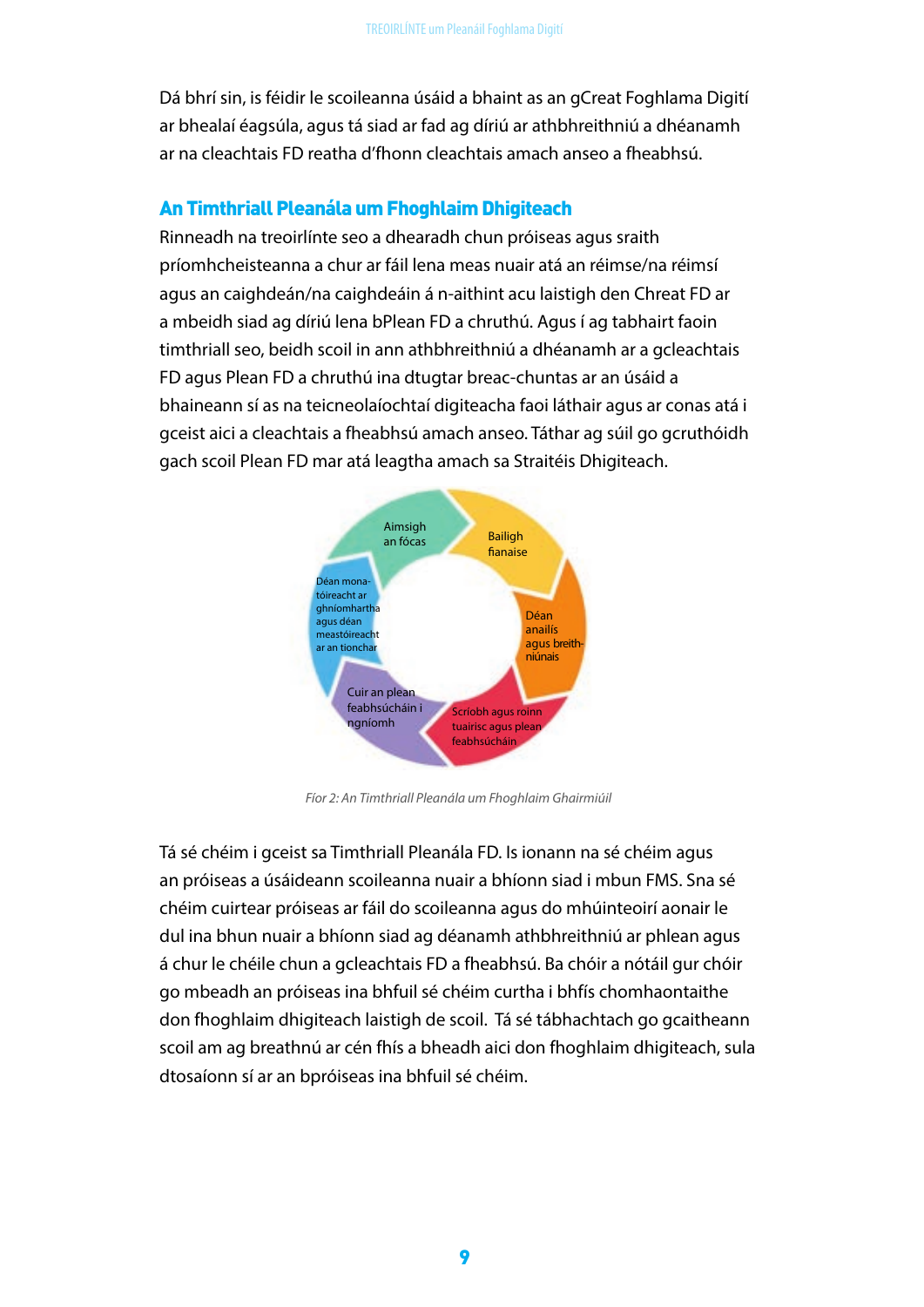Dá bhrí sin, is féidir le scoileanna úsáid a bhaint as an gCreat Foghlama Digití ar bhealaí éagsúla, agus tá siad ar fad ag díriú ar athbhreithniú a dhéanamh ar na cleachtais FD reatha d'fhonn cleachtais amach anseo a fheabhsú.

## An Timthriall Pleanála um Fhoghlaim Dhigiteach

Rinneadh na treoirlínte seo a dhearadh chun próiseas agus sraith príomhcheisteanna a chur ar fáil lena meas nuair atá an réimse/na réimsí agus an caighdeán/na caighdeáin á n-aithint acu laistigh den Chreat FD ar a mbeidh siad ag díriú lena bPlean FD a chruthú. Agus í ag tabhairt faoin timthriall seo, beidh scoil in ann athbhreithniú a dhéanamh ar a gcleachtais FD agus Plean FD a chruthú ina dtugtar breac-chuntas ar an úsáid a bhaineann sí as na teicneolaíochtaí digiteacha faoi láthair agus ar conas atá i gceist aici a cleachtais a fheabhsú amach anseo. Táthar ag súil go gcruthóidh gach scoil Plean FD mar atá leagtha amach sa Straitéis Dhigiteach.

Aimsigh an fócas

Bailigh fianaise

Déan anailís agus breithiúnais

Scríobh agus roinn tuairisc agus plean feabhsúcháin

Cuir an plean feabhsúcháin i ngníomh

Déan monatóireacht ar ghníomhartha agus déan meastóireacht ar an tionchar

*Fíor 2: An Timthriall Pleanála um Fhoghlaim Ghairmiúil*

Tá sé chéim i gceist sa Timthriall Pleanála FD. Is ionann na sé chéim agus an próiseas a úsáideann scoileanna nuair a bhíonn siad i mbun FMS. Sna sé chéim cuirtear próiseas ar fáil do scoileanna agus do mhúinteoirí aonair le dul ina bhun nuair a bhíonn siad ag déanamh athbhreithniú ar phlean agus á chur le chéile chun a gcleachtais FD a fheabhsú. Ba chóir a nótáil gur chóir go mbeadh an próiseas ina bhfuil sé chéim curtha i bhfís chomhaontaithe don fhoghlaim dhigiteach laistigh de scoil. Tá sé tábhachtach go gcaitheann scoil am ag breathnú ar cén fhís a bheadh aici don fhoghlaim dhigiteach, sula dtosaíonn sí ar an bpróiseas ina bhfuil sé chéim.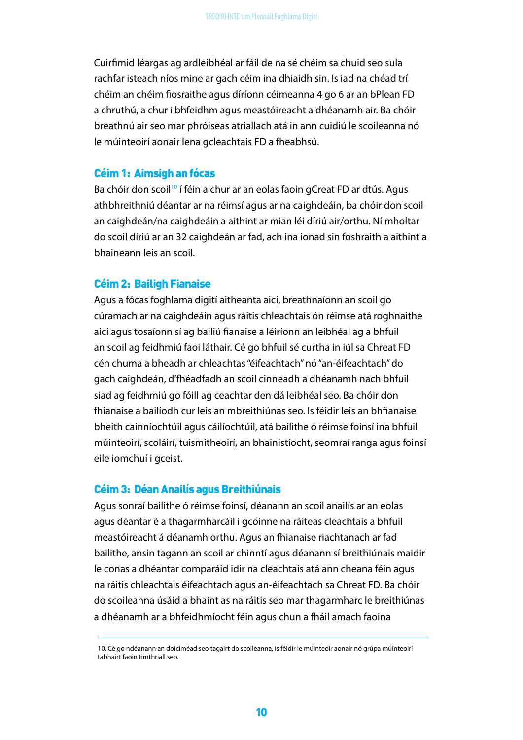Cuirfimid léargas ag ardleibhéal ar fáil de na sé chéim sa chuid seo sula rachfar isteach níos mine ar gach céim ina dhiaidh sin. Is iad na chéad trí chéim an chéim fiosraithe agus díríonn céimeanna 4 go 6 ar an bPlean FD a chruthú, a chur i bhfeidhm agus meastóireacht a dhéanamh air. Ba chóir breathnú air seo mar phróiseas atriallach atá in ann cuidiú le scoileanna nó le múinteoirí aonair lena gcleachtais FD a fheabhsú.

### Céim 1: Aimsigh an fócas

Ba chóir don scoil[10] í féin a chur ar an eolas faoin gCreat FD ar dtús. Agus athbhreithniú déantar ar na réimsí agus ar na caighdeáin, ba chóir don scoil an caighdeán/na caighdeáin a aithint ar mian léi díriú air/orthu. Ní mholtar do scoil díriú ar an 32 caighdeán ar fad, ach ina ionad sin foshraith a aithint a bhaineann leis an scoil.

### Céim 2: Bailigh Fianaise

Agus a fócas foghlama digití aitheanta aici, breathnaíonn an scoil go cúramach ar na caighdeáin agus ráitis chleachtais ón réimse atá roghnaithe aici agus tosaíonn sí ag bailiú fianaise a léiríonn an leibhéal ag a bhfuil an scoil ag feidhmiú faoi láthair. Cé go bhfuil sé curtha in iúl sa Chreat FD cén chuma a bheadh ar chleachtas "éifeachtach" nó "an-éifeachtach" do gach caighdeán, d'fhéadfadh an scoil cinneadh a dhéanamh nach bhfuil siad ag feidhmiú go fóill ag ceachtar den dá leibhéal seo. Ba chóir don fhianaise a bailíodh cur leis an mbreithiúnas seo. Is féidir leis an bhfianaise bheith cainníochtúil agus cáilíochtúil, atá bailithe ó réimse foinsí ina bhfuil múinteoirí, scoláirí, tuismitheoirí, an bhainistíocht, seomraí ranga agus foinsí eile iomchuí i gceist.

### Céim 3: Déan Anailís agus Breithiúnais

Agus sonraí bailithe ó réimse foinsí, déanann an scoil anailís ar an eolas agus déantar é a thagarmharcáil i gcoinne na ráiteas cleachtais a bhfuil meastóireacht á déanamh orthu. Agus an fhianaise riachtanach ar fad bailithe, ansin tagann an scoil ar chinntí agus déanann sí breithiúnais maidir le conas a dhéantar comparáid idir na cleachtais atá ann cheana féin agus na ráitis chleachtais éifeachtach agus an-éifeachtach sa Chreat FD. Ba chóir do scoileanna úsáid a bhaint as na ráitis seo mar thagarmharc le breithiúnas a dhéanamh ar a bhfeidhmíocht féin agus chun a fháil amach faoina

---

10. Cé go ndéanann an doiciméad seo tagairt do scoileanna, is féidir le múinteoir aonair nó grúpa múinteoirí tabhairt faoin timthriall seo.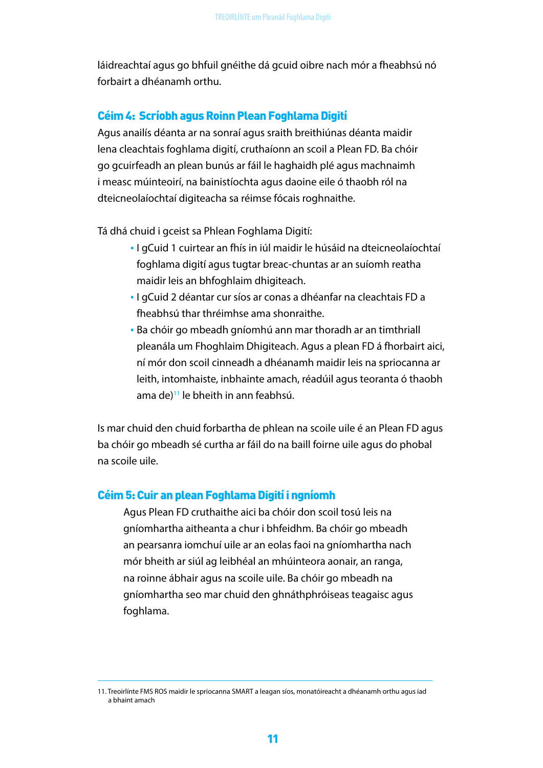láidreachtaí agus go bhfuil gnéithe dá gcuid oibre nach mór a fheabhsú nó forbairt a dhéanamh orthu.

### Céim 4: Scríobh agus Roinn Plean Foghlama Digití

Agus anailís déanta ar na sonraí agus sraith breithiúnas déanta maidir lena cleachtais foghlama digití, cruthaíonn an scoil a Plean FD. Ba chóir go gcuirfeadh an plean bunús ar fáil le haghaidh plé agus machnaimh i measc múinteoirí, na bainistíochta agus daoine eile ó thaobh ról na dteicneolaíochtaí digiteacha sa réimse fócais roghnaithe.

Tá dhá chuid i gceist sa Phlean Foghlama Digití:

- I gCuid 1 cuirtear an fhís in iúl maidir le húsáid na dteicneolaíochtaí foghlama digití agus tugtar breac-chuntas ar an suíomh reatha maidir leis an bhfoghlaim dhigiteach.
- I gCuid 2 déantar cur síos ar conas a dhéanfar na cleachtais FD a fheabhsú thar thréimhse ama shonraithe.
- Ba chóir go mbeadh gníomhú ann mar thoradh ar an timthriall pleanála um Fhoghlaim Dhigiteach. Agus a plean FD á fhorbairt aici, ní mór don scoil cinneadh a dhéanamh maidir leis na spriocanna ar leith, intomhaiste, inbhainte amach, réadúil agus teoranta ó thaobh ama de)[11] le bheith in ann feabhsú.

Is mar chuid den chuid forbartha de phlean na scoile uile é an Plean FD agus ba chóir go mbeadh sé curtha ar fáil do na baill foirne uile agus do phobal na scoile uile.

### Céim 5: Cuir an plean Foghlama Digití i ngníomh

Agus Plean FD cruthaithe aici ba chóir don scoil tosú leis na gníomhartha aitheanta a chur i bhfeidhm. Ba chóir go mbeadh an pearsanra iomchuí uile ar an eolas faoi na gníomhartha nach mór bheith ar siúl ag leibhéal an mhúinteora aonair, an ranga, na roinne ábhair agus na scoile uile. Ba chóir go mbeadh na gníomhartha seo mar chuid den ghnáthphróiseas teagaisc agus foghlama.

---

11. Treoirlínte FMS ROS maidir le spriocanna SMART a leagan síos, monatóireacht a dhéanamh orthu agus iad a bhaint amach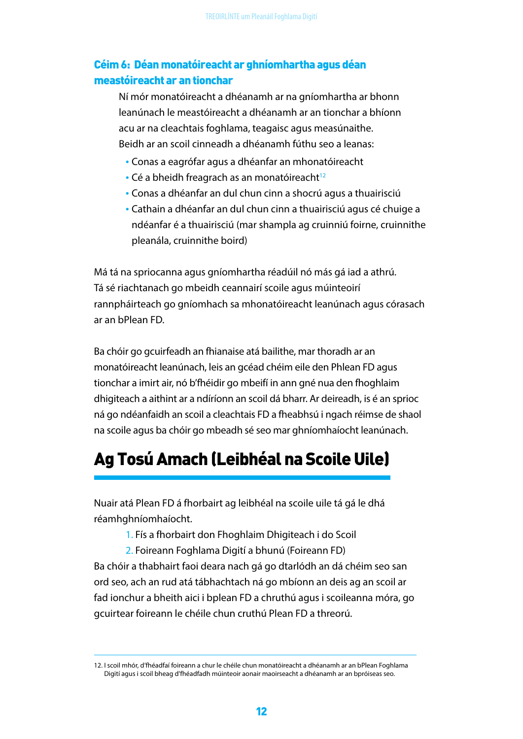### Céim 6: Déan monatóireacht ar ghníomhartha agus déan meastóireacht ar an tionchar

Ní mór monatóireacht a dhéanamh ar na gníomhartha ar bhonn leanúnach le meastóireacht a dhéanamh ar an tionchar a bhíonn acu ar na cleachtais foghlama, teagaisc agus measúnaithe. Beidh ar an scoil cinneadh a dhéanamh fúthu seo a leanas:

- Conas a eagrófar agus a dhéanfar an mhonatóireacht
- Cé a bheidh freagrach as an monatóireacht[12]
- Conas a dhéanfar an dul chun cinn a shocrú agus a thuairisciú
- Cathain a dhéanfar an dul chun cinn a thuairisciú agus cé chuige a ndéanfar é a thuairisciú (mar shampla ag cruinniú foirne, cruinnithe pleanála, cruinnithe boird)

Má tá na spriocanna agus gníomhartha réadúil nó más gá iad a athrú. Tá sé riachtanach go mbeidh ceannairí scoile agus múinteoirí rannpháirteach go gníomhach sa mhonatóireacht leanúnach agus córasach ar an bPlean FD.

Ba chóir go gcuirfeadh an fhianaise atá bailithe, mar thoradh ar an monatóireacht leanúnach, leis an gcéad chéim eile den Phlean FD agus tionchar a imirt air, nó b'fhéidir go mbeifí in ann gné nua den fhoghlaim dhigiteach a aithint ar a ndíríonn an scoil dá bharr. Ar deireadh, is é an sprioc ná go ndéanfaidh an scoil a cleachtais FD a fheabhsú i ngach réimse de shaol na scoile agus ba chóir go mbeadh sé seo mar ghníomhaíocht leanúnach.

# Ag Tosú Amach (Leibhéal na Scoile Uile)

Nuair atá Plean FD á fhorbairt ag leibhéal na scoile uile tá gá le dhá réamhghníomhaíocht.

1. Fís a fhorbairt don Fhoghlaim Dhigiteach i do Scoil
2. Foireann Foghlama Digití a bhunú (Foireann FD)

Ba chóir a thabhairt faoi deara nach gá go dtarlódh an dá chéim seo san ord seo, ach an rud atá tábhachtach ná go mbíonn an deis ag an scoil ar fad ionchur a bheith aici i bplean FD a chruthú agus i scoileanna móra, go gcuirtear foireann le chéile chun cruthú Plean FD a threorú.

---

12. I scoil mhór, d'fhéadfaí foireann a chur le chéile chun monatóireacht a dhéanamh ar an bPlean Foghlama Digití agus i scoil bheag d'fhéadfadh múinteoir aonair maoirseacht a dhéanamh ar an bpróiseas seo.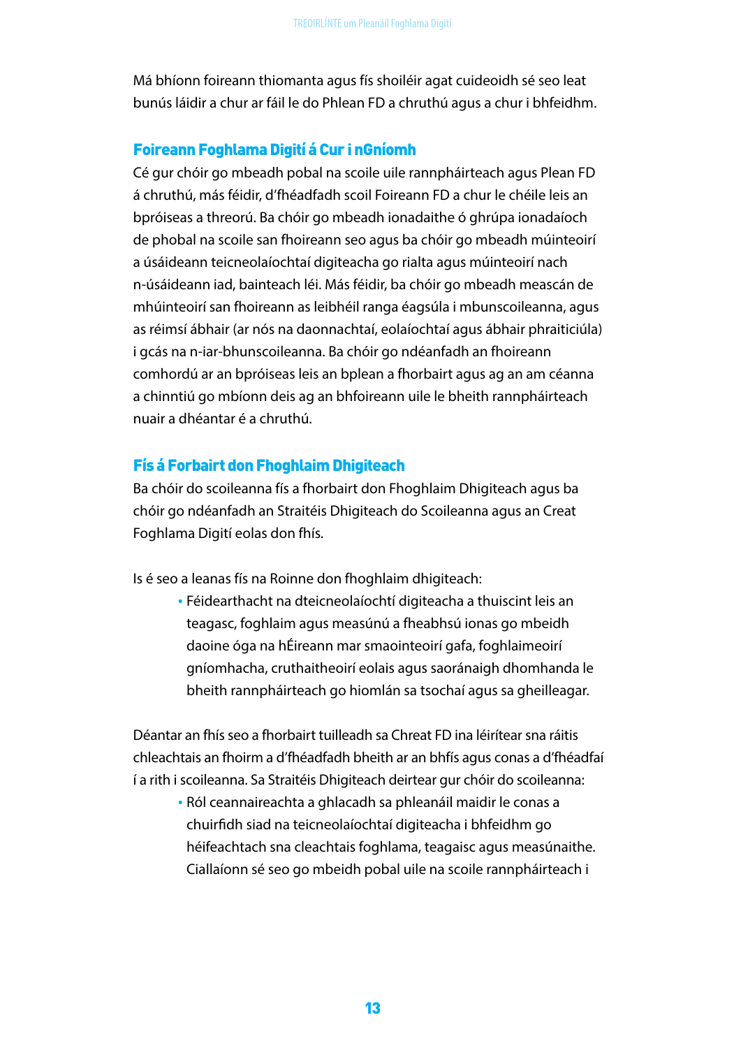Má bhíonn foireann thiomanta agus fís shoiléir agat cuideoidh sé seo leat bunús láidir a chur ar fáil le do Phlean FD a chruthú agus a chur i bhfeidhm.

## Foireann Foghlama Digití á Cur i nGníomh

Cé gur chóir go mbeadh pobal na scoile uile rannpháirteach agus Plean FD á chruthú, más féidir, d'fhéadfadh scoil Foireann FD a chur le chéile leis an bpróiseas a threorú. Ba chóir go mbeadh ionadaithe ó ghrúpa ionadaíoch de phobal na scoile san fhoireann seo agus ba chóir go mbeadh múinteoirí a úsáideann teicneolaíochtaí digiteacha go rialta agus múinteoirí nach n-úsáideann iad, bainteach léi. Más féidir, ba chóir go mbeadh meascán de mhúinteoirí san fhoireann as leibhéil ranga éagsúla i mbunscoileanna, agus as réimsí ábhair (ar nós na daonnachtaí, eolaíochtaí agus ábhair phraiticiúla) i gcás na n-iar-bhunscoileanna. Ba chóir go ndéanfadh an fhoireann comhordú ar an bpróiseas leis an bplean a fhorbairt agus ag an am céanna a chinntiú go mbíonn deis ag an bhfoireann uile le bheith rannpháirteach nuair a dhéantar é a chruthú.

## Fís á Forbairt don Fhoghlaim Dhigiteach

Ba chóir do scoileanna fís a fhorbairt don Fhoghlaim Dhigiteach agus ba chóir go ndéanfadh an Straitéis Dhigiteach do Scoileanna agus an Creat Foghlama Digití eolas don fhís.

Is é seo a leanas fís na Roinne don fhoghlaim dhigiteach:

- Féidearthacht na dteicneolaíochtí digiteacha a thuiscint leis an teagasc, foghlaim agus measúnú a fheabhsú ionas go mbeidh daoine óga na hÉireann mar smaointeoirí gafa, foghlaimeoirí gníomhacha, cruthaitheoirí eolais agus saoránaigh dhomhanda le bheith rannpháirteach go hiomlán sa tsochaí agus sa gheilleagar.

Déantar an fhís seo a fhorbairt tuilleadh sa Chreat FD ina léirítear sna ráitis chleachtais an fhoirm a d'fhéadfadh bheith ar an bhfís agus conas a d'fhéadfaí í a rith i scoileanna. Sa Straitéis Dhigiteach deirtear gur chóir do scoileanna:

- Ról ceannaireachta a ghlacadh sa phleanáil maidir le conas a chuirfidh siad na teicneolaíochtaí digiteacha i bhfeidhm go héifeachtach sna cleachtais foghlama, teagaisc agus measúnaithe. Ciallaíonn sé seo go mbeidh pobal uile na scoile rannpháirteach i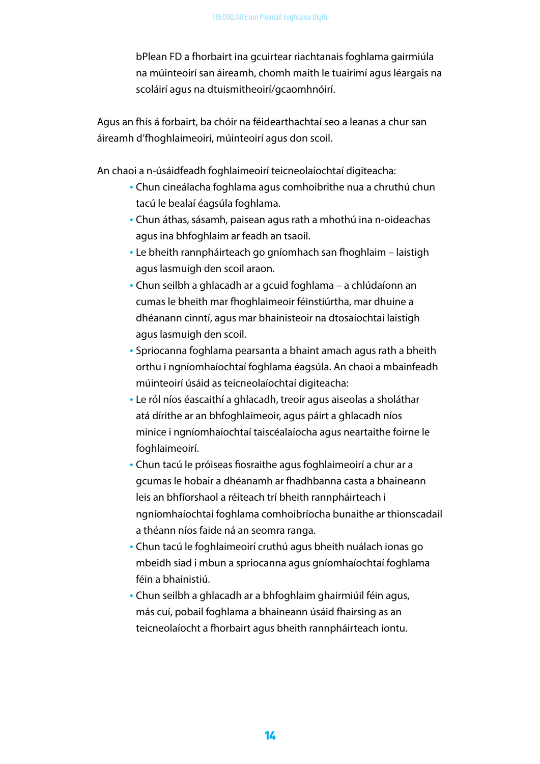bPlean FD a fhorbairt ina gcuirtear riachtanais foghlama gairmiúla na múinteoirí san áireamh, chomh maith le tuairimí agus léargais na scoláirí agus na dtuismitheoirí/gcaomhnóirí.

Agus an fhís á forbairt, ba chóir na féidearthachtaí seo a leanas a chur san áireamh d'fhoghlaimeoirí, múinteoirí agus don scoil.

An chaoi a n-úsáidfeadh foghlaimeoirí teicneolaíochtaí digiteacha:

- Chun cineálacha foghlama agus comhoibrithe nua a chruthú chun tacú le bealaí éagsúla foghlama.
- Chun áthas, sásamh, paisean agus rath a mhothú ina n-oideachas agus ina bhfoghlaim ar feadh an tsaoil.
- Le bheith rannpháirteach go gníomhach san fhoghlaim – laistigh agus lasmuigh den scoil araon.
- Chun seilbh a ghlacadh ar a gcuid foghlama – a chlúdaíonn an cumas le bheith mar fhoghlaimeoir féinstiúrtha, mar dhuine a dhéanann cinntí, agus mar bhainisteoir na dtosaíochtaí laistigh agus lasmuigh den scoil.
- Spriocanna foghlama pearsanta a bhaint amach agus rath a bheith orthu i ngníomhaíochtaí foghlama éagsúla. An chaoi a mbainfeadh múinteoirí úsáid as teicneolaíochtaí digiteacha:
- Le ról níos éascaithí a ghlacadh, treoir agus aiseolas a sholáthar atá dírithe ar an bhfoghlaimeoir, agus páirt a ghlacadh níos minice i ngníomhaíochtaí taiscéalaíocha agus neartaithe foirne le foghlaimeoirí.
- Chun tacú le próiseas fiosraithe agus foghlaimeoirí a chur ar a gcumas le hobair a dhéanamh ar fhadhbanna casta a bhaineann leis an bhfíorshaol a réiteach trí bheith rannpháirteach i ngníomhaíochtaí foghlama comhoibríocha bunaithe ar thionscadail a théann níos faide ná an seomra ranga.
- Chun tacú le foghlaimeoirí cruthú agus bheith nuálach ionas go mbeidh siad i mbun a spriocanna agus gníomhaíochtaí foghlama féin a bhainistiú.
- Chun seilbh a ghlacadh ar a bhfoghlaim ghairmiúil féin agus, más cuí, pobail foghlama a bhaineann úsáid fhairsing as an teicneolaíocht a fhorbairt agus bheith rannpháirteach iontu.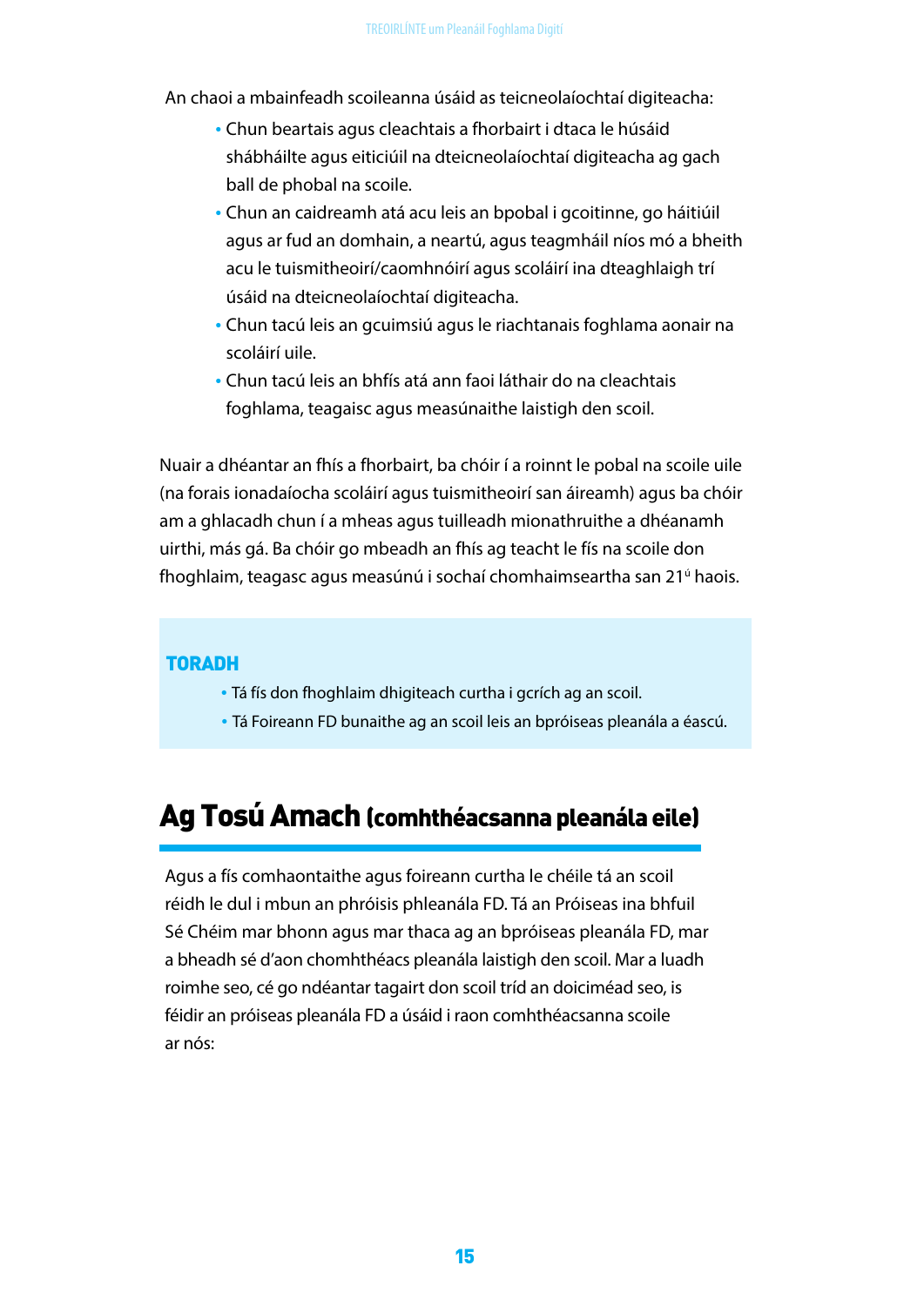An chaoi a mbainfeadh scoileanna úsáid as teicneolaíochtaí digiteacha:

- Chun beartais agus cleachtais a fhorbairt i dtaca le húsáid shábháilte agus eiticiúil na dteicneolaíochtaí digiteacha ag gach ball de phobal na scoile.
- Chun an caidreamh atá acu leis an bpobal i gcoitinne, go háitiúil agus ar fud an domhain, a neartú, agus teagmháil níos mó a bheith acu le tuismitheoirí/caomhnóirí agus scoláirí ina dteaghlaigh trí úsáid na dteicneolaíochtaí digiteacha.
- Chun tacú leis an gcuimsiú agus le riachtanais foghlama aonair na scoláirí uile.
- Chun tacú leis an bhfís atá ann faoi láthair do na cleachtais foghlama, teagaisc agus measúnaithe laistigh den scoil.

Nuair a dhéantar an fhís a fhorbairt, ba chóir í a roinnt le pobal na scoile uile (na forais ionadaíocha scoláirí agus tuismitheoirí san áireamh) agus ba chóir am a ghlacadh chun í a mheas agus tuilleadh mionathruithe a dhéanamh uirthi, más gá. Ba chóir go mbeadh an fhís ag teacht le fís na scoile don fhoghlaim, teagasc agus measúnú i sochaí chomhaimseartha san 21ú haois.

**TORADH**

- Tá fís don fhoghlaim dhigiteach curtha i gcrích ag an scoil.
- Tá Foireann FD bunaithe ag an scoil leis an bpróiseas pleanála a éascú.

## Ag Tosú Amach (comhthéacsanna pleanála eile)

Agus a fís comhaontaithe agus foireann curtha le chéile tá an scoil réidh le dul i mbun an phróisis phleanála FD. Tá an Próiseas ina bhfuil Sé Chéim mar bhonn agus mar thaca ag an bpróiseas pleanála FD, mar a bheadh sé d'aon chomhthéacs pleanála laistigh den scoil. Mar a luadh roimhe seo, cé go ndéantar tagairt don scoil tríd an doiciméad seo, is féidir an próiseas pleanála FD a úsáid i raon comhthéacsanna scoile ar nós: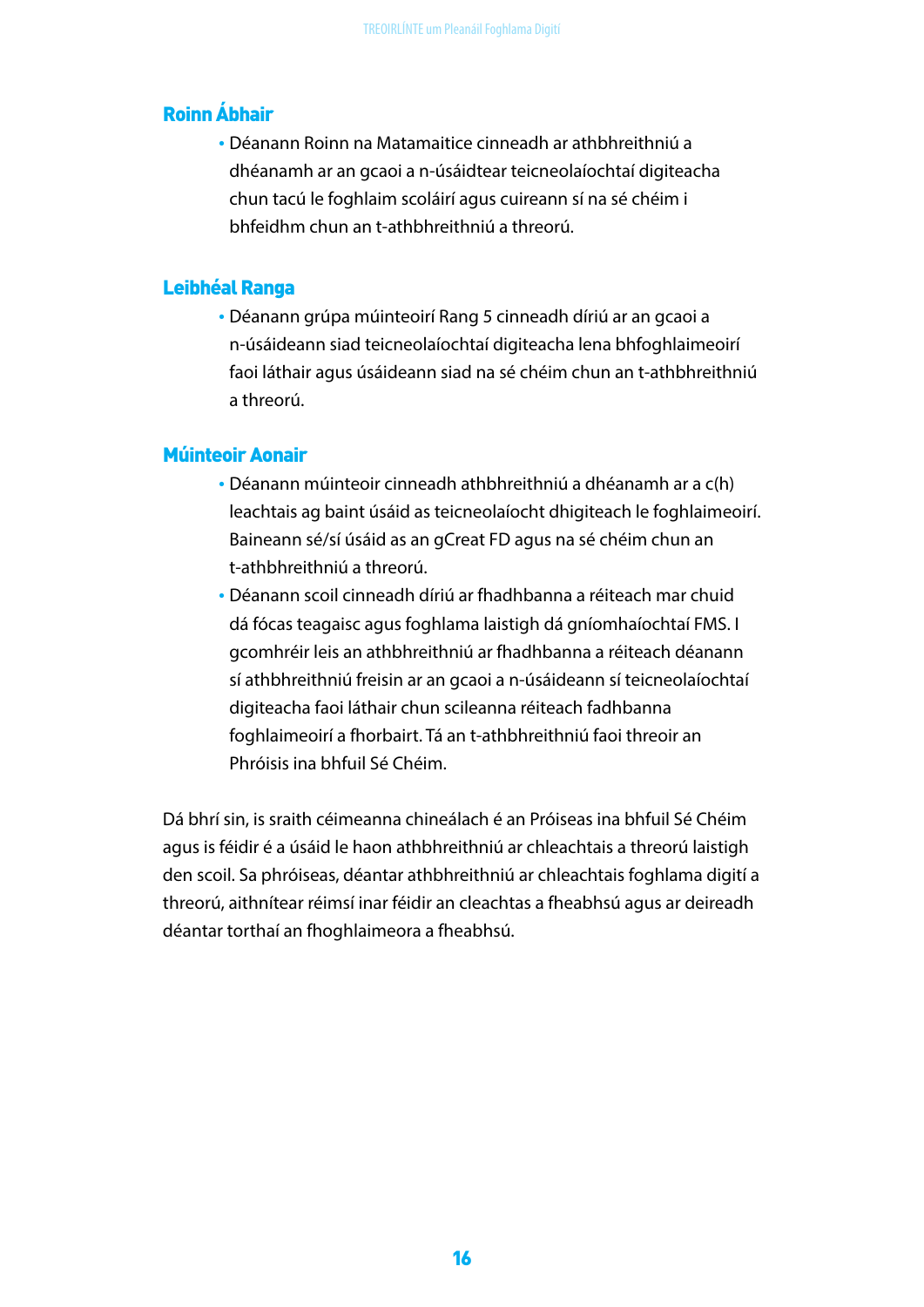## Roinn Ábhair

- Déanann Roinn na Matamaitice cinneadh ar athbhreithniú a dhéanamh ar an gcaoi a n-úsáidtear teicneolaíochtaí digiteacha chun tacú le foghlaim scoláirí agus cuireann sí na sé chéim i bhfeidhm chun an t-athbhreithniú a threorú.

## Leibhéal Ranga

- Déanann grúpa múinteoirí Rang 5 cinneadh díriú ar an gcaoi a n-úsáideann siad teicneolaíochtaí digiteacha lena bhfoghlaimeoirí faoi láthair agus úsáideann siad na sé chéim chun an t-athbhreithniú a threorú.

## Múinteoir Aonair

- Déanann múinteoir cinneadh athbhreithniú a dhéanamh ar a c(h)leachtais ag baint úsáid as teicneolaíocht dhigiteach le foghlaimeoirí. Baineann sé/sí úsáid as an gCreat FD agus na sé chéim chun an t-athbhreithniú a threorú.
- Déanann scoil cinneadh díriú ar fhadhbanna a réiteach mar chuid dá fócas teagaisc agus foghlama laistigh dá gníomhaíochtaí FMS. I gcomhréir leis an athbhreithniú ar fhadhbanna a réiteach déanann sí athbhreithniú freisin ar an gcaoi a n-úsáideann sí teicneolaíochtaí digiteacha faoi láthair chun scileanna réiteach fadhbanna foghlaimeoirí a fhorbairt. Tá an t-athbhreithniú faoi threoir an Phróisis ina bhfuil Sé Chéim.

Dá bhrí sin, is sraith céimeanna chineálach é an Próiseas ina bhfuil Sé Chéim agus is féidir é a úsáid le haon athbhreithniú ar chleachtais a threorú laistigh den scoil. Sa phróiseas, déantar athbhreithniú ar chleachtais foghlama digití a threorú, aithnítear réimsí inar féidir an cleachtas a fheabhsú agus ar deireadh déantar torthaí an fhoghlaimeora a fheabhsú.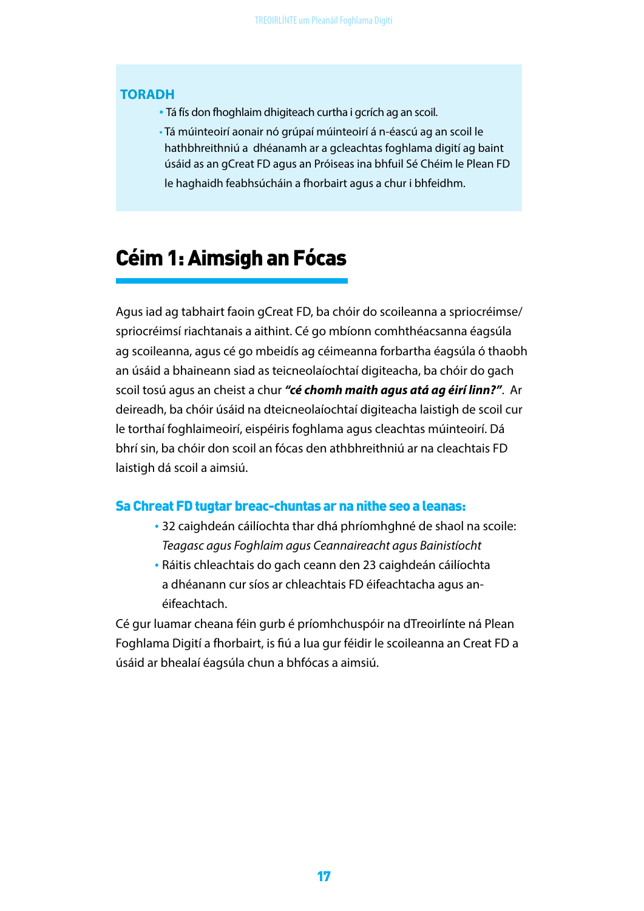**TORADH**

- Tá fís don fhoghlaim dhigiteach curtha i gcrích ag an scoil.
- Tá múinteoirí aonair nó grúpaí múinteoirí á n-éascú ag an scoil le hathbhreithniú a dhéanamh ar a gcleachtas foghlama digití ag baint úsáid as an gCreat FD agus an Próiseas ina bhfuil Sé Chéim le Plean FD le haghaidh feabhsúcháin a fhorbairt agus a chur i bhfeidhm.

# Céim 1: Aimsigh an Fócas

Agus iad ag tabhairt faoin gCreat FD, ba chóir do scoileanna a spriocréimse/ spriocréimsí riachtanais a aithint. Cé go mbíonn comhthéacsanna éagsúla ag scoileanna, agus cé go mbeidís ag céimeanna forbartha éagsúla ó thaobh an úsáid a bhaineann siad as teicneolaíochtaí digiteacha, ba chóir do gach scoil tosú agus an cheist a chur ***"cé chomh maith agus atá ag éirí linn?"***. Ar deireadh, ba chóir úsáid na dteicneolaíochtaí digiteacha laistigh de scoil cur le torthaí foghlaimeoirí, eispéiris foghlama agus cleachtas múinteoirí. Dá bhrí sin, ba chóir don scoil an fócas den athbhreithniú ar na cleachtais FD laistigh dá scoil a aimsiú.

### Sa Chreat FD tugtar breac-chuntas ar na nithe seo a leanas:

- 32 caighdeán cáilíochta thar dhá phríomhghné de shaol na scoile: *Teagasc agus Foghlaim agus Ceannaireacht agus Bainistíocht*
- Ráitis chleachtais do gach ceann den 23 caighdeán cáilíochta a dhéanann cur síos ar chleachtais FD éifeachtacha agus an-éifeachtach.

Cé gur luamar cheana féin gurb é príomhchuspóir na dTreoirlínte ná Plean Foghlama Digití a fhorbairt, is fiú a lua gur féidir le scoileanna an Creat FD a úsáid ar bhealaí éagsúla chun a bhfócas a aimsiú.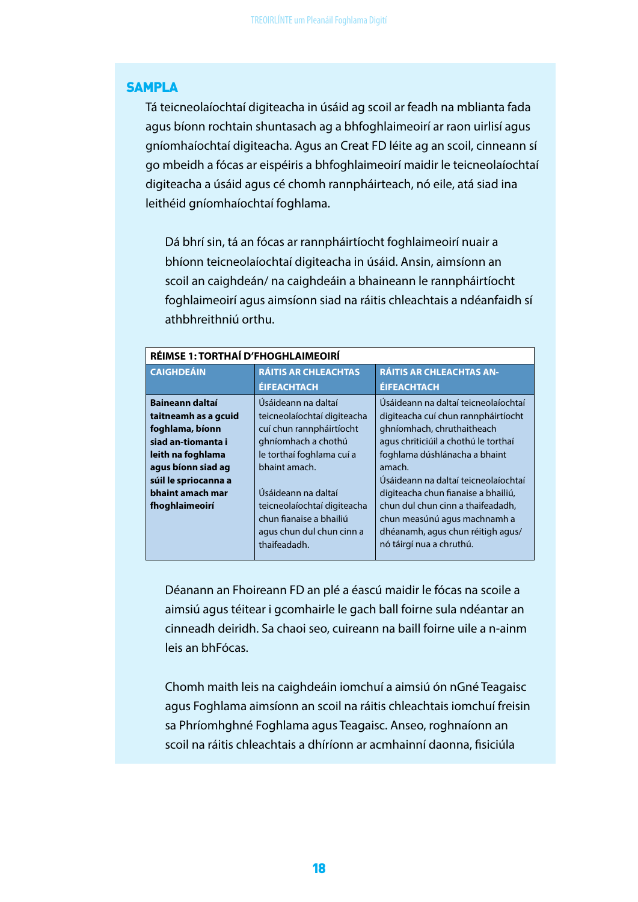## SAMPLA

Tá teicneolaíochtaí digiteacha in úsáid ag scoil ar feadh na mblianta fada agus bíonn rochtain shuntasach ag a bhfoghlaimeoirí ar raon uirlisí agus gníomhaíochtaí digiteacha. Agus an Creat FD léite ag an scoil, cinneann sí go mbeidh a fócas ar eispéiris a bhfoghlaimeoirí maidir le teicneolaíochtaí digiteacha a úsáid agus cé chomh rannpháirteach, nó eile, atá siad ina leithéid gníomhaíochtaí foghlama.

Dá bhrí sin, tá an fócas ar rannpháirtíocht foghlaimeoirí nuair a bhíonn teicneolaíochtaí digiteacha in úsáid. Ansin, aimsíonn an scoil an caighdeán/ na caighdeáin a bhaineann le rannpháirtíocht foghlaimeoirí agus aimsíonn siad na ráitis chleachtais a ndéanfaidh sí athbhreithniú orthu.

| RÉIMSE 1: TORTHAÍ D'FHOGHLAIMEOIRÍ | | |
|---|---|---|
| **CAIGHDEÁIN** | **RÁITIS AR CHLEACHTAS ÉIFEACHTACH** | **RÁITIS AR CHLEACHTAS AN-ÉIFEACHTACH** |
| **Baineann daltaí taitneamh as a gcuid foghlama, bíonn siad an-tiomanta i leith na foghlama agus bíonn siad ag súil le spriocanna a bhaint amach mar fhoghlaimeoirí** | Úsáideann na daltaí teicneolaíochtaí digiteacha cuí chun rannpháirtíocht ghníomhach a chothú le torthaí foghlama cuí a bhaint amach.<br><br>Úsáideann na daltaí teicneolaíochtaí digiteacha chun fianaise a bhailiú agus chun dul chun cinn a thaifeadadh. | Úsáideann na daltaí teicneolaíochtaí digiteacha cuí chun rannpháirtíocht ghníomhach, chruthaitheach agus chriticiúil a chothú le torthaí foghlama dúshlánacha a bhaint amach.<br>Úsáideann na daltaí teicneolaíochtaí digiteacha chun fianaise a bhailiú, chun dul chun cinn a thaifeadadh, chun measúnú agus machnamh a dhéanamh, agus chun réitigh agus/ nó táirgí nua a chruthú. |

Déanann an Fhoireann FD an plé a éascú maidir le fócas na scoile a aimsiú agus téitear i gcomhairle le gach ball foirne sula ndéantar an cinneadh deiridh. Sa chaoi seo, cuireann na baill foirne uile a n-ainm leis an bhFócas.

Chomh maith leis na caighdeáin iomchuí a aimsiú ón nGné Teagaisc agus Foghlama aimsíonn an scoil na ráitis chleachtais iomchuí freisin sa Phríomhghné Foghlama agus Teagaisc. Anseo, roghnaíonn an scoil na ráitis chleachtais a dhíríonn ar acmhainní daonna, fisiciúla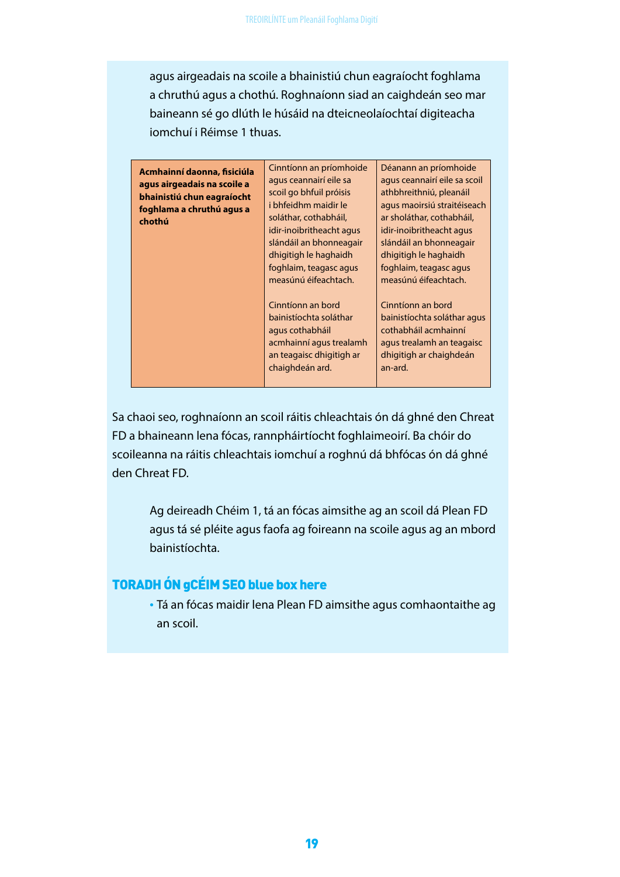agus airgeadais na scoile a bhainistiú chun eagraíocht foghlama a chruthú agus a chothú. Roghnaíonn siad an caighdeán seo mar baineann sé go dlúth le húsáid na dteicneolaíochtaí digiteacha iomchuí i Réimse 1 thuas.

| **Acmhainní daonna, fisiciúla agus airgeadais na scoile a bhainistiú chun eagraíocht foghlama a chruthú agus a chothú** | Cinntíonn an príomhoide agus ceannairí eile sa scoil go bhfuil próisis i bhfeidhm maidir le soláthar, cothabháil, idir-inoibritheacht agus slándáil an bhonneagair dhigitigh le haghaidh foghlaim, teagasc agus measúnú éifeachtach.<br><br>Cinntíonn an bord bainistíochta soláthar agus cothabháil acmhainní agus trealamh an teagaisc dhigitigh ar chaighdeán ard. | Déanann an príomhoide agus ceannairí eile sa scoil athbhreithniú, pleanáil agus maoirsiú straitéiseach ar sholáthar, cothabháil, idir-inoibritheacht agus slándáil an bhonneagair dhigitigh le haghaidh foghlaim, teagasc agus measúnú éifeachtach.<br><br>Cinntíonn an bord bainistíochta soláthar agus cothabháil acmhainní agus trealamh an teagaisc dhigitigh ar chaighdeán an-ard. |
|---|---|---|

Sa chaoi seo, roghnaíonn an scoil ráitis chleachtais ón dá ghné den Chreat FD a bhaineann lena fócas, rannpháirtíocht foghlaimeoirí. Ba chóir do scoileanna na ráitis chleachtais iomchuí a roghnú dá bhfócas ón dá ghné den Chreat FD.

Ag deireadh Chéim 1, tá an fócas aimsithe ag an scoil dá Plean FD agus tá sé pléite agus faofa ag foireann na scoile agus ag an mbord bainistíochta.

## TORADH ÓN gCÉIM SEO blue box here

- Tá an fócas maidir lena Plean FD aimsithe agus comhaontaithe ag an scoil.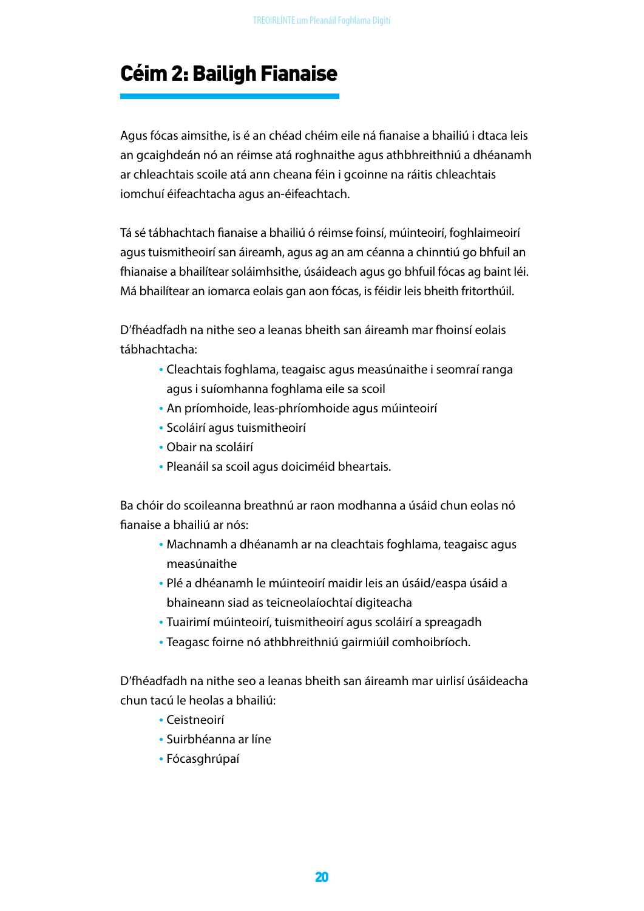# Céim 2: Bailigh Fianaise

Agus fócas aimsithe, is é an chéad chéim eile ná fianaise a bhailiú i dtaca leis an gcaighdeán nó an réimse atá roghnaithe agus athbhreithniú a dhéanamh ar chleachtais scoile atá ann cheana féin i gcoinne na ráitis chleachtais iomchuí éifeachtacha agus an-éifeachtach.

Tá sé tábhachtach fianaise a bhailiú ó réimse foinsí, múinteoirí, foghlaimeoirí agus tuismitheoirí san áireamh, agus ag an am céanna a chinntiú go bhfuil an fhianaise a bhailítear soláimhsithe, úsáideach agus go bhfuil fócas ag baint léi. Má bhailítear an iomarca eolais gan aon fócas, is féidir leis bheith fritorthúil.

D'fhéadfadh na nithe seo a leanas bheith san áireamh mar fhoinsí eolais tábhachtacha:

- Cleachtais foghlama, teagaisc agus measúnaithe i seomraí ranga agus i suíomhanna foghlama eile sa scoil
- An príomhoide, leas-phríomhoide agus múinteoirí
- Scoláirí agus tuismitheoirí
- Obair na scoláirí
- Pleanáil sa scoil agus doiciméid bheartais.

Ba chóir do scoileanna breathnú ar raon modhanna a úsáid chun eolas nó fianaise a bhailiú ar nós:

- Machnamh a dhéanamh ar na cleachtais foghlama, teagaisc agus measúnaithe
- Plé a dhéanamh le múinteoirí maidir leis an úsáid/easpa úsáid a bhaineann siad as teicneolaíochtaí digiteacha
- Tuairimí múinteoirí, tuismitheoirí agus scoláirí a spreagadh
- Teagasc foirne nó athbhreithniú gairmiúil comhoibríoch.

D'fhéadfadh na nithe seo a leanas bheith san áireamh mar uirlisí úsáideacha chun tacú le heolas a bhailiú:

- Ceistneoirí
- Suirbhéanna ar líne
- Fócasghrúpaí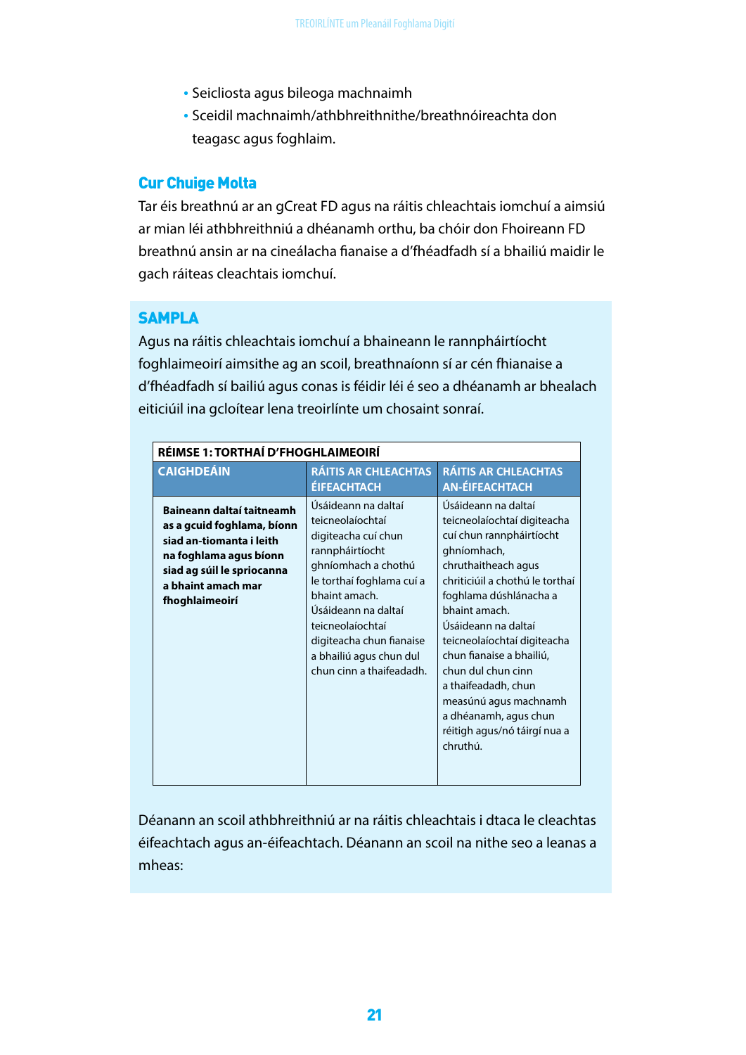- Seicliosta agus bileoga machnaimh
- Sceidil machnaimh/athbhreithnithe/breathnóireachta don teagasc agus foghlaim.

### Cur Chuige Molta

Tar éis breathnú ar an gCreat FD agus na ráitis chleachtais iomchuí a aimsiú ar mian léi athbhreithniú a dhéanamh orthu, ba chóir don Fhoireann FD breathnú ansin ar na cineálacha fianaise a d'fhéadfadh sí a bhailiú maidir le gach ráiteas cleachtais iomchuí.

### SAMPLA

Agus na ráitis chleachtais iomchuí a bhaineann le rannpháirtíocht foghlaimeoirí aimsithe ag an scoil, breathnaíonn sí ar cén fhianaise a d'fhéadfadh sí bailiú agus conas is féidir léi é seo a dhéanamh ar bhealach eiticiúil ina gcloítear lena treoirlínte um chosaint sonraí.

| RÉIMSE 1: TORTHAÍ D'FHOGHLAIMEOIRÍ | | |
|---|---|---|
| **CAIGHDEÁIN** | **RÁITIS AR CHLEACHTAS ÉIFEACHTACH** | **RÁITIS AR CHLEACHTAS AN-ÉIFEACHTACH** |
| **Baineann daltaí taitneamh as a gcuid foghlama, bíonn siad an-tiomanta i leith na foghlama agus bíonn siad ag súil le spriocanna a bhaint amach mar fhoghlaimeoirí** | Úsáideann na daltaí teicneolaíochtaí digiteacha cuí chun rannpháirtíocht ghníomhach a chothú le torthaí foghlama cuí a bhaint amach. Úsáideann na daltaí teicneolaíochtaí digiteacha chun fianaise a bhailiú agus chun dul chun cinn a thaifeadadh. | Úsáideann na daltaí teicneolaíochtaí digiteacha cuí chun rannpháirtíocht ghníomhach, chruthaitheach agus chriticiúil a chothú le torthaí foghlama dúshlánacha a bhaint amach. Úsáideann na daltaí teicneolaíochtaí digiteacha chun fianaise a bhailiú, chun dul chun cinn a thaifeadadh, chun measúnú agus machnamh a dhéanamh, agus chun réitigh agus/nó táirgí nua a chruthú. |

Déanann an scoil athbhreithniú ar na ráitis chleachtais i dtaca le cleachtas éifeachtach agus an-éifeachtach. Déanann an scoil na nithe seo a leanas a mheas: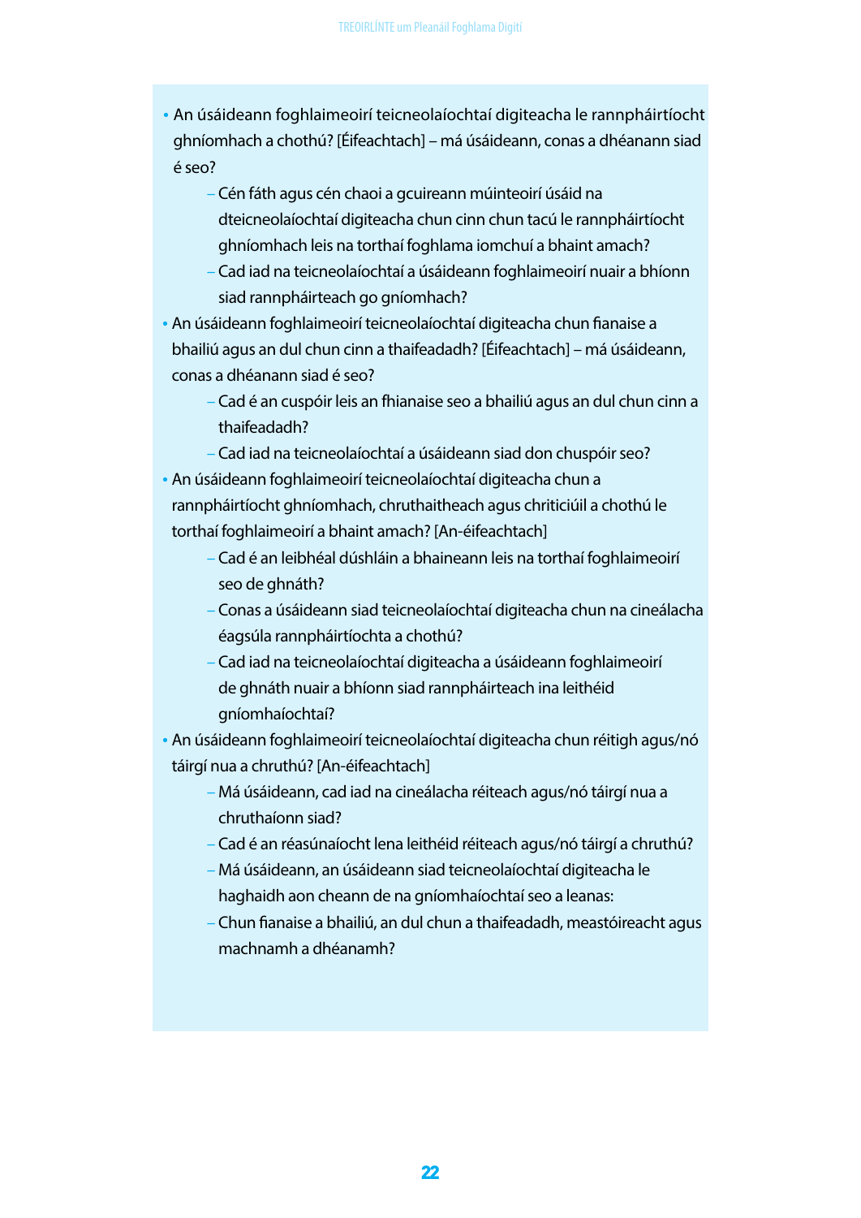- An úsáideann foghlaimeoirí teicneolaíochtaí digiteacha le rannpháirtíocht ghníomhach a chothú? [Éifeachtach] – má úsáideann, conas a dhéanann siad é seo?
  - Cén fáth agus cén chaoi a gcuireann múinteoirí úsáid na dteicneolaíochtaí digiteacha chun cinn chun tacú le rannpháirtíocht ghníomhach leis na torthaí foghlama iomchuí a bhaint amach?
  - Cad iad na teicneolaíochtaí a úsáideann foghlaimeoirí nuair a bhíonn siad rannpháirteach go gníomhach?
- An úsáideann foghlaimeoirí teicneolaíochtaí digiteacha chun fianaise a bhailiú agus an dul chun cinn a thaifeadadh? [Éifeachtach] – má úsáideann, conas a dhéanann siad é seo?
  - Cad é an cuspóir leis an fhianaise seo a bhailiú agus an dul chun cinn a thaifeadadh?
  - Cad iad na teicneolaíochtaí a úsáideann siad don chuspóir seo?
- An úsáideann foghlaimeoirí teicneolaíochtaí digiteacha chun a rannpháirtíocht ghníomhach, chruthaitheach agus chriticiúil a chothú le torthaí foghlaimeoirí a bhaint amach? [An-éifeachtach]
  - Cad é an leibhéal dúshláin a bhaineann leis na torthaí foghlaimeoirí seo de ghnáth?
  - Conas a úsáideann siad teicneolaíochtaí digiteacha chun na cineálacha éagsúla rannpháirtíochta a chothú?
  - Cad iad na teicneolaíochtaí digiteacha a úsáideann foghlaimeoirí de ghnáth nuair a bhíonn siad rannpháirteach ina leithéid gníomhaíochtaí?
- An úsáideann foghlaimeoirí teicneolaíochtaí digiteacha chun réitigh agus/nó táirgí nua a chruthú? [An-éifeachtach]
  - Má úsáideann, cad iad na cineálacha réiteach agus/nó táirgí nua a chruthaíonn siad?
  - Cad é an réasúnaíocht lena leithéid réiteach agus/nó táirgí a chruthú?
  - Má úsáideann, an úsáideann siad teicneolaíochtaí digiteacha le haghaidh aon cheann de na gníomhaíochtaí seo a leanas:
  - Chun fianaise a bhailiú, an dul chun a thaifeadadh, meastóireacht agus machnamh a dhéanamh?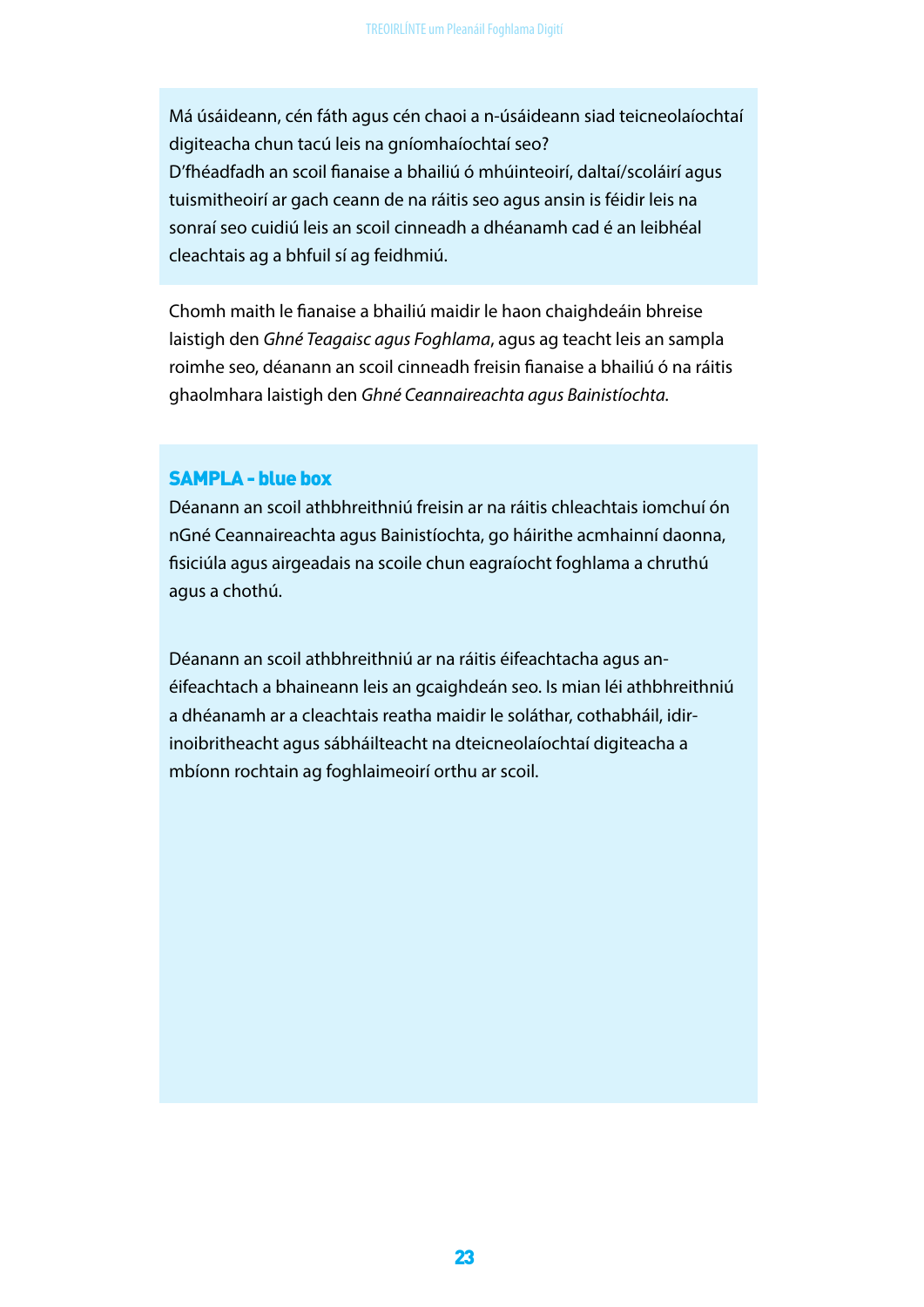Má úsáideann, cén fáth agus cén chaoi a n-úsáideann siad teicneolaíochtaí digiteacha chun tacú leis na gníomhaíochtaí seo?
D'fhéadfadh an scoil fianaise a bhailiú ó mhúinteoirí, daltaí/scoláirí agus tuismitheoirí ar gach ceann de na ráitis seo agus ansin is féidir leis na sonraí seo cuidiú leis an scoil cinneadh a dhéanamh cad é an leibhéal cleachtais ag a bhfuil sí ag feidhmiú.

Chomh maith le fianaise a bhailiú maidir le haon chaighdeáin bhreise laistigh den *Ghné Teagaisc agus Foghlama*, agus ag teacht leis an sampla roimhe seo, déanann an scoil cinneadh freisin fianaise a bhailiú ó na ráitis ghaolmhara laistigh den *Ghné Ceannaireachta agus Bainistíochta.*

**SAMPLA - blue box**

Déanann an scoil athbhreithniú freisin ar na ráitis chleachtais iomchuí ón nGné Ceannaireachta agus Bainistíochta, go háirithe acmhainní daonna, fisiciúla agus airgeadais na scoile chun eagraíocht foghlama a chruthú agus a chothú.

Déanann an scoil athbhreithniú ar na ráitis éifeachtacha agus an-éifeachtach a bhaineann leis an gcaighdeán seo. Is mian léi athbhreithniú a dhéanamh ar a cleachtais reatha maidir le soláthar, cothabháil, idir-inoibritheacht agus sábháilteacht na dteicneolaíochtaí digiteacha a mbíonn rochtain ag foghlaimeoirí orthu ar scoil.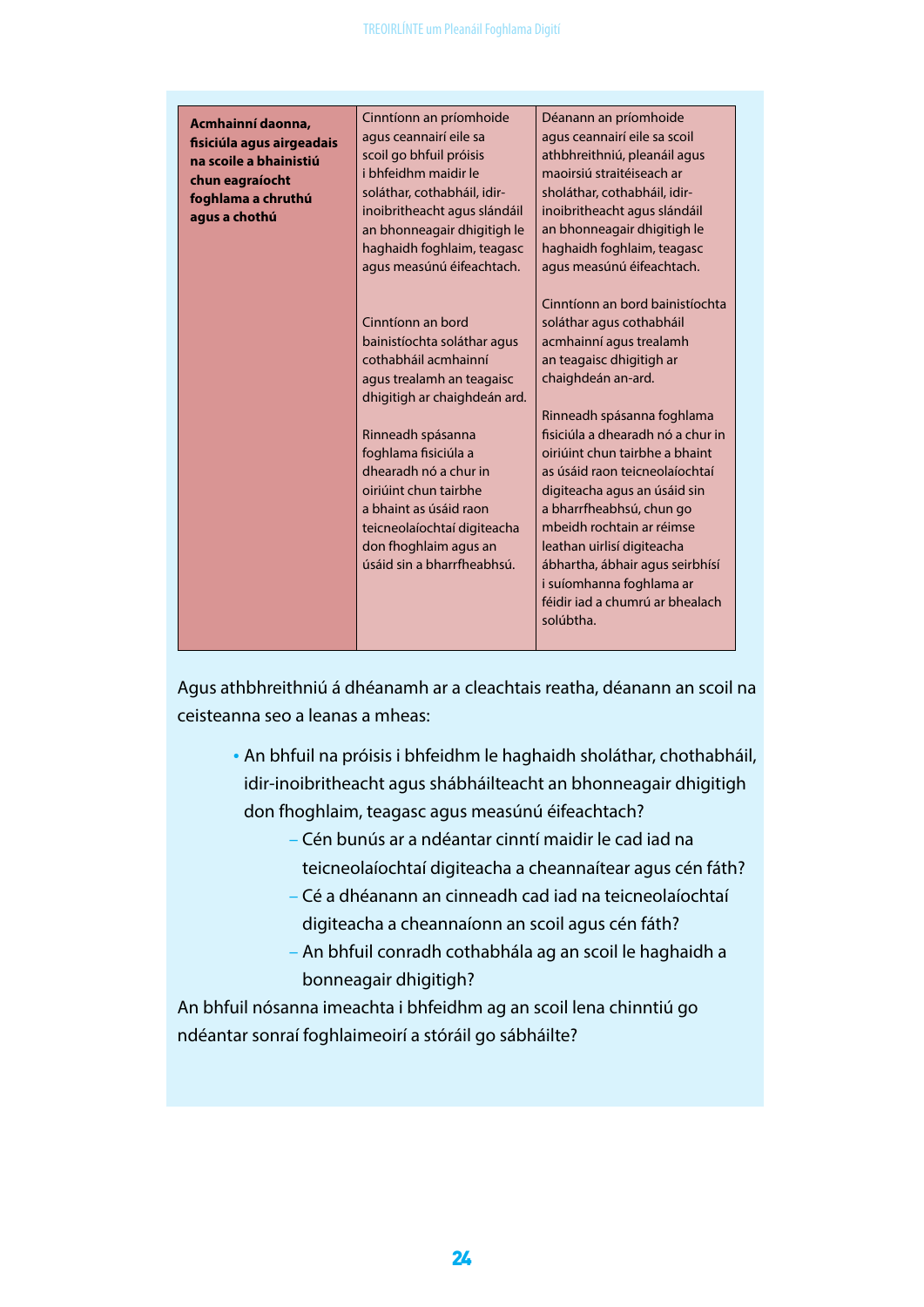| Acmhainní daonna, fisiciúla agus airgeadais na scoile a bhainistiú chun eagraíocht foghlama a chruthú agus a chothú | Cinntíonn an príomhoide agus ceannairí eile sa scoil go bhfuil próisis i bhfeidhm maidir le soláthar, cothabháil, idir-inoibritheacht agus slándáil an bhonneagair dhigitigh le haghaidh foghlaim, teagasc agus measúnú éifeachtach.<br><br>Cinntíonn an bord bainistíochta soláthar agus cothabháil acmhainní agus trealamh an teagaisc dhigitigh ar chaighdeán ard.<br><br>Rinneadh spásanna foghlama fisiciúla a dhearadh nó a chur in oiriúint chun tairbhe a bhaint as úsáid raon teicneolaíochtaí digiteacha don fhoghlaim agus an úsáid sin a bharrfheabhsú. | Déanann an príomhoide agus ceannairí eile sa scoil athbhreithniú, pleanáil agus maoirsiú straitéiseach ar sholáthar, cothabháil, idir-inoibritheacht agus slándáil an bhonneagair dhigitigh le haghaidh foghlaim, teagasc agus measúnú éifeachtach.<br><br>Cinntíonn an bord bainistíochta soláthar agus cothabháil acmhainní agus trealamh an teagaisc dhigitigh ar chaighdeán an-ard.<br><br>Rinneadh spásanna foghlama fisiciúla a dhearadh nó a chur in oiriúint chun tairbhe a bhaint as úsáid raon teicneolaíochtaí digiteacha agus an úsáid sin a bharrfheabhsú, chun go mbeidh rochtain ar réimse leathan uirlisí digiteacha ábhartha, ábhair agus seirbhísí i suíomhanna foghlama ar féidir iad a chumrú ar bhealach solúbtha. |
|---|---|---|

Agus athbhreithniú á dhéanamh ar a cleachtais reatha, déanann an scoil na ceisteanna seo a leanas a mheas:

- An bhfuil na próisis i bhfeidhm le haghaidh sholáthar, chothabháil, idir-inoibritheacht agus shábháilteacht an bhonneagair dhigitigh don fhoghlaim, teagasc agus measúnú éifeachtach?
  - Cén bunús ar a ndéantar cinntí maidir le cad iad na teicneolaíochtaí digiteacha a cheannaítear agus cén fáth?
  - Cé a dhéanann an cinneadh cad iad na teicneolaíochtaí digiteacha a cheannaíonn an scoil agus cén fáth?
  - An bhfuil conradh cothabhála ag an scoil le haghaidh a bonneagair dhigitigh?

An bhfuil nósanna imeachta i bhfeidhm ag an scoil lena chinntiú go ndéantar sonraí foghlaimeoirí a stóráil go sábháilte?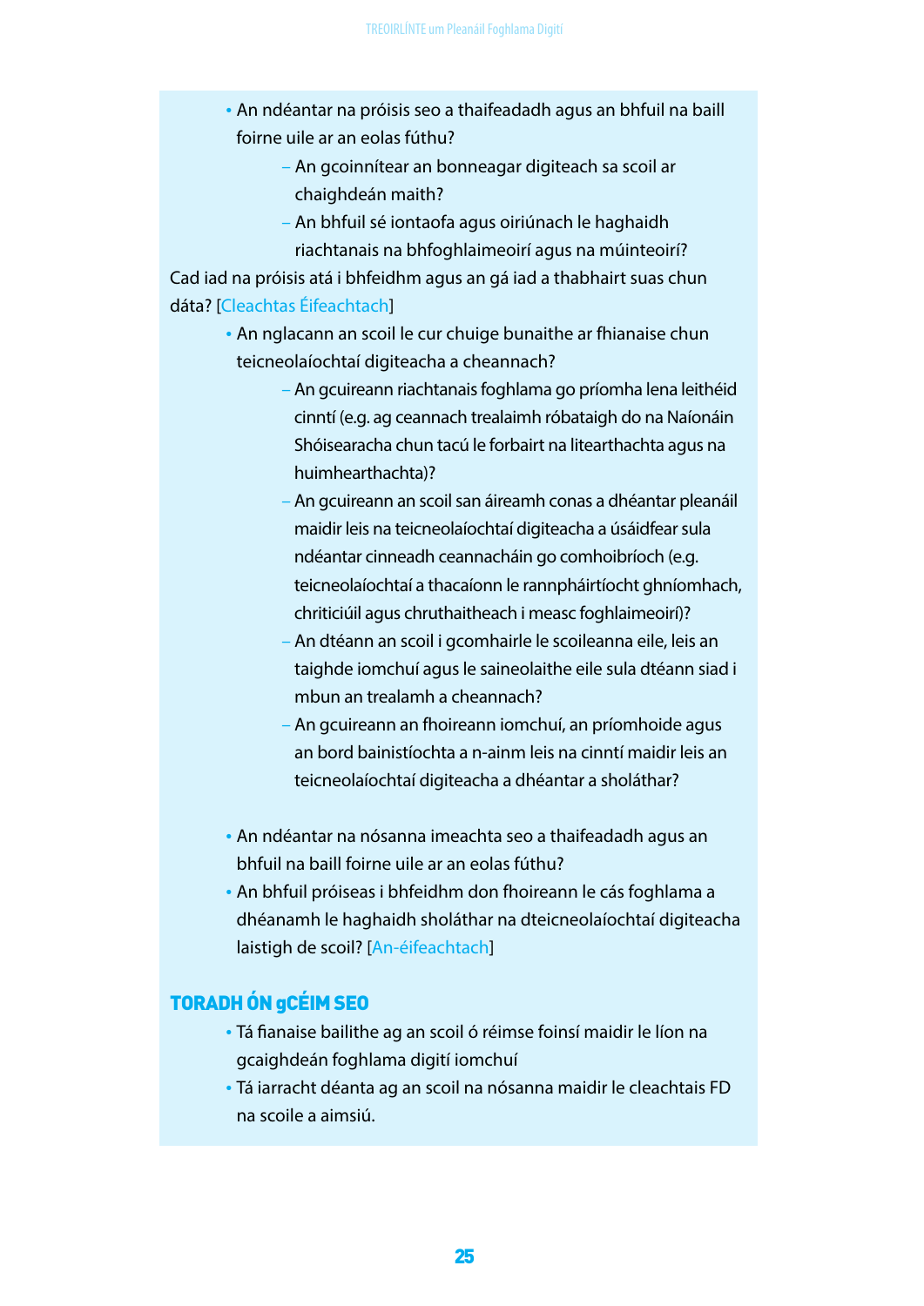- An ndéantar na próisis seo a thaifeadadh agus an bhfuil na baill foirne uile ar an eolas fúthu?
    - An gcoinnítear an bonneagar digiteach sa scoil ar chaighdeán maith?
    - An bhfuil sé iontaofa agus oiriúnach le haghaidh riachtanais na bhfoghlaimeoirí agus na múinteoirí?

Cad iad na próisis atá i bhfeidhm agus an gá iad a thabhairt suas chun dáta? [Cleachtas Éifeachtach]

- An nglacann an scoil le cur chuige bunaithe ar fhianaise chun teicneolaíochtaí digiteacha a cheannach?
    - An gcuireann riachtanais foghlama go príomha lena leithéid cinntí (e.g. ag ceannach trealaimh róbataigh do na Naíonáin Shóisearacha chun tacú le forbairt na litearthachta agus na huimhearthachta)?
    - An gcuireann an scoil san áireamh conas a dhéantar pleanáil maidir leis na teicneolaíochtaí digiteacha a úsáidfear sula ndéantar cinneadh ceannacháin go comhoibríoch (e.g. teicneolaíochtaí a thacaíonn le rannpháirtíocht ghníomhach, chriticiúil agus chruthaitheach i measc foghlaimeoirí)?
    - An dtéann an scoil i gcomhairle le scoileanna eile, leis an taighde iomchuí agus le saineolaithe eile sula dtéann siad i mbun an trealamh a cheannach?
    - An gcuireann an fhoireann iomchuí, an príomhoide agus an bord bainistíochta a n-ainm leis na cinntí maidir leis an teicneolaíochtaí digiteacha a dhéantar a sholáthar?

- An ndéantar na nósanna imeachta seo a thaifeadadh agus an bhfuil na baill foirne uile ar an eolas fúthu?
- An bhfuil próiseas i bhfeidhm don fhoireann le cás foghlama a dhéanamh le haghaidh sholáthar na dteicneolaíochtaí digiteacha laistigh de scoil? [An-éifeachtach]

## TORADH ÓN gCÉIM SEO

- Tá fianaise bailithe ag an scoil ó réimse foinsí maidir le líon na gcaighdeán foghlama digití iomchuí
- Tá iarracht déanta ag an scoil na nósanna maidir le cleachtais FD na scoile a aimsiú.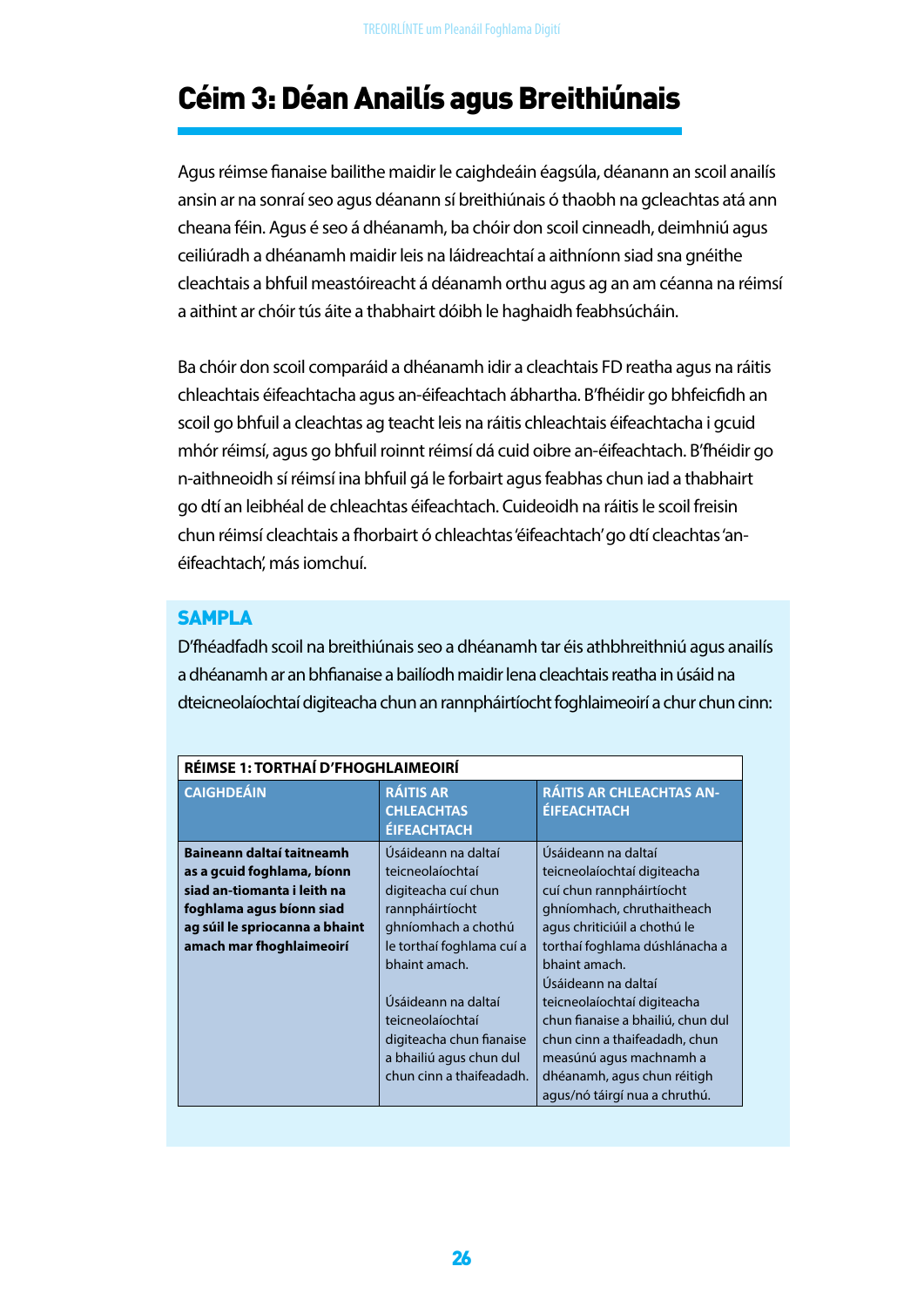# Céim 3: Déan Anailís agus Breithiúnais

Agus réimse fianaise bailithe maidir le caighdeáin éagsúla, déanann an scoil anailís ansin ar na sonraí seo agus déanann sí breithiúnais ó thaobh na gcleachtas atá ann cheana féin. Agus é seo á dhéanamh, ba chóir don scoil cinneadh, deimhniú agus ceiliúradh a dhéanamh maidir leis na láidreachtaí a aithníonn siad sna gnéithe cleachtais a bhfuil meastóireacht á déanamh orthu agus ag an am céanna na réimsí a aithint ar chóir tús áite a thabhairt dóibh le haghaidh feabhsúcháin.

Ba chóir don scoil comparáid a dhéanamh idir a cleachtais FD reatha agus na ráitis chleachtais éifeachtacha agus an-éifeachtach ábhartha. B'fhéidir go bhfeicfidh an scoil go bhfuil a cleachtas ag teacht leis na ráitis chleachtais éifeachtacha i gcuid mhór réimsí, agus go bhfuil roinnt réimsí dá cuid oibre an-éifeachtach. B'fhéidir go n-aithneoidh sí réimsí ina bhfuil gá le forbairt agus feabhas chun iad a thabhairt go dtí an leibhéal de chleachtas éifeachtach. Cuideoidh na ráitis le scoil freisin chun réimsí cleachtais a fhorbairt ó chleachtas 'éifeachtach' go dtí cleachtas 'an-éifeachtach', más iomchuí.

## SAMPLA

D'fhéadfadh scoil na breithiúnais seo a dhéanamh tar éis athbhreithniú agus anailís a dhéanamh ar an bhfianaise a bailíodh maidir lena cleachtais reatha in úsáid na dteicneolaíochtaí digiteacha chun an rannpháirtíocht foghlaimeoirí a chur chun cinn:

| RÉIMSE 1: TORTHAÍ D'FHOGHLAIMEOIRÍ | | |
|---|---|---|
| **CAIGHDEÁIN** | **RÁITIS AR CHLEACHTAS ÉIFEACHTACH** | **RÁITIS AR CHLEACHTAS AN-ÉIFEACHTACH** |
| **Baineann daltaí taitneamh as a gcuid foghlama, bíonn siad an-tiomanta i leith na foghlama agus bíonn siad ag súil le spriocanna a bhaint amach mar fhoghlaimeoirí** | Úsáideann na daltaí teicneolaíochtaí digiteacha cuí chun rannpháirtíocht ghníomhach a chothú le torthaí foghlama cuí a bhaint amach.<br><br>Úsáideann na daltaí teicneolaíochtaí digiteacha chun fianaise a bhailiú agus chun dul chun cinn a thaifeadadh. | Úsáideann na daltaí teicneolaíochtaí digiteacha cuí chun rannpháirtíocht ghníomhach, chruthaitheach agus chriticiúil a chothú le torthaí foghlama dúshlánacha a bhaint amach.<br>Úsáideann na daltaí teicneolaíochtaí digiteacha chun fianaise a bhailiú, chun dul chun cinn a thaifeadadh, chun measúnú agus machnamh a dhéanamh, agus chun réitigh agus/nó táirgí nua a chruthú. |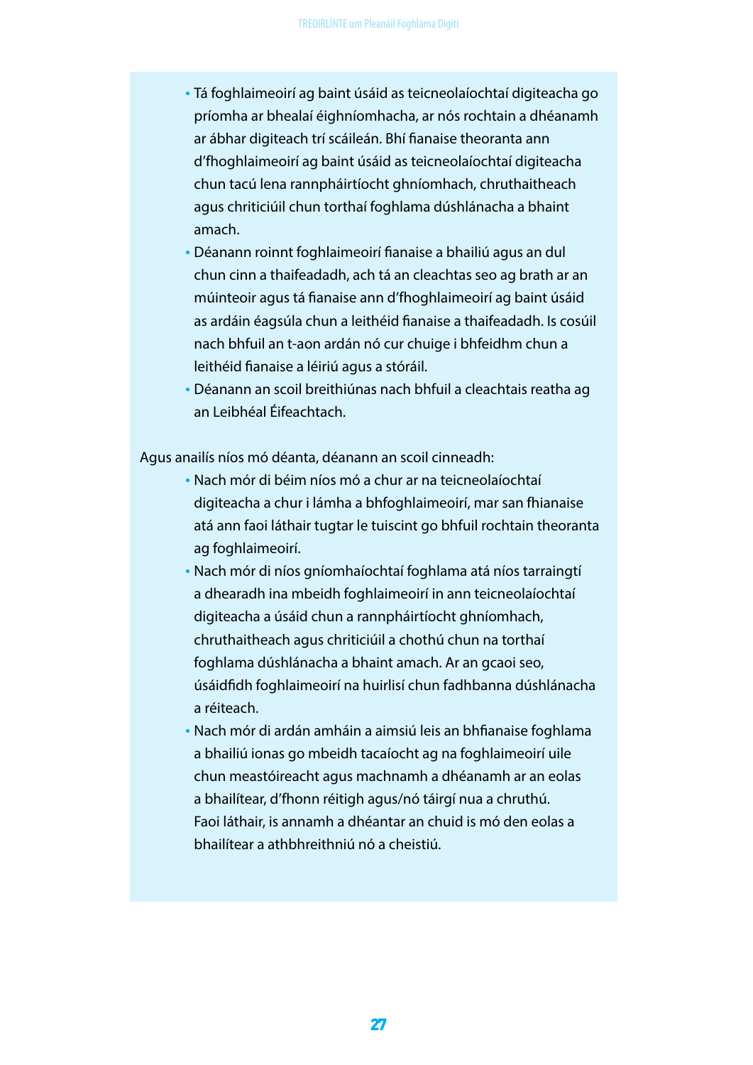- Tá foghlaimeoirí ag baint úsáid as teicneolaíochtaí digiteacha go príomha ar bhealaí éighníomhacha, ar nós rochtain a dhéanamh ar ábhar digiteach trí scáileán. Bhí fianaise theoranta ann d'fhoghlaimeoirí ag baint úsáid as teicneolaíochtaí digiteacha chun tacú lena rannpháirtíocht ghníomhach, chruthaitheach agus chriticiúil chun torthaí foghlama dúshlánacha a bhaint amach.
- Déanann roinnt foghlaimeoirí fianaise a bhailiú agus an dul chun cinn a thaifeadadh, ach tá an cleachtas seo ag brath ar an múinteoir agus tá fianaise ann d'fhoghlaimeoirí ag baint úsáid as ardáin éagsúla chun a leithéid fianaise a thaifeadadh. Is cosúil nach bhfuil an t-aon ardán nó cur chuige i bhfeidhm chun a leithéid fianaise a léiriú agus a stóráil.
- Déanann an scoil breithiúnas nach bhfuil a cleachtais reatha ag an Leibhéal Éifeachtach.

Agus anailís níos mó déanta, déanann an scoil cinneadh:

- Nach mór di béim níos mó a chur ar na teicneolaíochtaí digiteacha a chur i lámha a bhfoghlaimeoirí, mar san fhianaise atá ann faoi láthair tugtar le tuiscint go bhfuil rochtain theoranta ag foghlaimeoirí.
- Nach mór di níos gníomhaíochtaí foghlama atá níos tarraingtí a dhearadh ina mbeidh foghlaimeoirí in ann teicneolaíochtaí digiteacha a úsáid chun a rannpháirtíocht ghníomhach, chruthaitheach agus chriticiúil a chothú chun na torthaí foghlama dúshlánacha a bhaint amach. Ar an gcaoi seo, úsáidfidh foghlaimeoirí na huirlisí chun fadhbanna dúshlánacha a réiteach.
- Nach mór di ardán amháin a aimsiú leis an bhfianaise foghlama a bhailiú ionas go mbeidh tacaíocht ag na foghlaimeoirí uile chun meastóireacht agus machnamh a dhéanamh ar an eolas a bhailítear, d'fhonn réitigh agus/nó táirgí nua a chruthú. Faoi láthair, is annamh a dhéantar an chuid is mó den eolas a bhailítear a athbhreithniú nó a cheistiú.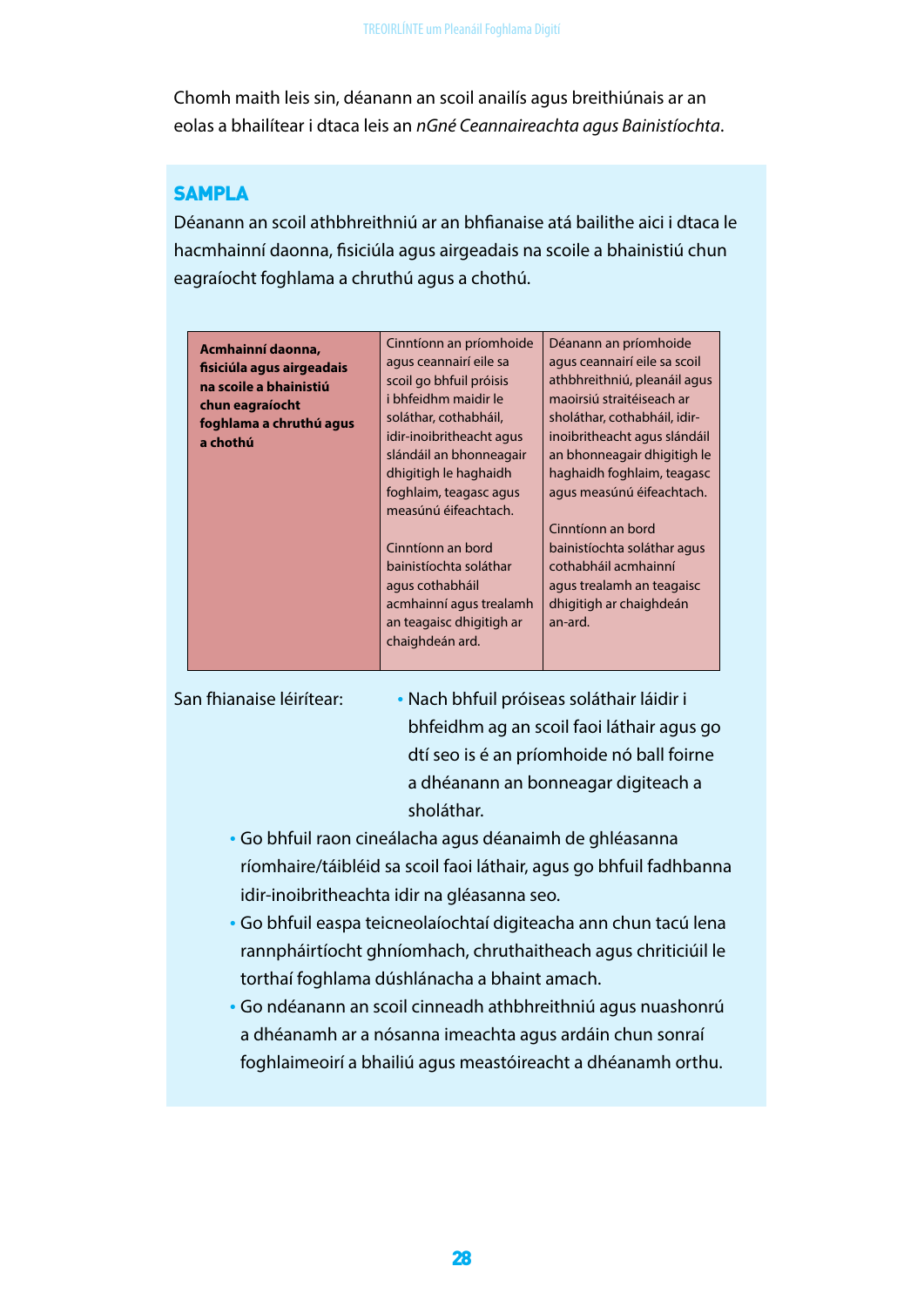Chomh maith leis sin, déanann an scoil anailís agus breithiúnais ar an eolas a bhailítear i dtaca leis an *nGné Ceannaireachta agus Bainistíochta*.

## SAMPLA

Déanann an scoil athbhreithniú ar an bhfianaise atá bailithe aici i dtaca le hacmhainní daonna, fisiciúla agus airgeadais na scoile a bhainistiú chun eagraíocht foghlama a chruthú agus a chothú.

| **Acmhainní daonna, fisiciúla agus airgeadais na scoile a bhainistiú chun eagraíocht foghlama a chruthú agus a chothú** | Cinntíonn an príomhoide agus ceannairí eile sa scoil go bhfuil próisis i bhfeidhm maidir le soláthar, cothabháil, idir-inoibritheacht agus slándáil an bhonneagair dhigitigh le haghaidh foghlaim, teagasc agus measúnú éifeachtach.<br><br>Cinntíonn an bord bainistíochta soláthar agus cothabháil acmhainní agus trealamh an teagaisc dhigitigh ar chaighdeán ard. | Déanann an príomhoide agus ceannairí eile sa scoil athbhreithniú, pleanáil agus maoirsiú straitéiseach ar sholáthar, cothabháil, idir-inoibritheacht agus slándáil an bhonneagair dhigitigh le haghaidh foghlaim, teagasc agus measúnú éifeachtach.<br><br>Cinntíonn an bord bainistíochta soláthar agus cothabháil acmhainní agus trealamh an teagaisc dhigitigh ar chaighdeán an-ard. |
|---|---|---|

San fhianaise léirítear:

- Nach bhfuil próiseas soláthair láidir i bhfeidhm ag an scoil faoi láthair agus go dtí seo is é an príomhoide nó ball foirne a dhéanann an bonneagar digiteach a sholáthar.
- Go bhfuil raon cineálacha agus déanaimh de ghléasanna ríomhaire/táibléid sa scoil faoi láthair, agus go bhfuil fadhbanna idir-inoibritheachta idir na gléasanna seo.
- Go bhfuil easpa teicneolaíochtaí digiteacha ann chun tacú lena rannpháirtíocht ghníomhach, chruthaitheach agus chriticiúil le torthaí foghlama dúshlánacha a bhaint amach.
- Go ndéanann an scoil cinneadh athbhreithniú agus nuashonrú a dhéanamh ar a nósanna imeachta agus ardáin chun sonraí foghlaimeoirí a bhailiú agus meastóireacht a dhéanamh orthu.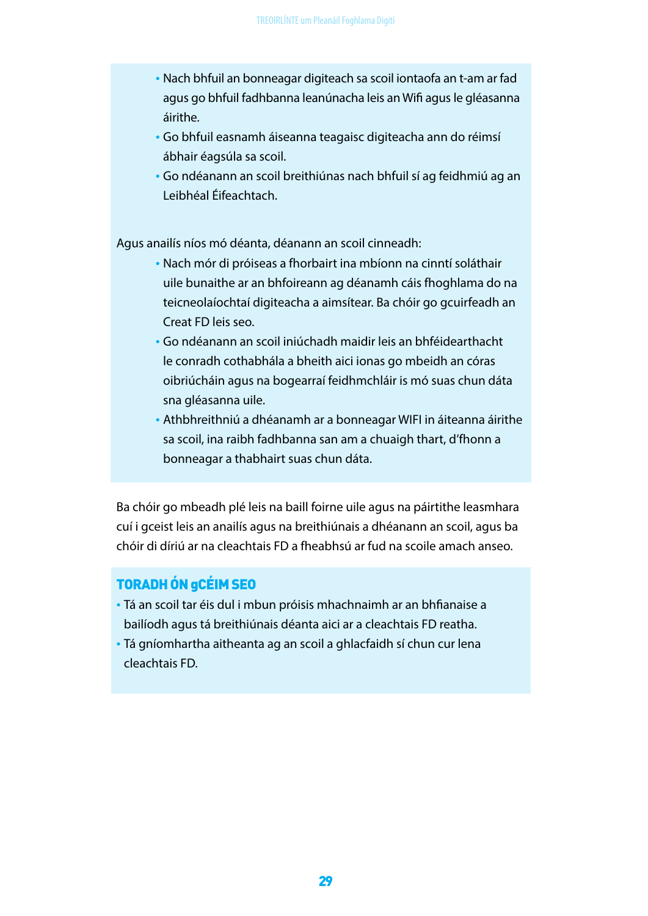- Nach bhfuil an bonneagar digiteach sa scoil iontaofa an t-am ar fad agus go bhfuil fadhbanna leanúnacha leis an Wifi agus le gléasanna áirithe.
- Go bhfuil easnamh áiseanna teagaisc digiteacha ann do réimsí ábhair éagsúla sa scoil.
- Go ndéanann an scoil breithiúnas nach bhfuil sí ag feidhmiú ag an Leibhéal Éifeachtach.

Agus anailís níos mó déanta, déanann an scoil cinneadh:

- Nach mór di próiseas a fhorbairt ina mbíonn na cinntí soláthair uile bunaithe ar an bhfoireann ag déanamh cáis fhoghlama do na teicneolaíochtaí digiteacha a aimsítear. Ba chóir go gcuirfeadh an Creat FD leis seo.
- Go ndéanann an scoil iniúchadh maidir leis an bhféidearthacht le conradh cothabhála a bheith aici ionas go mbeidh an córas oibriúcháin agus na bogearraí feidhmchláir is mó suas chun dáta sna gléasanna uile.
- Athbhreithniú a dhéanamh ar a bonneagar WIFI in áiteanna áirithe sa scoil, ina raibh fadhbanna san am a chuaigh thart, d'fhonn a bonneagar a thabhairt suas chun dáta.

Ba chóir go mbeadh plé leis na baill foirne uile agus na páirtithe leasmhara cuí i gceist leis an anailís agus na breithiúnais a dhéanann an scoil, agus ba chóir di díriú ar na cleachtais FD a fheabhsú ar fud na scoile amach anseo.

## TORADH ÓN gCÉIM SEO

- Tá an scoil tar éis dul i mbun próisis mhachnaimh ar an bhfianaise a bailíodh agus tá breithiúnais déanta aici ar a cleachtais FD reatha.
- Tá gníomhartha aitheanta ag an scoil a ghlacfaidh sí chun cur lena cleachtais FD.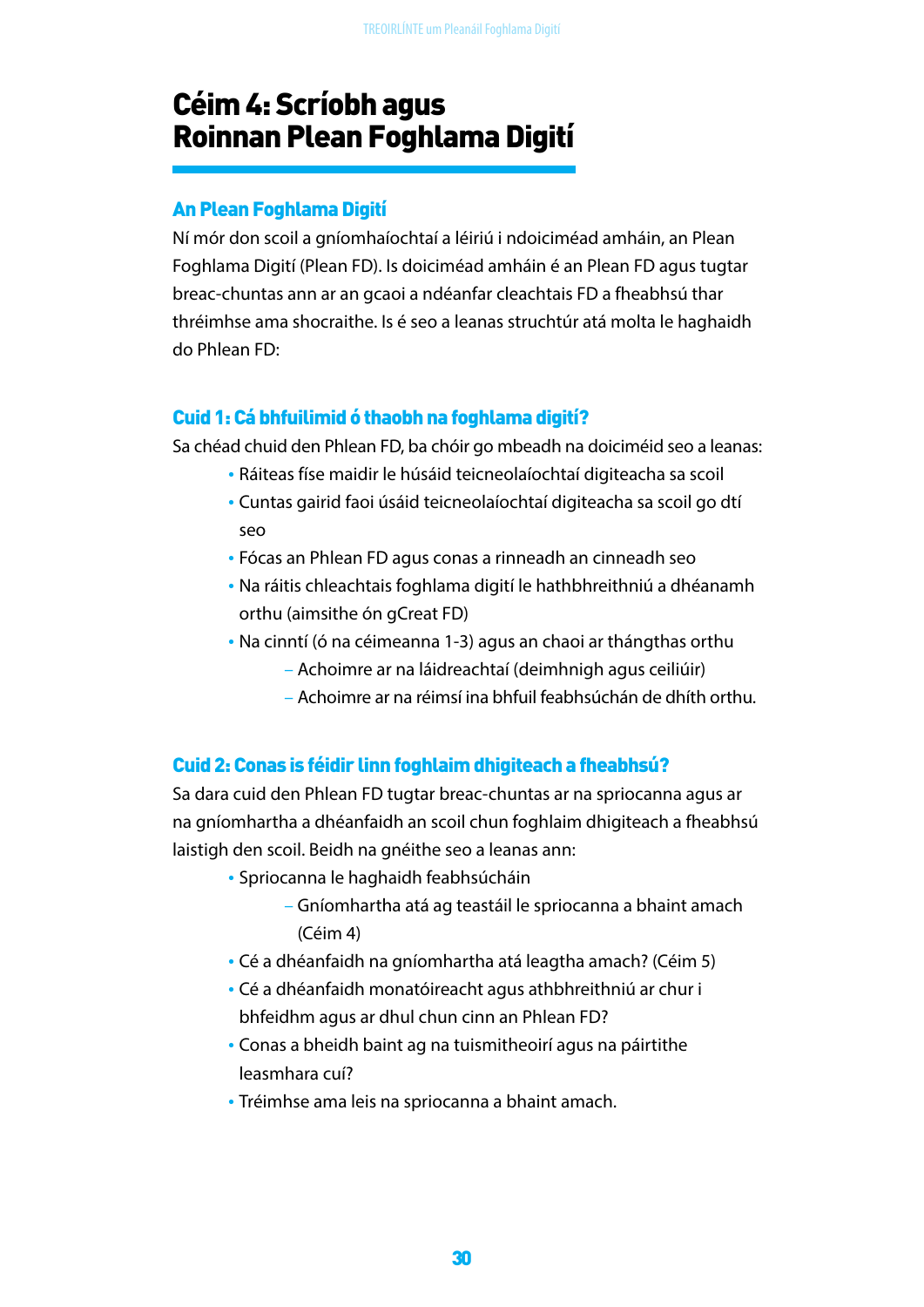# Céim 4: Scríobh agus Roinnan Plean Foghlama Digití

## An Plean Foghlama Digití

Ní mór don scoil a gníomhaíochtaí a léiriú i ndoiciméad amháin, an Plean Foghlama Digití (Plean FD). Is doiciméad amháin é an Plean FD agus tugtar breac-chuntas ann ar an gcaoi a ndéanfar cleachtais FD a fheabhsú thar thréimhse ama shocraithe. Is é seo a leanas struchtúr atá molta le haghaidh do Phlean FD:

### Cuid 1: Cá bhfuilimid ó thaobh na foghlama digití?

Sa chéad chuid den Phlean FD, ba chóir go mbeadh na doiciméid seo a leanas:

- Ráiteas físe maidir le húsáid teicneolaíochtaí digiteacha sa scoil
- Cuntas gairid faoi úsáid teicneolaíochtaí digiteacha sa scoil go dtí seo
- Fócas an Phlean FD agus conas a rinneadh an cinneadh seo
- Na ráitis chleachtais foghlama digití le hathbhreithniú a dhéanamh orthu (aimsithe ón gCreat FD)
- Na cinntí (ó na céimeanna 1-3) agus an chaoi ar thángthas orthu
  - Achoimre ar na láidreachtaí (deimhnigh agus ceiliúir)
  - Achoimre ar na réimsí ina bhfuil feabhsúchán de dhíth orthu.

### Cuid 2: Conas is féidir linn foghlaim dhigiteach a fheabhsú?

Sa dara cuid den Phlean FD tugtar breac-chuntas ar na spriocanna agus ar na gníomhartha a dhéanfaidh an scoil chun foghlaim dhigiteach a fheabhsú laistigh den scoil. Beidh na gnéithe seo a leanas ann:

- Spriocanna le haghaidh feabhsúcháin
  - Gníomhartha atá ag teastáil le spriocanna a bhaint amach (Céim 4)
- Cé a dhéanfaidh na gníomhartha atá leagtha amach? (Céim 5)
- Cé a dhéanfaidh monatóireacht agus athbhreithniú ar chur i bhfeidhm agus ar dhul chun cinn an Phlean FD?
- Conas a bheidh baint ag na tuismitheoirí agus na páirtithe leasmhara cuí?
- Tréimhse ama leis na spriocanna a bhaint amach.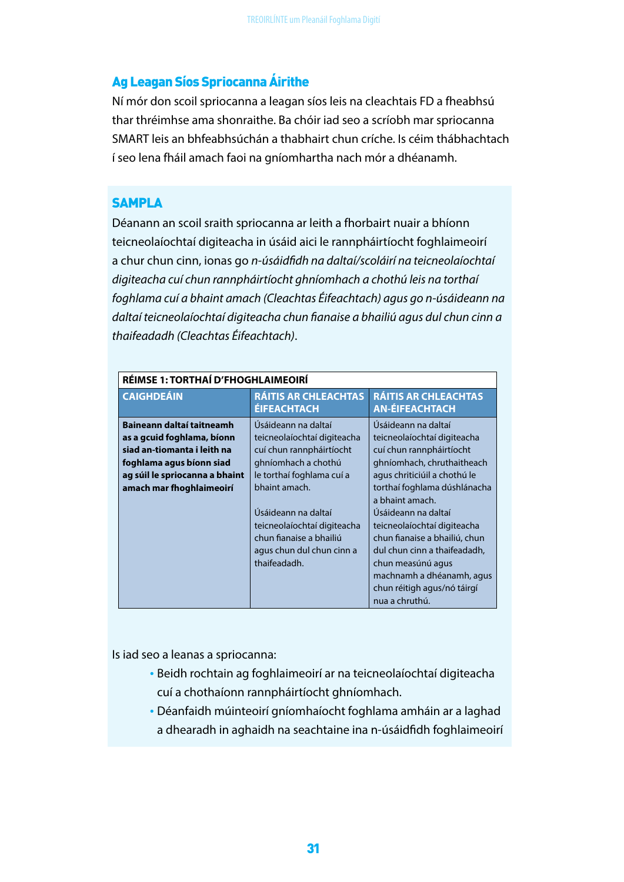## Ag Leagan Síos Spriocanna Áirithe

Ní mór don scoil spriocanna a leagan síos leis na cleachtais FD a fheabhsú thar thréimhse ama shonraithe. Ba chóir iad seo a scríobh mar spriocanna SMART leis an bhfeabhsúchán a thabhairt chun críche. Is céim thábhachtach í seo lena fháil amach faoi na gníomhartha nach mór a dhéanamh.

### SAMPLA

Déanann an scoil sraith spriocanna ar leith a fhorbairt nuair a bhíonn teicneolaíochtaí digiteacha in úsáid aici le rannpháirtíocht foghlaimeoirí a chur chun cinn, ionas go *n-úsáidfidh na daltaí/scoláirí na teicneolaíochtaí digiteacha cuí chun rannpháirtíocht ghníomhach a chothú leis na torthaí foghlama cuí a bhaint amach (Cleachtas Éifeachtach) agus go n-úsáideann na daltaí teicneolaíochtaí digiteacha chun fianaise a bhailiú agus dul chun cinn a thaifeadadh (Cleachtas Éifeachtach)*.

| RÉIMSE 1: TORTHAÍ D'FHOGHLAIMEOIRÍ | | |
|---|---|---|
| **CAIGHDEÁIN** | **RÁITIS AR CHLEACHTAS ÉIFEACHTACH** | **RÁITIS AR CHLEACHTAS AN-ÉIFEACHTACH** |
| **Baineann daltaí taitneamh as a gcuid foghlama, bíonn siad an-tiomanta i leith na foghlama agus bíonn siad ag súil le spriocanna a bhaint amach mar fhoghlaimeoirí** | Úsáideann na daltaí teicneolaíochtaí digiteacha cuí chun rannpháirtíocht ghníomhach a chothú le torthaí foghlama cuí a bhaint amach.<br><br>Úsáideann na daltaí teicneolaíochtaí digiteacha chun fianaise a bhailiú agus chun dul chun cinn a thaifeadadh. | Úsáideann na daltaí teicneolaíochtaí digiteacha cuí chun rannpháirtíocht ghníomhach, chruthaitheach agus chriticiúil a chothú le torthaí foghlama dúshlánacha a bhaint amach.<br>Úsáideann na daltaí teicneolaíochtaí digiteacha chun fianaise a bhailiú, chun dul chun cinn a thaifeadadh, chun measúnú agus machnamh a dhéanamh, agus chun réitigh agus/nó táirgí nua a chruthú. |

Is iad seo a leanas a spriocanna:

- Beidh rochtain ag foghlaimeoirí ar na teicneolaíochtaí digiteacha cuí a chothaíonn rannpháirtíocht ghníomhach.
- Déanfaidh múinteoirí gníomhaíocht foghlama amháin ar a laghad a dhearadh in aghaidh na seachtaine ina n-úsáidfidh foghlaimeoirí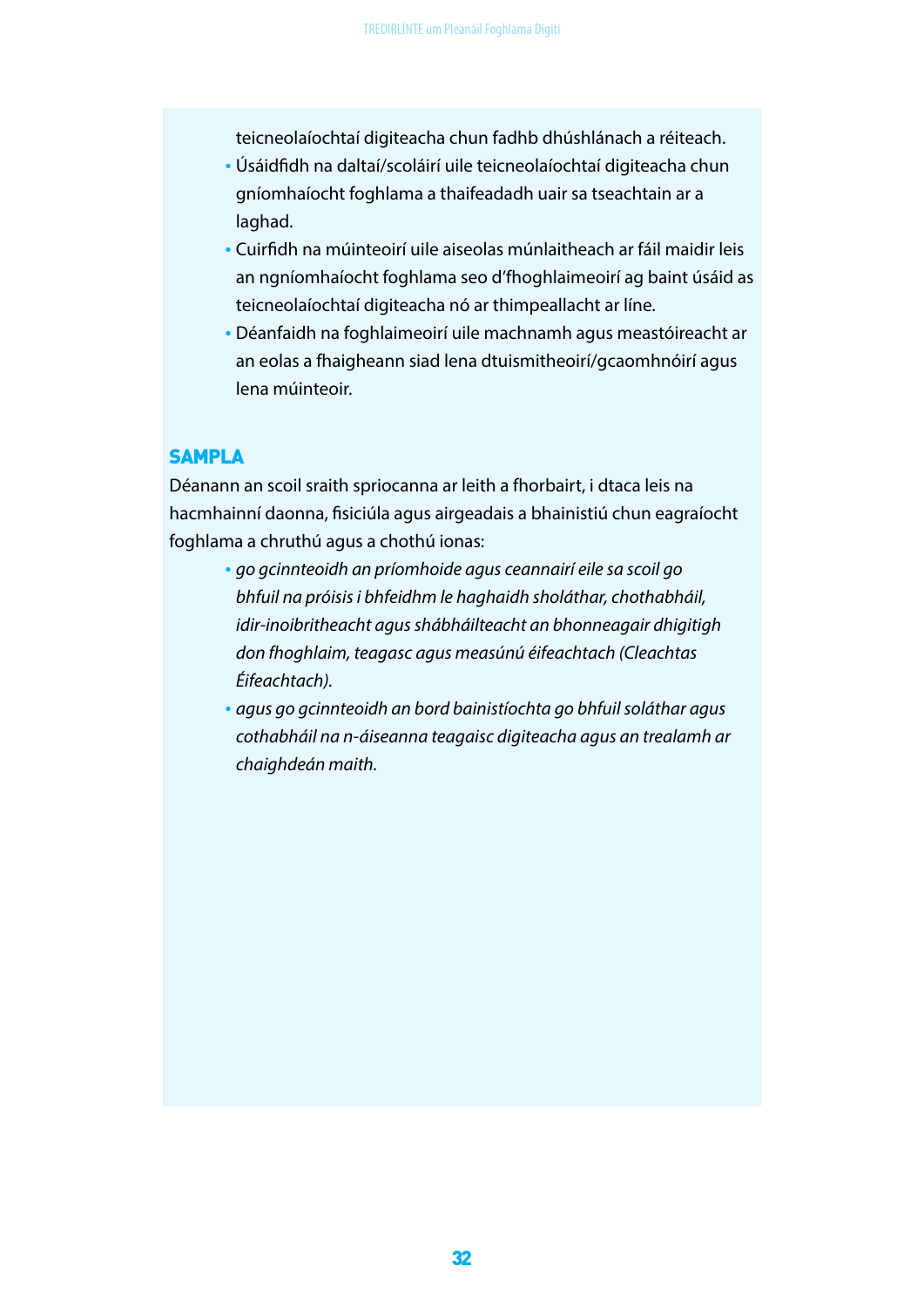teicneolaíochtaí digiteacha chun fadhb dhúshlánach a réiteach.

- Úsáidfidh na daltaí/scoláirí uile teicneolaíochtaí digiteacha chun gníomhaíocht foghlama a thaifeadadh uair sa tseachtain ar a laghad.
- Cuirfidh na múinteoirí uile aiseolas múnlaitheach ar fáil maidir leis an ngníomhaíocht foghlama seo d'fhoghlaimeoirí ag baint úsáid as teicneolaíochtaí digiteacha nó ar thimpeallacht ar líne.
- Déanfaidh na foghlaimeoirí uile machnamh agus meastóireacht ar an eolas a fhaigheann siad lena dtuismitheoirí/gcaomhnóirí agus lena múinteoir.

## SAMPLA

Déanann an scoil sraith spriocanna ar leith a fhorbairt, i dtaca leis na hacmhainní daonna, fisiciúla agus airgeadais a bhainistiú chun eagraíocht foghlama a chruthú agus a chothú ionas:

- *go gcinnteoidh an príomhoide agus ceannairí eile sa scoil go bhfuil na próisis i bhfeidhm le haghaidh sholáthar, chothabháil, idir-inoibritheacht agus shábháilteacht an bhonneagair dhigitigh don fhoghlaim, teagasc agus measúnú éifeachtach (Cleachtas Éifeachtach).*
- *agus go gcinnteoidh an bord bainistíochta go bhfuil soláthar agus cothabháil na n-áiseanna teagaisc digiteacha agus an trealamh ar chaighdeán maith.*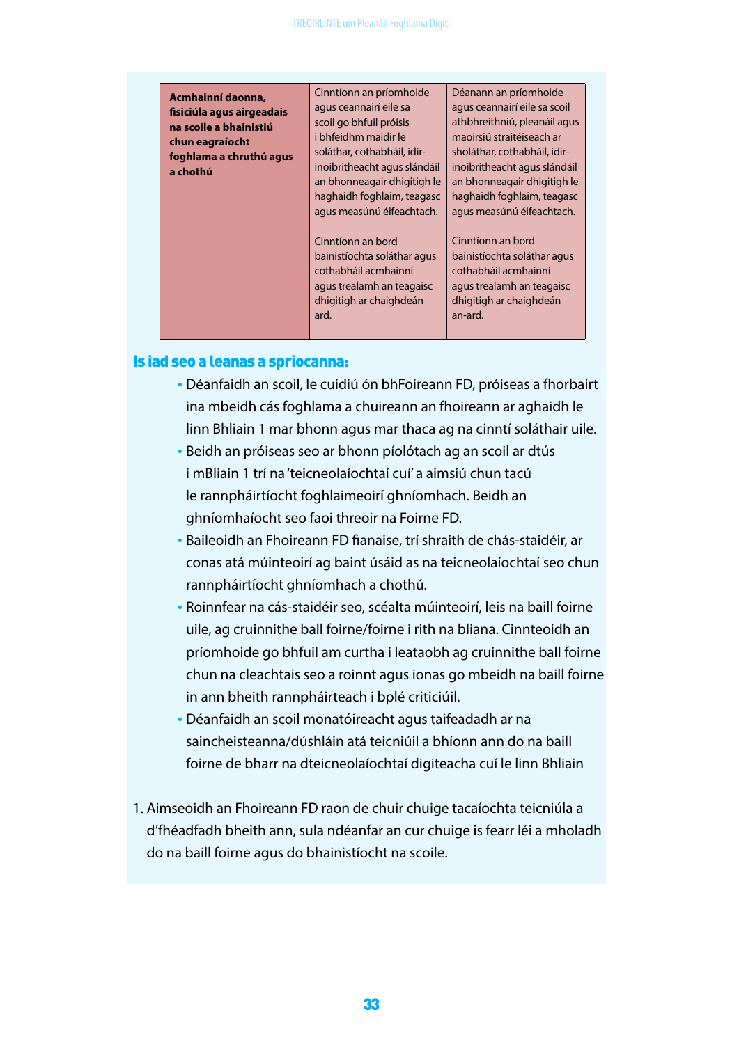| Acmhainní daonna, fisiciúla agus airgeadais na scoile a bhainistiú chun eagraíocht foghlama a chruthú agus a chothú | Cinntíonn an príomhoide agus ceannairí eile sa scoil go bhfuil próisis i bhfeidhm maidir le soláthar, cothabháil, idir-inoibritheacht agus slándáil an bhonneagair dhigitigh le haghaidh foghlaim, teagasc agus measúnú éifeachtach.<br><br>Cinntíonn an bord bainistíochta soláthar agus cothabháil acmhainní agus trealamh an teagaisc dhigitigh ar chaighdeán ard. | Déanann an príomhoide agus ceannairí eile sa scoil athbhreithniú, pleanáil agus maoirsiú straitéiseach ar sholáthar, cothabháil, idir-inoibritheacht agus slándáil an bhonneagair dhigitigh le haghaidh foghlaim, teagasc agus measúnú éifeachtach.<br><br>Cinntíonn an bord bainistíochta soláthar agus cothabháil acmhainní agus trealamh an teagaisc dhigitigh ar chaighdeán an-ard. |
|---|---|---|

## Is iad seo a leanas a spriocanna:

- Déanfaidh an scoil, le cuidiú ón bhFoireann FD, próiseas a fhorbairt ina mbeidh cás foghlama a chuireann an fhoireann ar aghaidh le linn Bhliain 1 mar bhonn agus mar thaca ag na cinntí soláthair uile.
- Beidh an próiseas seo ar bhonn píolótach ag an scoil ar dtús i mBliain 1 trí na 'teicneolaíochtaí cuí' a aimsiú chun tacú le rannpháirtíocht foghlaimeoirí ghníomhach. Beidh an ghníomhaíocht seo faoi threoir na Foirne FD.
- Baileoidh an Fhoireann FD fianaise, trí shraith de chás-staidéir, ar conas atá múinteoirí ag baint úsáid as na teicneolaíochtaí seo chun rannpháirtíocht ghníomhach a chothú.
- Roinnfear na cás-staidéir seo, scéalta múinteoirí, leis na baill foirne uile, ag cruinnithe ball foirne/foirne i rith na bliana. Cinnteoidh an príomhoide go bhfuil am curtha i leataobh ag cruinnithe ball foirne chun na cleachtais seo a roinnt agus ionas go mbeidh na baill foirne in ann bheith rannpháirteach i bplé criticiúil.
- Déanfaidh an scoil monatóireacht agus taifeadadh ar na saincheisteanna/dúshláin atá teicniúil a bhíonn ann do na baill foirne de bharr na dteicneolaíochtaí digiteacha cuí le linn Bhliain

1. Aimseoidh an Fhoireann FD raon de chuir chuige tacaíochta teicniúla a d'fhéadfadh bheith ann, sula ndéanfar an cur chuige is fearr léi a mholadh do na baill foirne agus do bhainistíocht na scoile.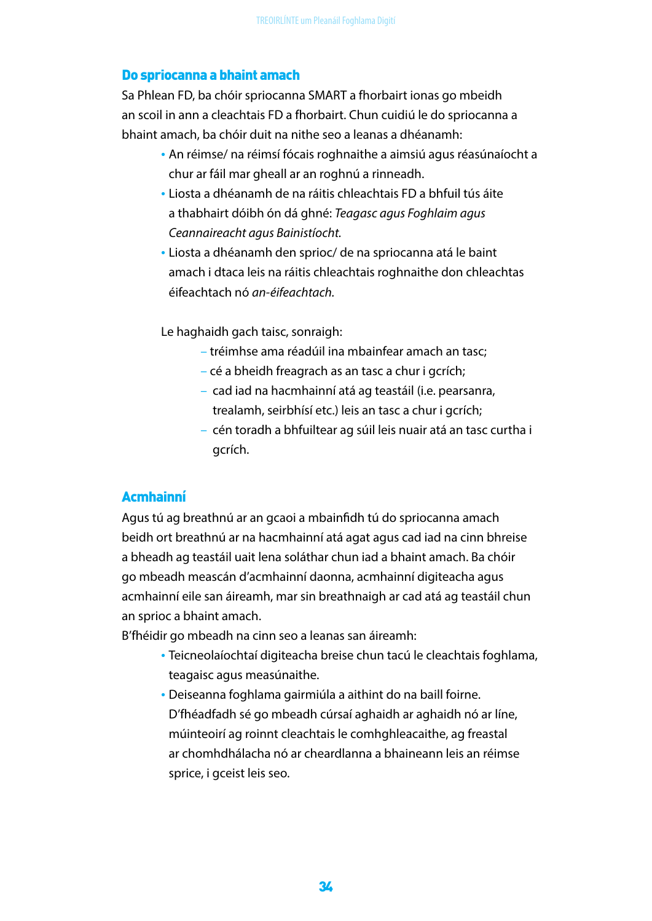## Do spriocanna a bhaint amach

Sa Phlean FD, ba chóir spriocanna SMART a fhorbairt ionas go mbeidh an scoil in ann a cleachtais FD a fhorbairt. Chun cuidiú le do spriocanna a bhaint amach, ba chóir duit na nithe seo a leanas a dhéanamh:

- An réimse/ na réimsí fócais roghnaithe a aimsiú agus réasúnaíocht a chur ar fáil mar gheall ar an roghnú a rinneadh.
- Liosta a dhéanamh de na ráitis chleachtais FD a bhfuil tús áite a thabhairt dóibh ón dá ghné: *Teagasc agus Foghlaim agus Ceannaireacht agus Bainistíocht*.
- Liosta a dhéanamh den sprioc/ de na spriocanna atá le baint amach i dtaca leis na ráitis chleachtais roghnaithe don chleachtas éifeachtach nó *an-éifeachtach*.

Le haghaidh gach taisc, sonraigh:

- tréimhse ama réadúil ina mbainfear amach an tasc;
- cé a bheidh freagrach as an tasc a chur i gcrích;
- cad iad na hacmhainní atá ag teastáil (i.e. pearsanra, trealamh, seirbhísí etc.) leis an tasc a chur i gcrích;
- cén toradh a bhfuiltear ag súil leis nuair atá an tasc curtha i gcrích.

## Acmhainní

Agus tú ag breathnú ar an gcaoi a mbainfidh tú do spriocanna amach beidh ort breathnú ar na hacmhainní atá agat agus cad iad na cinn bhreise a bheadh ag teastáil uait lena soláthar chun iad a bhaint amach. Ba chóir go mbeadh meascán d'acmhainní daonna, acmhainní digiteacha agus acmhainní eile san áireamh, mar sin breathnaigh ar cad atá ag teastáil chun an sprioc a bhaint amach.

B'fhéidir go mbeadh na cinn seo a leanas san áireamh:

- Teicneolaíochtaí digiteacha breise chun tacú le cleachtais foghlama, teagaisc agus measúnaithe.
- Deiseanna foghlama gairmiúla a aithint do na baill foirne. D'fhéadfadh sé go mbeadh cúrsaí aghaidh ar aghaidh nó ar líne, múinteoirí ag roinnt cleachtais le comhghleacaithe, ag freastal ar chomhdhálacha nó ar cheardlanna a bhaineann leis an réimse sprice, i gceist leis seo.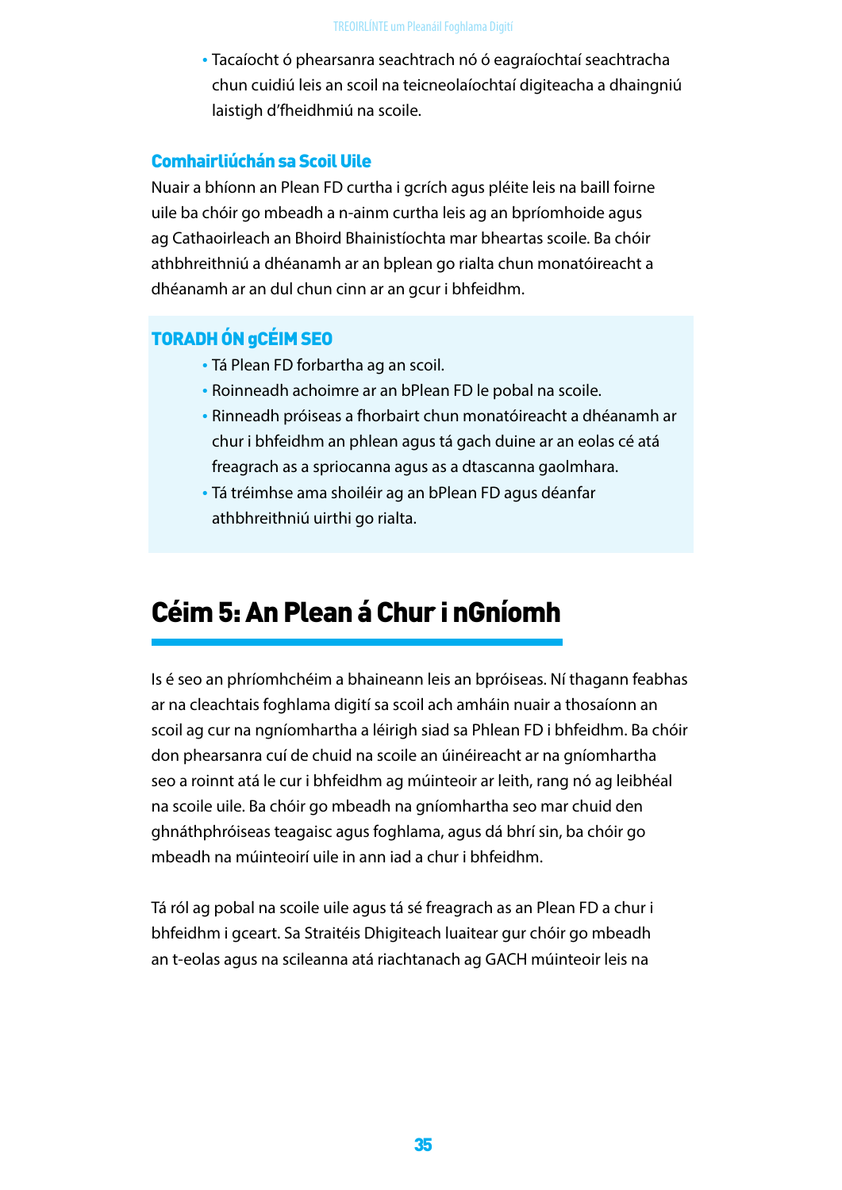- Tacaíocht ó phearsanra seachtrach nó ó eagraíochtaí seachtracha chun cuidiú leis an scoil na teicneolaíochtaí digiteacha a dhaingniú laistigh d'fheidhmiú na scoile.

### Comhairliúchán sa Scoil Uile

Nuair a bhíonn an Plean FD curtha i gcrích agus pléite leis na baill foirne uile ba chóir go mbeadh a n-ainm curtha leis ag an bpríomhoide agus ag Cathaoirleach an Bhoird Bhainistíochta mar bheartas scoile. Ba chóir athbhreithniú a dhéanamh ar an bplean go rialta chun monatóireacht a dhéanamh ar an dul chun cinn ar an gcur i bhfeidhm.

### TORADH ÓN gCÉIM SEO

- Tá Plean FD forbartha ag an scoil.
- Roinneadh achoimre ar an bPlean FD le pobal na scoile.
- Rinneadh próiseas a fhorbairt chun monatóireacht a dhéanamh ar chur i bhfeidhm an phlean agus tá gach duine ar an eolas cé atá freagrach as a spriocanna agus as a dtascanna gaolmhara.
- Tá tréimhse ama shoiléir ag an bPlean FD agus déanfar athbhreithniú uirthi go rialta.

## Céim 5: An Plean á Chur i nGníomh

Is é seo an phríomhchéim a bhaineann leis an bpróiseas. Ní thagann feabhas ar na cleachtais foghlama digití sa scoil ach amháin nuair a thosaíonn an scoil ag cur na ngníomhartha a léirigh siad sa Phlean FD i bhfeidhm. Ba chóir don phearsanra cuí de chuid na scoile an úinéireacht ar na gníomhartha seo a roinnt atá le cur i bhfeidhm ag múinteoir ar leith, rang nó ag leibhéal na scoile uile. Ba chóir go mbeadh na gníomhartha seo mar chuid den ghnáthphróiseas teagaisc agus foghlama, agus dá bhrí sin, ba chóir go mbeadh na múinteoirí uile in ann iad a chur i bhfeidhm.

Tá ról ag pobal na scoile uile agus tá sé freagrach as an Plean FD a chur i bhfeidhm i gceart. Sa Straitéis Dhigiteach luaitear gur chóir go mbeadh an t-eolas agus na scileanna atá riachtanach ag GACH múinteoir leis na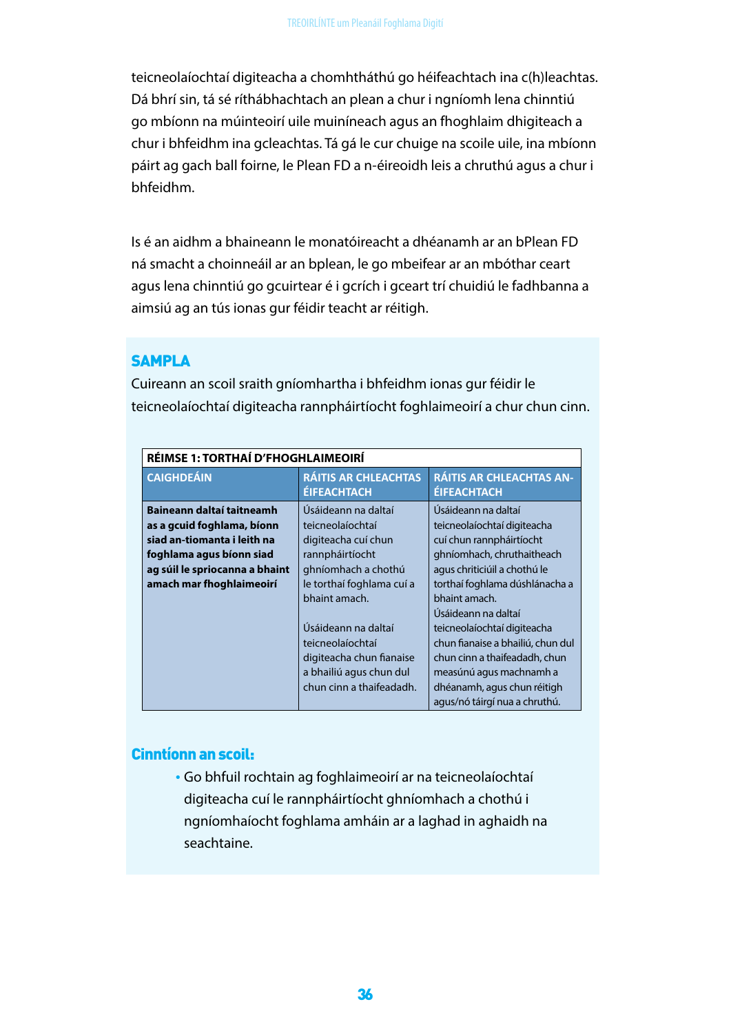teicneolaíochtaí digiteacha a chomhtháthú go héifeachtach ina c(h)leachtas. Dá bhrí sin, tá sé ríthábhachtach an plean a chur i ngníomh lena chinntiú go mbíonn na múinteoirí uile muiníneach agus an fhoghlaim dhigiteach a chur i bhfeidhm ina gcleachtas. Tá gá le cur chuige na scoile uile, ina mbíonn páirt ag gach ball foirne, le Plean FD a n-éireoidh leis a chruthú agus a chur i bhfeidhm.

Is é an aidhm a bhaineann le monatóireacht a dhéanamh ar an bPlean FD ná smacht a choinneáil ar an bplean, le go mbeifear ar an mbóthar ceart agus lena chinntiú go gcuirtear é i gcrích i gceart trí chuidiú le fadhbanna a aimsiú ag an tús ionas gur féidir teacht ar réitigh.

## SAMPLA

Cuireann an scoil sraith gníomhartha i bhfeidhm ionas gur féidir le teicneolaíochtaí digiteacha rannpháirtíocht foghlaimeoirí a chur chun cinn.

| RÉIMSE 1: TORTHAÍ D'FHOGHLAIMEOIRÍ | | |
|---|---|---|
| CAIGHDEÁIN | RÁITIS AR CHLEACHTAS ÉIFEACHTACH | RÁITIS AR CHLEACHTAS AN-ÉIFEACHTACH |
| **Baineann daltaí taitneamh as a gcuid foghlama, bíonn siad an-tiomanta i leith na foghlama agus bíonn siad ag súil le spriocanna a bhaint amach mar fhoghlaimeoirí** | Úsáideann na daltaí teicneolaíochtaí digiteacha cuí chun rannpháirtíocht ghníomhach a chothú le torthaí foghlama cuí a bhaint amach.<br><br>Úsáideann na daltaí teicneolaíochtaí digiteacha chun fianaise a bhailiú agus chun dul chun cinn a thaifeadadh. | Úsáideann na daltaí teicneolaíochtaí digiteacha cuí chun rannpháirtíocht ghníomhach, chruthaitheach agus chriticiúil a chothú le torthaí foghlama dúshlánacha a bhaint amach.<br>Úsáideann na daltaí teicneolaíochtaí digiteacha chun fianaise a bhailiú, chun dul chun cinn a thaifeadadh, chun measúnú agus machnamh a dhéanamh, agus chun réitigh agus/nó táirgí nua a chruthú. |

### Cinntíonn an scoil:

- Go bhfuil rochtain ag foghlaimeoirí ar na teicneolaíochtaí digiteacha cuí le rannpháirtíocht ghníomhach a chothú i ngníomhaíocht foghlama amháin ar a laghad in aghaidh na seachtaine.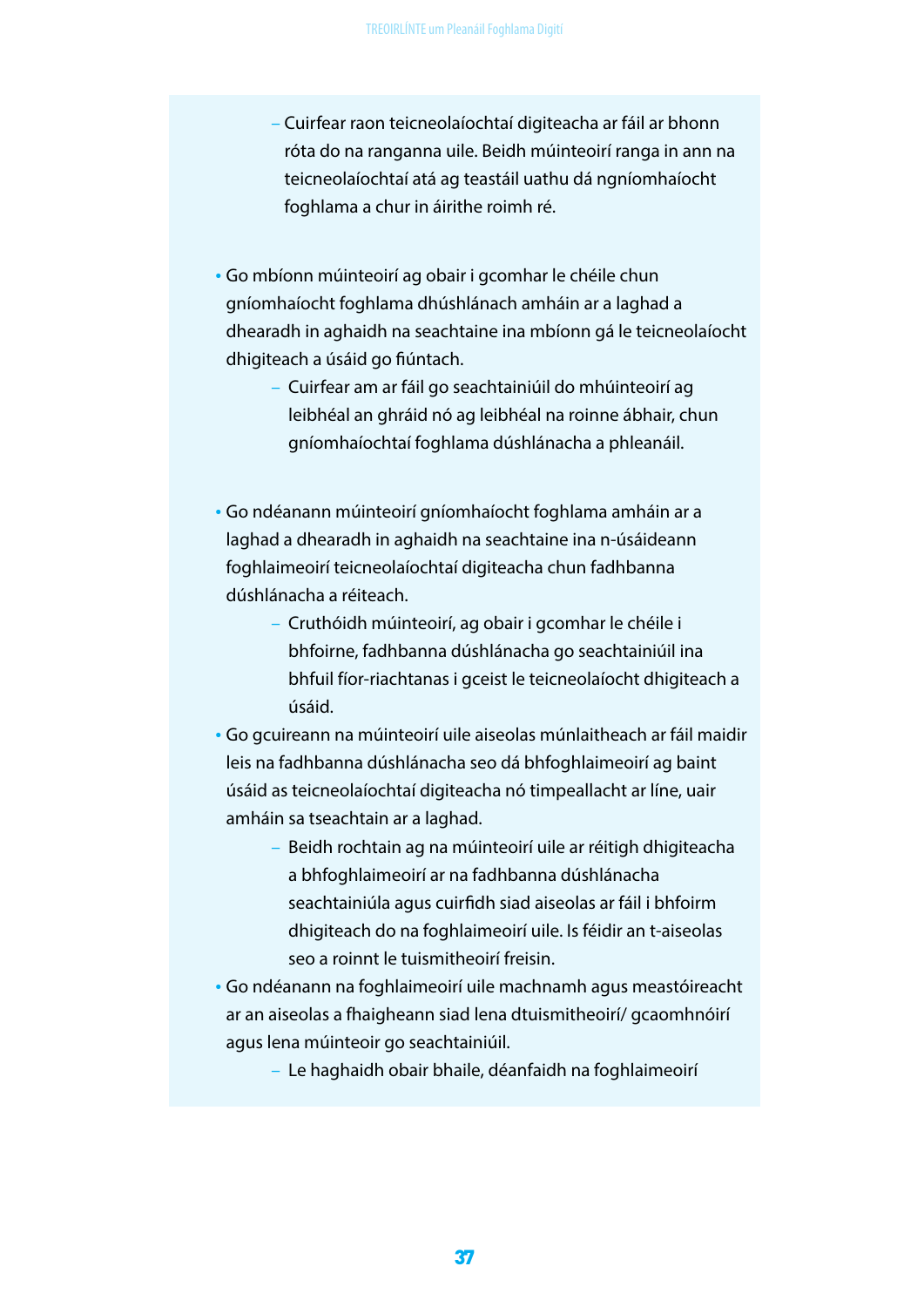- Cuirfear raon teicneolaíochtaí digiteacha ar fáil ar bhonn róta do na ranganna uile. Beidh múinteoirí ranga in ann na teicneolaíochtaí atá ag teastáil uathu dá ngníomhaíocht foghlama a chur in áirithe roimh ré.

- Go mbíonn múinteoirí ag obair i gcomhar le chéile chun gníomhaíocht foghlama dhúshlánach amháin ar a laghad a dhearadh in aghaidh na seachtaine ina mbíonn gá le teicneolaíocht dhigiteach a úsáid go fiúntach.
  - Cuirfear am ar fáil go seachtainiúil do mhúinteoirí ag leibhéal an ghráid nó ag leibhéal na roinne ábhair, chun gníomhaíochtaí foghlama dúshlánacha a phleanáil.

- Go ndéanann múinteoirí gníomhaíocht foghlama amháin ar a laghad a dhearadh in aghaidh na seachtaine ina n-úsáideann foghlaimeoirí teicneolaíochtaí digiteacha chun fadhbanna dúshlánacha a réiteach.
  - Cruthóidh múinteoirí, ag obair i gcomhar le chéile i bhfoirne, fadhbanna dúshlánacha go seachtainiúil ina bhfuil fíor-riachtanas i gceist le teicneolaíocht dhigiteach a úsáid.
- Go gcuireann na múinteoirí uile aiseolas múnlaitheach ar fáil maidir leis na fadhbanna dúshlánacha seo dá bhfoghlaimeoirí ag baint úsáid as teicneolaíochtaí digiteacha nó timpeallacht ar líne, uair amháin sa tseachtain ar a laghad.
  - Beidh rochtain ag na múinteoirí uile ar réitigh dhigiteacha a bhfoghlaimeoirí ar na fadhbanna dúshlánacha seachtainiúla agus cuirfidh siad aiseolas ar fáil i bhfoirm dhigiteach do na foghlaimeoirí uile. Is féidir an t-aiseolas seo a roinnt le tuismitheoirí freisin.
- Go ndéanann na foghlaimeoirí uile machnamh agus meastóireacht ar an aiseolas a fhaigheann siad lena dtuismitheoirí/ gcaomhnóirí agus lena múinteoir go seachtainiúil.
  - Le haghaidh obair bhaile, déanfaidh na foghlaimeoirí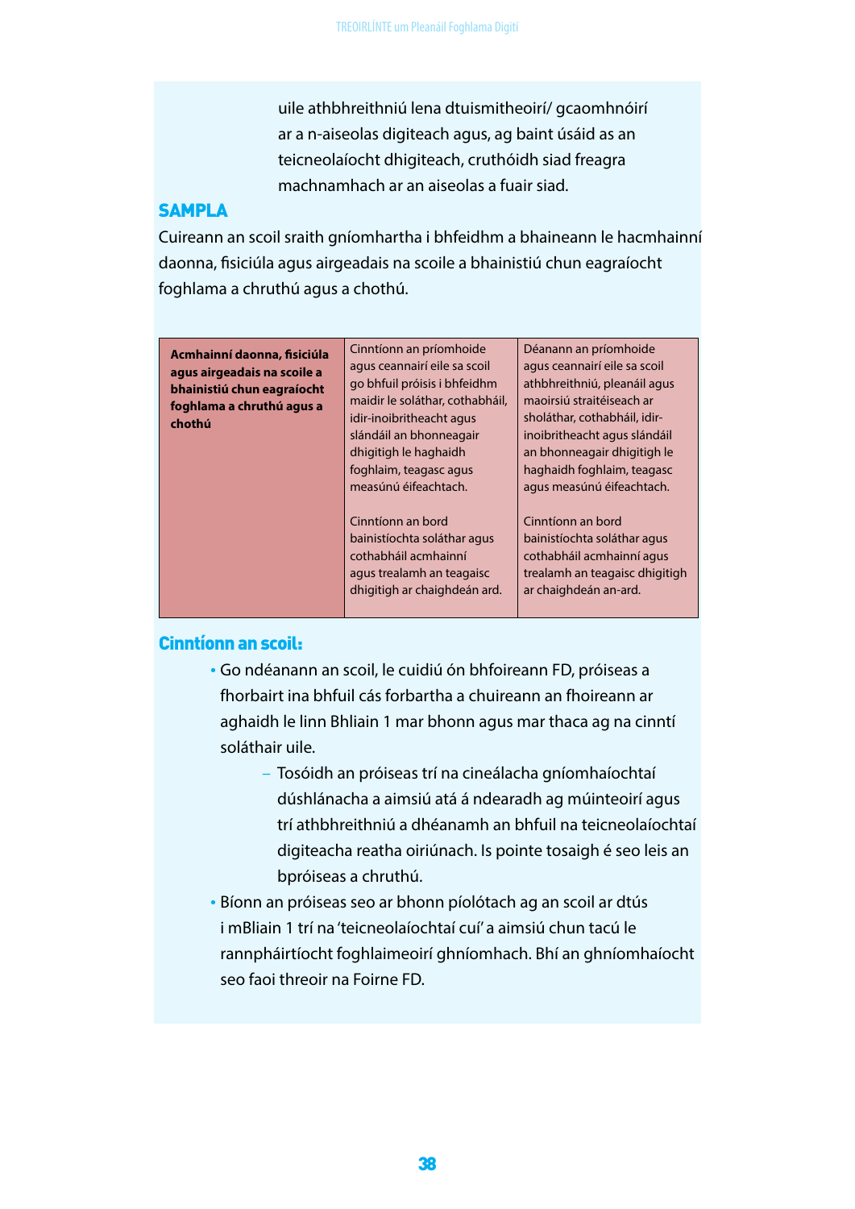uile athbhreithniú lena dtuismitheoirí/ gcaomhnóirí ar a n-aiseolas digiteach agus, ag baint úsáid as an teicneolaíocht dhigiteach, cruthóidh siad freagra machnamhach ar an aiseolas a fuair siad.

## SAMPLA

Cuireann an scoil sraith gníomhartha i bhfeidhm a bhaineann le hacmhainní daonna, fisiciúla agus airgeadais na scoile a bhainistiú chun eagraíocht foghlama a chruthú agus a chothú.

| **Acmhainní daonna, fisiciúla agus airgeadais na scoile a bhainistiú chun eagraíocht foghlama a chruthú agus a chothú** | Cinntíonn an príomhoide agus ceannairí eile sa scoil go bhfuil próisis i bhfeidhm maidir le soláthar, cothabháil, idir-inoibritheacht agus slándáil an bhonneagair dhigitigh le haghaidh foghlaim, teagasc agus measúnú éifeachtach.<br><br>Cinntíonn an bord bainistíochta soláthar agus cothabháil acmhainní agus trealamh an teagaisc dhigitigh ar chaighdeán ard. | Déanann an príomhoide agus ceannairí eile sa scoil athbhreithniú, pleanáil agus maoirsiú straitéiseach ar sholáthar, cothabháil, idir-inoibritheacht agus slándáil an bhonneagair dhigitigh le haghaidh foghlaim, teagasc agus measúnú éifeachtach.<br><br>Cinntíonn an bord bainistíochta soláthar agus cothabháil acmhainní agus trealamh an teagaisc dhigitigh ar chaighdeán an-ard. |
|---|---|---|

## Cinntíonn an scoil:

- Go ndéanann an scoil, le cuidiú ón bhfoireann FD, próiseas a fhorbairt ina bhfuil cás forbartha a chuireann an fhoireann ar aghaidh le linn Bhliain 1 mar bhonn agus mar thaca ag na cinntí soláthair uile.
  - Tosóidh an próiseas trí na cineálacha gníomhaíochtaí dúshlánacha a aimsiú atá á ndearadh ag múinteoirí agus trí athbhreithniú a dhéanamh an bhfuil na teicneolaíochtaí digiteacha reatha oiriúnach. Is pointe tosaigh é seo leis an bpróiseas a chruthú.
- Bíonn an próiseas seo ar bhonn píolótach ag an scoil ar dtús i mBliain 1 trí na 'teicneolaíochtaí cuí' a aimsiú chun tacú le rannpháirtíocht foghlaimeoirí ghníomhach. Bhí an ghníomhaíocht seo faoi threoir na Foirne FD.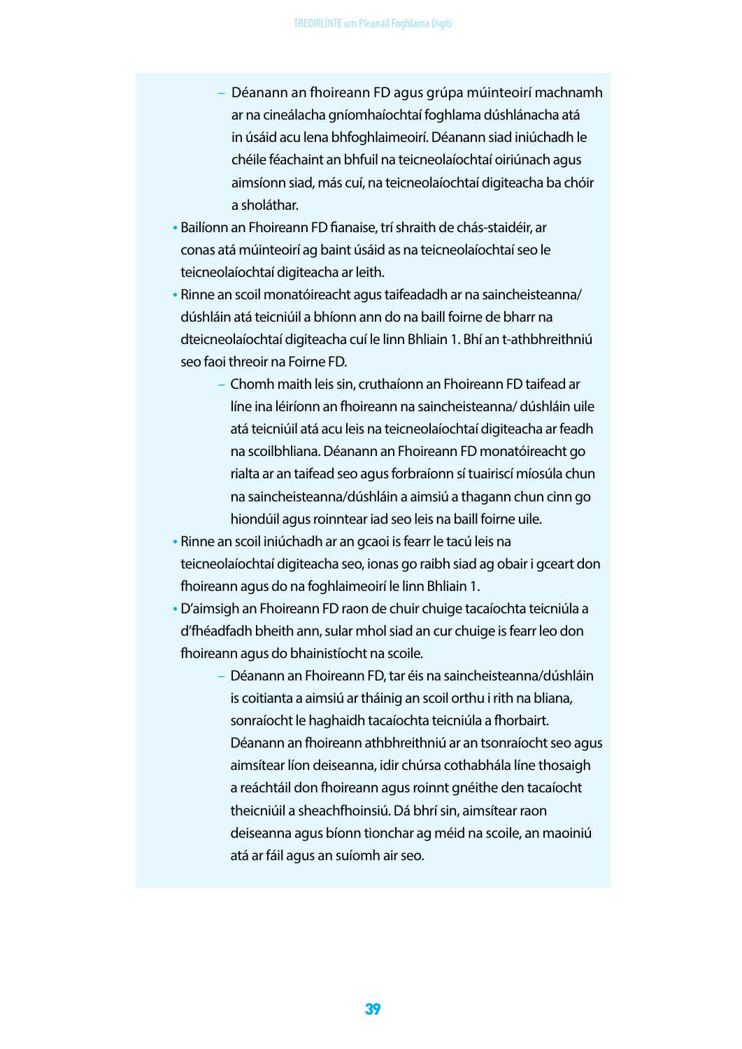- Déanann an fhoireann FD agus grúpa múinteoirí machnamh ar na cineálacha gníomhaíochtaí foghlama dúshlánacha atá in úsáid acu lena bhfoghlaimeoirí. Déanann siad iniúchadh le chéile féachaint an bhfuil na teicneolaíochtaí oiriúnach agus aimsíonn siad, más cuí, na teicneolaíochtaí digiteacha ba chóir a sholáthar.
- Bailíonn an Fhoireann FD fianaise, trí shraith de chás-staidéir, ar conas atá múinteoirí ag baint úsáid as na teicneolaíochtaí seo le teicneolaíochtaí digiteacha ar leith.
- Rinne an scoil monatóireacht agus taifeadadh ar na saincheisteanna/ dúshláin atá teicniúil a bhíonn ann do na baill foirne de bharr na dteicneolaíochtaí digiteacha cuí le linn Bhliain 1. Bhí an t-athbhreithniú seo faoi threoir na Foirne FD.
  - Chomh maith leis sin, cruthaíonn an Fhoireann FD taifead ar líne ina léiríonn an fhoireann na saincheisteanna/ dúshláin uile atá teicniúil atá acu leis na teicneolaíochtaí digiteacha ar feadh na scoilbhliana. Déanann an Fhoireann FD monatóireacht go rialta ar an taifead seo agus forbraíonn sí tuairiscí míosúla chun na saincheisteanna/dúshláin a aimsiú a thagann chun cinn go hiondúil agus roinntear iad seo leis na baill foirne uile.
- Rinne an scoil iniúchadh ar an gcaoi is fearr le tacú leis na teicneolaíochtaí digiteacha seo, ionas go raibh siad ag obair i gceart don fhoireann agus do na foghlaimeoirí le linn Bhliain 1.
- D'aimsigh an Fhoireann FD raon de chuir chuige tacaíochta teicniúla a d'fhéadfadh bheith ann, sular mhol siad an cur chuige is fearr leo don fhoireann agus do bhainistíocht na scoile.
  - Déanann an Fhoireann FD, tar éis na saincheisteanna/dúshláin is coitianta a aimsiú ar tháinig an scoil orthu i rith na bliana, sonraíocht le haghaidh tacaíochta teicniúla a fhorbairt. Déanann an fhoireann athbhreithniú ar an tsonraíocht seo agus aimsítear líon deiseanna, idir chúrsa cothabhála líne thosaigh a reáchtáil don fhoireann agus roinnt gnéithe den tacaíocht theicniúil a sheachfhoinsiú. Dá bhrí sin, aimsítear raon deiseanna agus bíonn tionchar ag méid na scoile, an maoiniú atá ar fáil agus an suíomh air seo.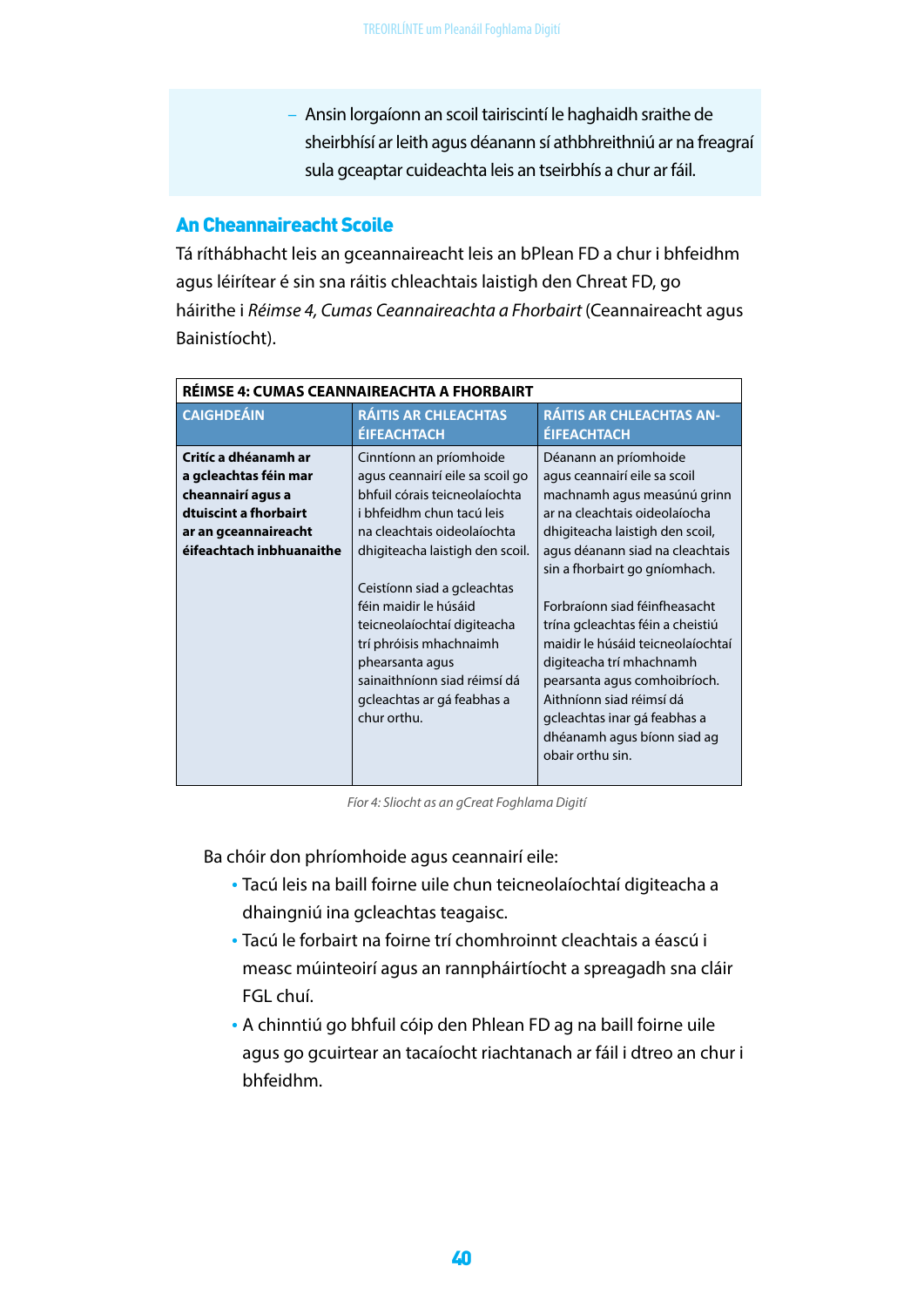– Ansin lorgaíonn an scoil tairiscintí le haghaidh sraithe de sheirbhísí ar leith agus déanann sí athbhreithniú ar na freagraí sula gceaptar cuideachta leis an tseirbhís a chur ar fáil.

## An Cheannaireacht Scoile

Tá ríthábhacht leis an gceannaireacht leis an bPlean FD a chur i bhfeidhm agus léirítear é sin sna ráitis chleachtais laistigh den Chreat FD, go háirithe i *Réimse 4, Cumas Ceannaireachta a Fhorbairt* (Ceannaireacht agus Bainistíocht).

| RÉIMSE 4: CUMAS CEANNAIREACHTA A FHORBAIRT | | |
|---|---|---|
| **CAIGHDEÁIN** | **RÁITIS AR CHLEACHTAS ÉIFEACHTACH** | **RÁITIS AR CHLEACHTAS AN-ÉIFEACHTACH** |
| **Critíc a dhéanamh ar a gcleachtas féin mar cheannairí agus a dtuiscint a fhorbairt ar an gceannaireacht éifeachtach inbhuanaithe** | Cinntíonn an príomhoide agus ceannairí eile sa scoil go bhfuil córais teicneolaíochta i bhfeidhm chun tacú leis na cleachtais oideolaíochta dhigiteacha laistigh den scoil.<br><br>Ceistíonn siad a gcleachtas féin maidir le húsáid teicneolaíochtaí digiteacha trí phróisis mhachnaimh phearsanta agus sainaithníonn siad réimsí dá gcleachtas ar gá feabhas a chur orthu. | Déanann an príomhoide agus ceannairí eile sa scoil machnamh agus measúnú grinn ar na cleachtais oideolaíocha dhigiteacha laistigh den scoil, agus déanann siad na cleachtais sin a fhorbairt go gníomhach.<br><br>Forbraíonn siad féinfheasacht trína gcleachtas féin a cheistiú maidir le húsáid teicneolaíochtaí digiteacha trí mhachnamh pearsanta agus comhoibríoch. Aithníonn siad réimsí dá gcleachtas inar gá feabhas a dhéanamh agus bíonn siad ag obair orthu sin. |

*Fíor 4: Sliocht as an gCreat Foghlama Digití*

Ba chóir don phríomhoide agus ceannairí eile:

- Tacú leis na baill foirne uile chun teicneolaíochtaí digiteacha a dhaingniú ina gcleachtas teagaisc.
- Tacú le forbairt na foirne trí chomhroinnt cleachtais a éascú i measc múinteoirí agus an rannpháirtíocht a spreagadh sna cláir FGL chuí.
- A chinntiú go bhfuil cóip den Phlean FD ag na baill foirne uile agus go gcuirtear an tacaíocht riachtanach ar fáil i dtreo an chur i bhfeidhm.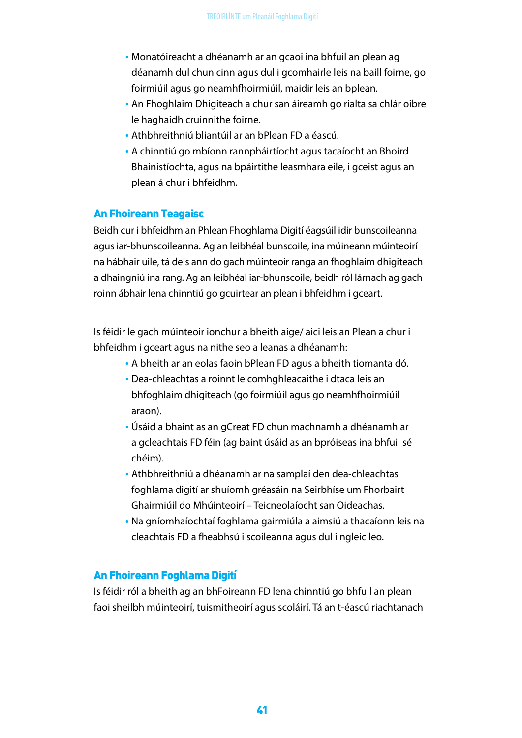- Monatóireacht a dhéanamh ar an gcaoi ina bhfuil an plean ag déanamh dul chun cinn agus dul i gcomhairle leis na baill foirne, go foirmiúil agus go neamhfhoirmiúil, maidir leis an bplean.
- An Fhoghlaim Dhigiteach a chur san áireamh go rialta sa chlár oibre le haghaidh cruinnithe foirne.
- Athbhreithniú bliantúil ar an bPlean FD a éascú.
- A chinntiú go mbíonn rannpháirtíocht agus tacaíocht an Bhoird Bhainistíochta, agus na bpáirtithe leasmhara eile, i gceist agus an plean á chur i bhfeidhm.

## An Fhoireann Teagaisc

Beidh cur i bhfeidhm an Phlean Fhoghlama Digití éagsúil idir bunscoileanna agus iar-bhunscoileanna. Ag an leibhéal bunscoile, ina múineann múinteoirí na hábhair uile, tá deis ann do gach múinteoir ranga an fhoghlaim dhigiteach a dhaingniú ina rang. Ag an leibhéal iar-bhunscoile, beidh ról lárnach ag gach roinn ábhair lena chinntiú go gcuirtear an plean i bhfeidhm i gceart.

Is féidir le gach múinteoir ionchur a bheith aige/ aici leis an Plean a chur i bhfeidhm i gceart agus na nithe seo a leanas a dhéanamh:

- A bheith ar an eolas faoin bPlean FD agus a bheith tiomanta dó.
- Dea-chleachtas a roinnt le comhghleacaithe i dtaca leis an bhfoghlaim dhigiteach (go foirmiúil agus go neamhfhoirmiúil araon).
- Úsáid a bhaint as an gCreat FD chun machnamh a dhéanamh ar a gcleachtais FD féin (ag baint úsáid as an bpróiseas ina bhfuil sé chéim).
- Athbhreithniú a dhéanamh ar na samplaí den dea-chleachtas foghlama digití ar shuíomh gréasáin na Seirbhíse um Fhorbairt Ghairmiúil do Mhúinteoirí – Teicneolaíocht san Oideachas.
- Na gníomhaíochtaí foghlama gairmiúla a aimsiú a thacaíonn leis na cleachtais FD a fheabhsú i scoileanna agus dul i ngleic leo.

## An Fhoireann Foghlama Digití

Is féidir ról a bheith ag an bhFoireann FD lena chinntiú go bhfuil an plean faoi sheilbh múinteoirí, tuismitheoirí agus scoláirí. Tá an t-éascú riachtanach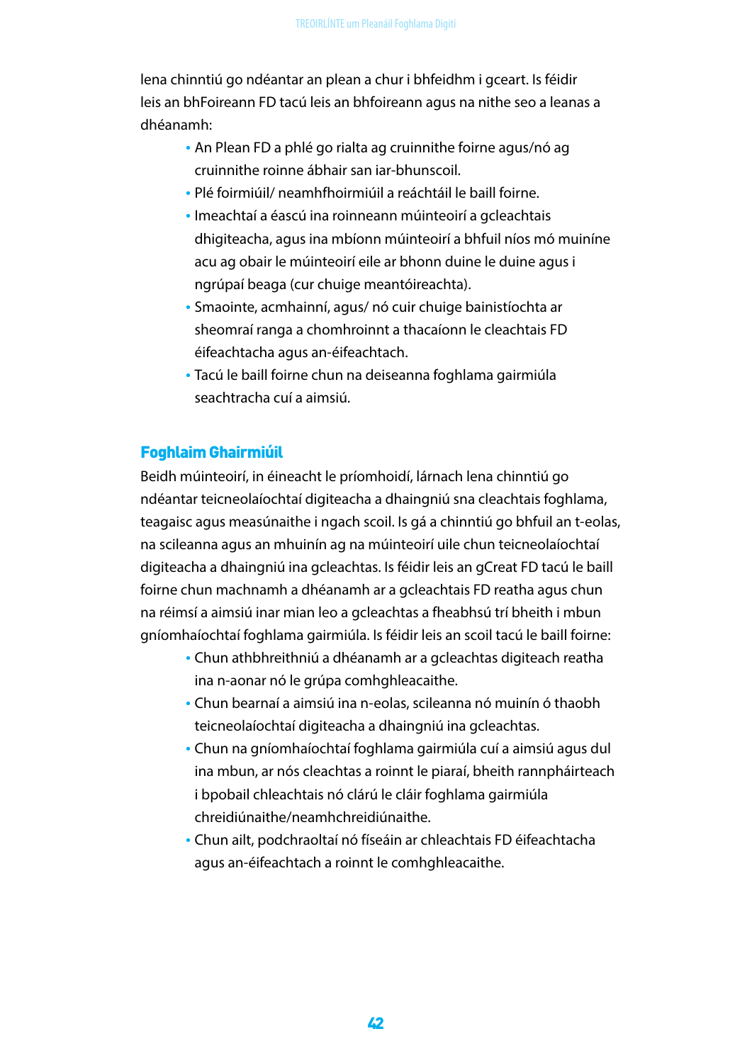lena chinntiú go ndéantar an plean a chur i bhfeidhm i gceart. Is féidir leis an bhFoireann FD tacú leis an bhfoireann agus na nithe seo a leanas a dhéanamh:

- An Plean FD a phlé go rialta ag cruinnithe foirne agus/nó ag cruinnithe roinne ábhair san iar-bhunscoil.
- Plé foirmiúil/ neamhfhoirmiúil a reáchtáil le baill foirne.
- Imeachtaí a éascú ina roinneann múinteoirí a gcleachtais dhigiteacha, agus ina mbíonn múinteoirí a bhfuil níos mó muiníne acu ag obair le múinteoirí eile ar bhonn duine le duine agus i ngrúpaí beaga (cur chuige meantóireachta).
- Smaointe, acmhainní, agus/ nó cuir chuige bainistíochta ar sheomraí ranga a chomhroinnt a thacaíonn le cleachtais FD éifeachtacha agus an-éifeachtach.
- Tacú le baill foirne chun na deiseanna foghlama gairmiúla seachtracha cuí a aimsiú.

## Foghlaim Ghairmiúil

Beidh múinteoirí, in éineacht le príomhoidí, lárnach lena chinntiú go ndéantar teicneolaíochtaí digiteacha a dhaingniú sna cleachtais foghlama, teagaisc agus measúnaithe i ngach scoil. Is gá a chinntiú go bhfuil an t-eolas, na scileanna agus an mhuinín ag na múinteoirí uile chun teicneolaíochtaí digiteacha a dhaingniú ina gcleachtas. Is féidir leis an gCreat FD tacú le baill foirne chun machnamh a dhéanamh ar a gcleachtais FD reatha agus chun na réimsí a aimsiú inar mian leo a gcleachtas a fheabhsú trí bheith i mbun gníomhaíochtaí foghlama gairmiúla. Is féidir leis an scoil tacú le baill foirne:

- Chun athbhreithniú a dhéanamh ar a gcleachtas digiteach reatha ina n-aonar nó le grúpa comhghleacaithe.
- Chun bearnaí a aimsiú ina n-eolas, scileanna nó muinín ó thaobh teicneolaíochtaí digiteacha a dhaingniú ina gcleachtas.
- Chun na gníomhaíochtaí foghlama gairmiúla cuí a aimsiú agus dul ina mbun, ar nós cleachtas a roinnt le piaraí, bheith rannpháirteach i bpobail chleachtais nó clárú le cláir foghlama gairmiúla chreidiúnaithe/neamhchreidiúnaithe.
- Chun ailt, podchraoltaí nó físeáin ar chleachtais FD éifeachtacha agus an-éifeachtach a roinnt le comhghleacaithe.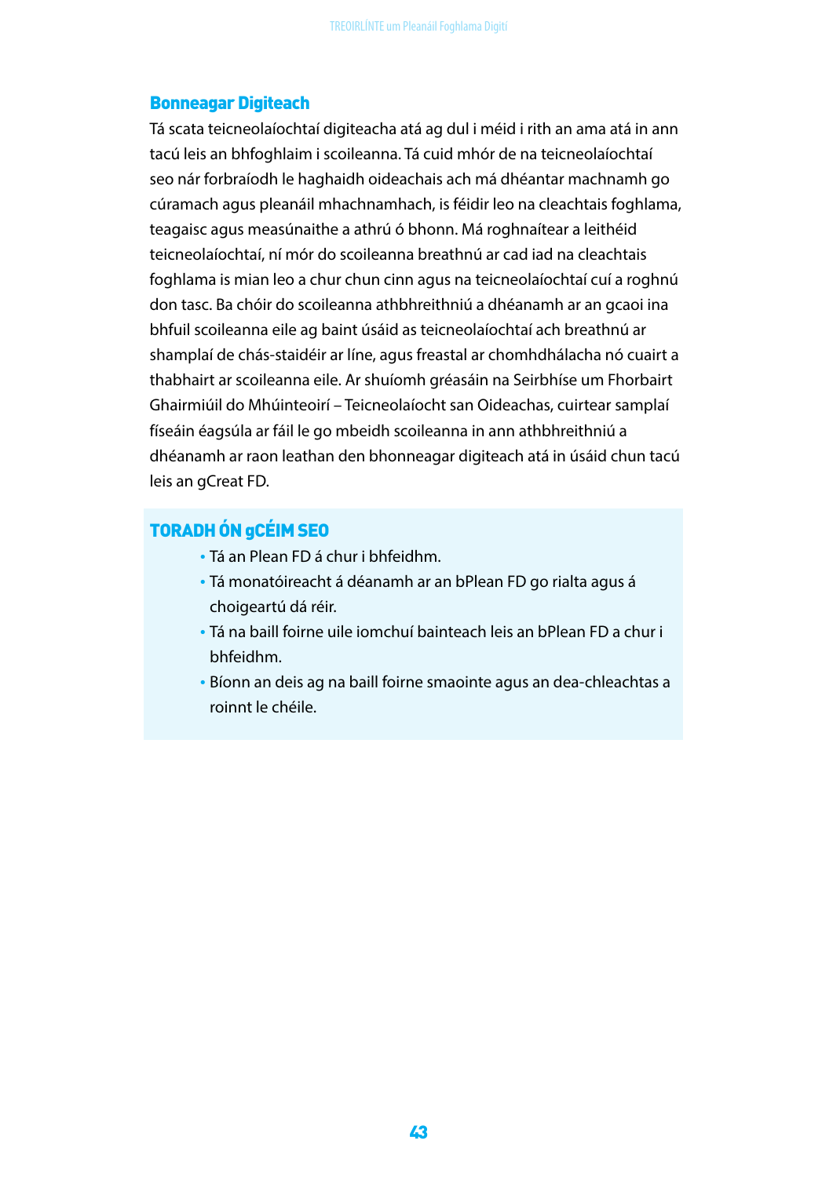## Bonneagar Digiteach

Tá scata teicneolaíochtaí digiteacha atá ag dul i méid i rith an ama atá in ann tacú leis an bhfoghlaim i scoileanna. Tá cuid mhór de na teicneolaíochtaí seo nár forbraíodh le haghaidh oideachais ach má dhéantar machnamh go cúramach agus pleanáil mhachnamhach, is féidir leo na cleachtais foghlama, teagaisc agus measúnaithe a athrú ó bhonn. Má roghnaítear a leithéid teicneolaíochtaí, ní mór do scoileanna breathnú ar cad iad na cleachtais foghlama is mian leo a chur chun cinn agus na teicneolaíochtaí cuí a roghnú don tasc. Ba chóir do scoileanna athbhreithniú a dhéanamh ar an gcaoi ina bhfuil scoileanna eile ag baint úsáid as teicneolaíochtaí ach breathnú ar shamplaí de chás-staidéir ar líne, agus freastal ar chomhdhálacha nó cuairt a thabhairt ar scoileanna eile. Ar shuíomh gréasáin na Seirbhíse um Fhorbairt Ghairmiúil do Mhúinteoirí – Teicneolaíocht san Oideachas, cuirtear samplaí físeáin éagsúla ar fáil le go mbeidh scoileanna in ann athbhreithniú a dhéanamh ar raon leathan den bhonneagar digiteach atá in úsáid chun tacú leis an gCreat FD.

### TORADH ÓN gCÉIM SEO

- Tá an Plean FD á chur i bhfeidhm.
- Tá monatóireacht á déanamh ar an bPlean FD go rialta agus á choigeartú dá réir.
- Tá na baill foirne uile iomchuí bainteach leis an bPlean FD a chur i bhfeidhm.
- Bíonn an deis ag na baill foirne smaointe agus an dea-chleachtas a roinnt le chéile.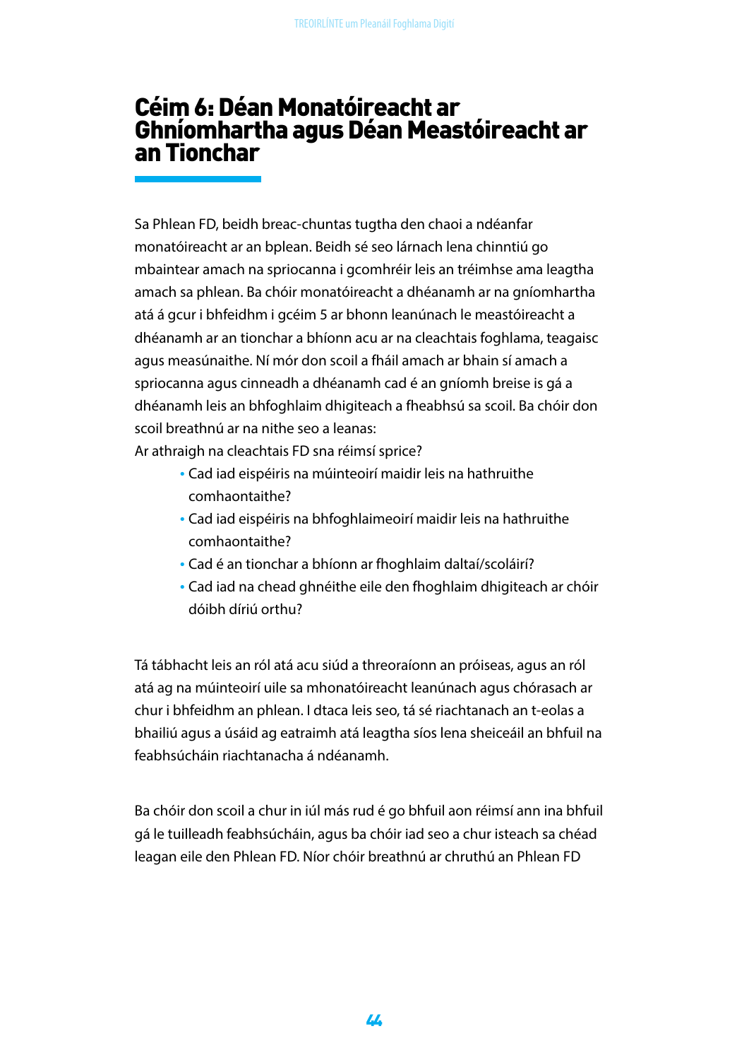# Céim 6: Déan Monatóireacht ar Ghníomhartha agus Déan Meastóireacht ar an Tionchar

Sa Phlean FD, beidh breac-chuntas tugtha den chaoi a ndéanfar monatóireacht ar an bplean. Beidh sé seo lárnach lena chinntiú go mbaintear amach na spriocanna i gcomhréir leis an tréimhse ama leagtha amach sa phlean. Ba chóir monatóireacht a dhéanamh ar na gníomhartha atá á gcur i bhfeidhm i gcéim 5 ar bhonn leanúnach le meastóireacht a dhéanamh ar an tionchar a bhíonn acu ar na cleachtais foghlama, teagaisc agus measúnaithe. Ní mór don scoil a fháil amach ar bhain sí amach a spriocanna agus cinneadh a dhéanamh cad é an gníomh breise is gá a dhéanamh leis an bhfoghlaim dhigiteach a fheabhsú sa scoil. Ba chóir don scoil breathnú ar na nithe seo a leanas:

Ar athraigh na cleachtais FD sna réimsí sprice?

- Cad iad eispéiris na múinteoirí maidir leis na hathruithe comhaontaithe?
- Cad iad eispéiris na bhfoghlaimeoirí maidir leis na hathruithe comhaontaithe?
- Cad é an tionchar a bhíonn ar fhoghlaim daltaí/scoláirí?
- Cad iad na chead ghnéithe eile den fhoghlaim dhigiteach ar chóir dóibh díriú orthu?

Tá tábhacht leis an ról atá acu siúd a threoraíonn an próiseas, agus an ról atá ag na múinteoirí uile sa mhonatóireacht leanúnach agus chórasach ar chur i bhfeidhm an phlean. I dtaca leis seo, tá sé riachtanach an t-eolas a bhailiú agus a úsáid ag eatraimh atá leagtha síos lena sheiceáil an bhfuil na feabhsúcháin riachtanacha á ndéanamh.

Ba chóir don scoil a chur in iúl más rud é go bhfuil aon réimsí ann ina bhfuil gá le tuilleadh feabhsúcháin, agus ba chóir iad seo a chur isteach sa chéad leagan eile den Phlean FD. Níor chóir breathnú ar chruthú an Phlean FD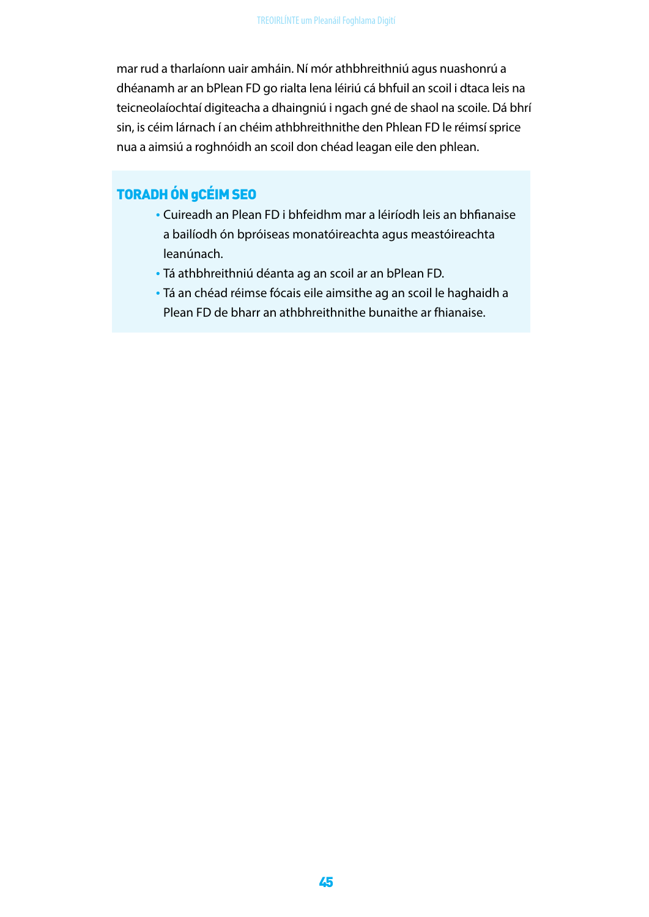mar rud a tharlaíonn uair amháin. Ní mór athbhreithniú agus nuashonrú a dhéanamh ar an bPlean FD go rialta lena léiriú cá bhfuil an scoil i dtaca leis na teicneolaíochtaí digiteacha a dhaingniú i ngach gné de shaol na scoile. Dá bhrí sin, is céim lárnach í an chéim athbhreithnithe den Phlean FD le réimsí sprice nua a aimsiú a roghnóidh an scoil don chéad leagan eile den phlean.

### TORADH ÓN gCÉIM SEO

- Cuireadh an Plean FD i bhfeidhm mar a léiríodh leis an bhfianaise a bailíodh ón bpróiseas monatóireachta agus meastóireachta leanúnach.
- Tá athbhreithniú déanta ag an scoil ar an bPlean FD.
- Tá an chéad réimse fócais eile aimsithe ag an scoil le haghaidh a Plean FD de bharr an athbhreithnithe bunaithe ar fhianaise.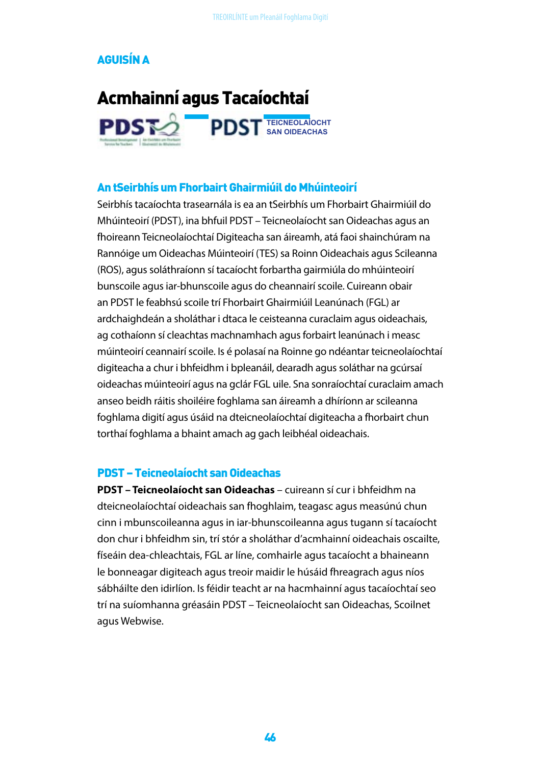## AGUISÍN A

# Acmhainní agus Tacaíochtaí

PDST TEICNEOLAÍOCHT SAN OIDEACHAS

### An tSeirbhís um Fhorbairt Ghairmiúil do Mhúinteoirí

Seirbhís tacaíochta trasearnála is ea an tSeirbhís um Fhorbairt Ghairmiúil do Mhúinteoirí (PDST), ina bhfuil PDST – Teicneolaíocht san Oideachas agus an fhoireann Teicneolaíochtaí Digiteacha san áireamh, atá faoi shainchúram na Rannóige um Oideachas Múinteoirí (TES) sa Roinn Oideachais agus Scileanna (ROS), agus soláthraíonn sí tacaíocht forbartha gairmiúla do mhúinteoirí bunscoile agus iar-bhunscoile agus do cheannairí scoile. Cuireann obair an PDST le feabhsú scoile trí Fhorbairt Ghairmiúil Leanúnach (FGL) ar ardchaighdeán a sholáthar i dtaca le ceisteanna curaclaim agus oideachais, ag cothaíonn sí cleachtas machnamhach agus forbairt leanúnach i measc múinteoirí ceannairí scoile. Is é polasaí na Roinne go ndéantar teicneolaíochtaí digiteacha a chur i bhfeidhm i bpleanáil, dearadh agus soláthar na gcúrsaí oideachas múinteoirí agus na gclár FGL uile. Sna sonraíochtaí curaclaim amach anseo beidh ráitis shoiléire foghlama san áireamh a dhíríonn ar scileanna foghlama digití agus úsáid na dteicneolaíochtaí digiteacha a fhorbairt chun torthaí foghlama a bhaint amach ag gach leibhéal oideachais.

### PDST – Teicneolaíocht san Oideachas

**PDST – Teicneolaíocht san Oideachas** – cuireann sí cur i bhfeidhm na dteicneolaíochtaí oideachais san fhoghlaim, teagasc agus measúnú chun cinn i mbunscoileanna agus in iar-bhunscoileanna agus tugann sí tacaíocht don chur i bhfeidhm sin, trí stór a sholáthar d'acmhainní oideachais oscailte, físeáin dea-chleachtais, FGL ar líne, comhairle agus tacaíocht a bhaineann le bonneagar digiteach agus treoir maidir le húsáid fhreagrach agus níos sábháilte den idirlíon. Is féidir teacht ar na hacmhainní agus tacaíochtaí seo trí na suíomhanna gréasáin PDST – Teicneolaíocht san Oideachas, Scoilnet agus Webwise.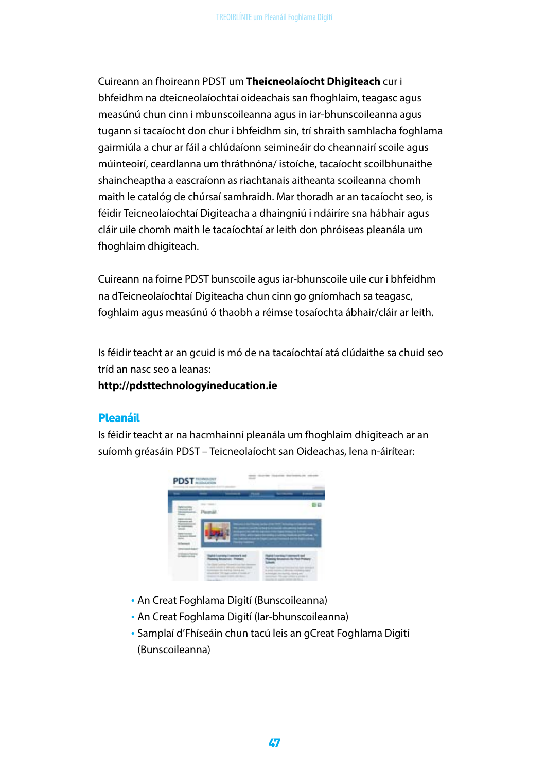Cuireann an fhoireann PDST um **Theicneolaíocht Dhigiteach** cur i bhfeidhm na dteicneolaíochtaí oideachais san fhoghlaim, teagasc agus measúnú chun cinn i mbunscoileanna agus in iar-bhunscoileanna agus tugann sí tacaíocht don chur i bhfeidhm sin, trí shraith samhlacha foghlama gairmiúla a chur ar fáil a chlúdaíonn seimineáir do cheannairí scoile agus múinteoirí, ceardlanna um thráthnóna/ istoíche, tacaíocht scoilbhunaithe shaincheaptha a eascraíonn as riachtanais aitheanta scoileanna chomh maith le catalóg de chúrsaí samhraidh. Mar thoradh ar an tacaíocht seo, is féidir Teicneolaíochtaí Digiteacha a dhaingniú i ndáiríre sna hábhair agus cláir uile chomh maith le tacaíochtaí ar leith don phróiseas pleanála um fhoghlaim dhigiteach.

Cuireann na foirne PDST bunscoile agus iar-bhunscoile uile cur i bhfeidhm na dTeicneolaíochtaí Digiteacha chun cinn go gníomhach sa teagasc, foghlaim agus measúnú ó thaobh a réimse tosaíochta ábhair/cláir ar leith.

Is féidir teacht ar an gcuid is mó de na tacaíochtaí atá clúdaithe sa chuid seo tríd an nasc seo a leanas:
**http://pdsttechnologyineducation.ie**

## Pleanáil

Is féidir teacht ar na hacmhainní pleanála um fhoghlaim dhigiteach ar an suíomh gréasáin PDST – Teicneolaíocht san Oideachas, lena n-áirítear:

- An Creat Foghlama Digití (Bunscoileanna)
- An Creat Foghlama Digití (Iar-bhunscoileanna)
- Samplaí d'Fhíseáin chun tacú leis an gCreat Foghlama Digití (Bunscoileanna)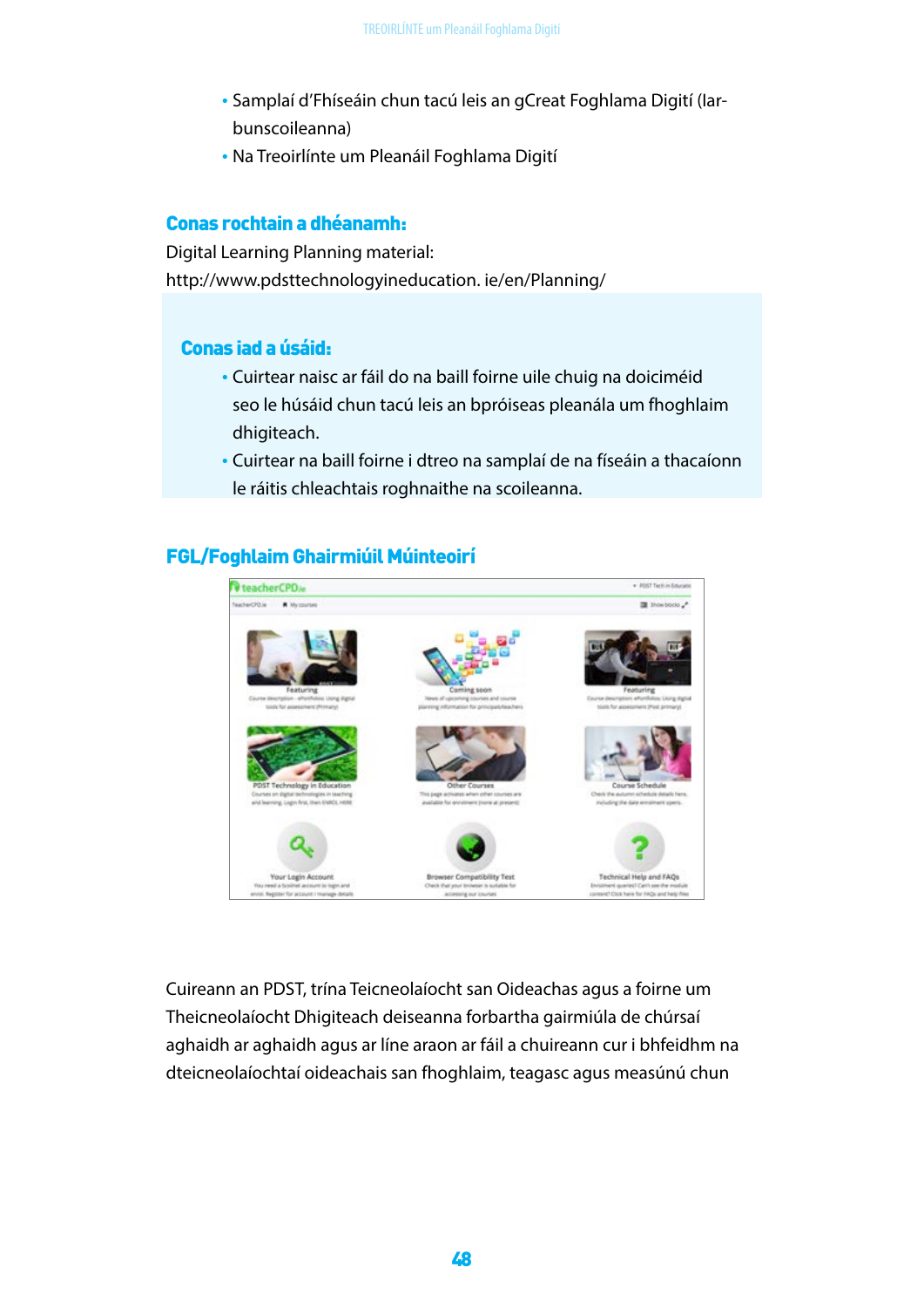- Samplaí d'Fhíseáin chun tacú leis an gCreat Foghlama Digití (Iar-bunscoileanna)
- Na Treoirlínte um Pleanáil Foghlama Digití

### Conas rochtain a dhéanamh:

Digital Learning Planning material:
http://www.pdsttechnologyineducation. ie/en/Planning/

### Conas iad a úsáid:

- Cuirtear naisc ar fáil do na baill foirne uile chuig na doiciméid seo le húsáid chun tacú leis an bpróiseas pleanála um fhoghlaim dhigiteach.
- Cuirtear na baill foirne i dtreo na samplaí de na físeáin a thacaíonn le ráitis chleachtais roghnaithe na scoileanna.

### FGL/Foghlaim Ghairmiúil Múinteoirí

Cuireann an PDST, trína Teicneolaíocht san Oideachas agus a foirne um Theicneolaíocht Dhigiteach deiseanna forbartha gairmiúla de chúrsaí aghaidh ar aghaidh agus ar líne araon ar fáil a chuireann cur i bhfeidhm na dteicneolaíochtaí oideachais san fhoghlaim, teagasc agus measúnú chun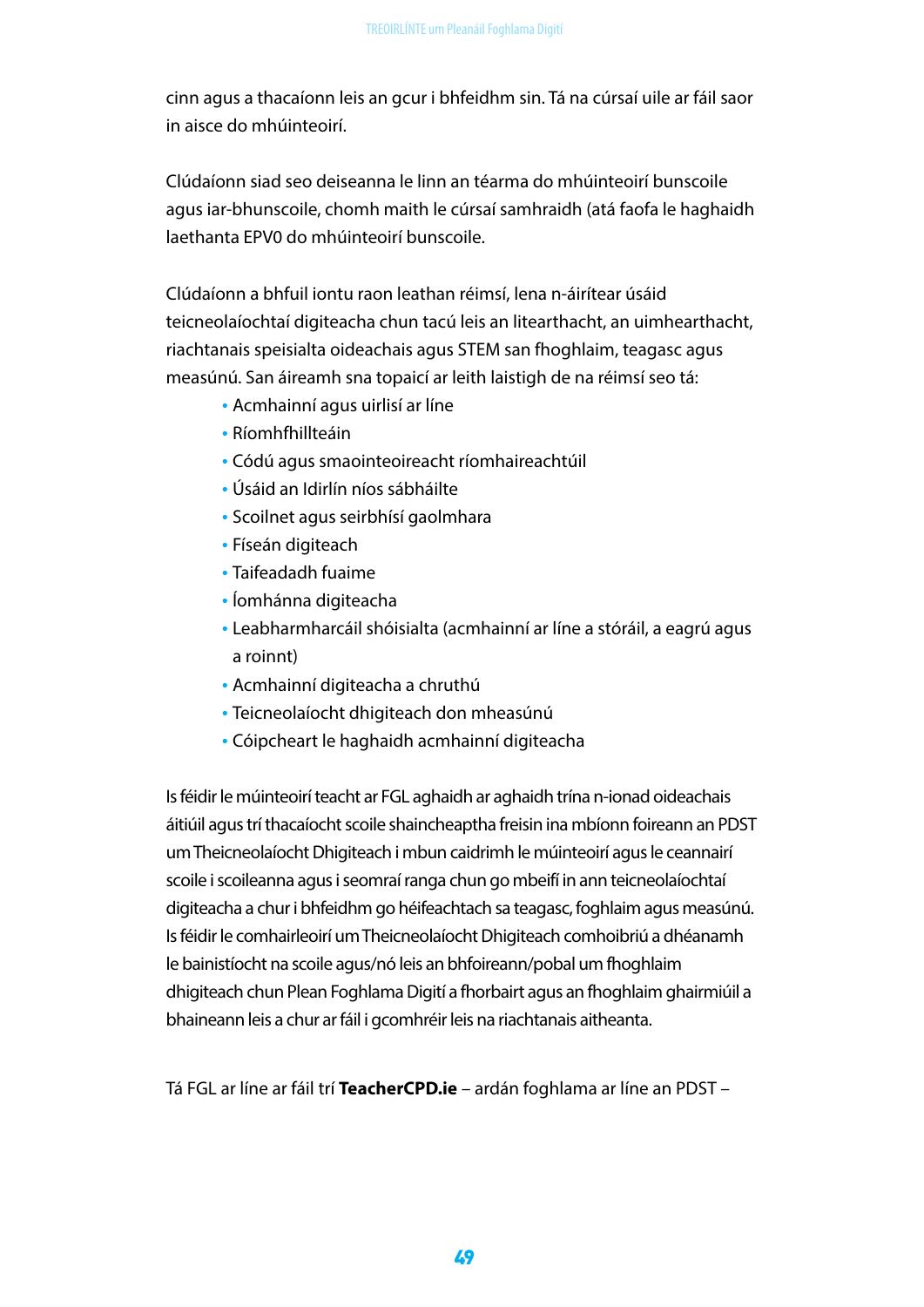cinn agus a thacaíonn leis an gcur i bhfeidhm sin. Tá na cúrsaí uile ar fáil saor in aisce do mhúinteoirí.

Clúdaíonn siad seo deiseanna le linn an téarma do mhúinteoirí bunscoile agus iar-bhunscoile, chomh maith le cúrsaí samhraidh (atá faofa le haghaidh laethanta EPV0 do mhúinteoirí bunscoile.

Clúdaíonn a bhfuil iontu raon leathan réimsí, lena n-áirítear úsáid teicneolaíochtaí digiteacha chun tacú leis an litearthacht, an uimhearthacht, riachtanais speisialta oideachais agus STEM san fhoghlaim, teagasc agus measúnú. San áireamh sna topaicí ar leith laistigh de na réimsí seo tá:

- Acmhainní agus uirlisí ar líne
- Ríomhfhillteáin
- Códú agus smaointeoireacht ríomhaireachtúil
- Úsáid an Idirlín níos sábháilte
- Scoilnet agus seirbhísí gaolmhara
- Físeán digiteach
- Taifeadadh fuaime
- Íomhánna digiteacha
- Leabharmharcáil shóisialta (acmhainní ar líne a stóráil, a eagrú agus a roinnt)
- Acmhainní digiteacha a chruthú
- Teicneolaíocht dhigiteach don mheasúnú
- Cóipcheart le haghaidh acmhainní digiteacha

Is féidir le múinteoirí teacht ar FGL aghaidh ar aghaidh trína n-ionad oideachais áitiúil agus trí thacaíocht scoile shaincheaptha freisin ina mbíonn foireann an PDST um Theicneolaíocht Dhigiteach i mbun caidrimh le múinteoirí agus le ceannairí scoile i scoileanna agus i seomraí ranga chun go mbeifí in ann teicneolaíochtaí digiteacha a chur i bhfeidhm go héifeachtach sa teagasc, foghlaim agus measúnú. Is féidir le comhairleoirí um Theicneolaíocht Dhigiteach comhoibriú a dhéanamh le bainistíocht na scoile agus/nó leis an bhfoireann/pobal um fhoghlaim dhigiteach chun Plean Foghlama Digití a fhorbairt agus an fhoghlaim ghairmiúil a bhaineann leis a chur ar fáil i gcomhréir leis na riachtanais aitheanta.

Tá FGL ar líne ar fáil trí **TeacherCPD.ie** – ardán foghlama ar líne an PDST –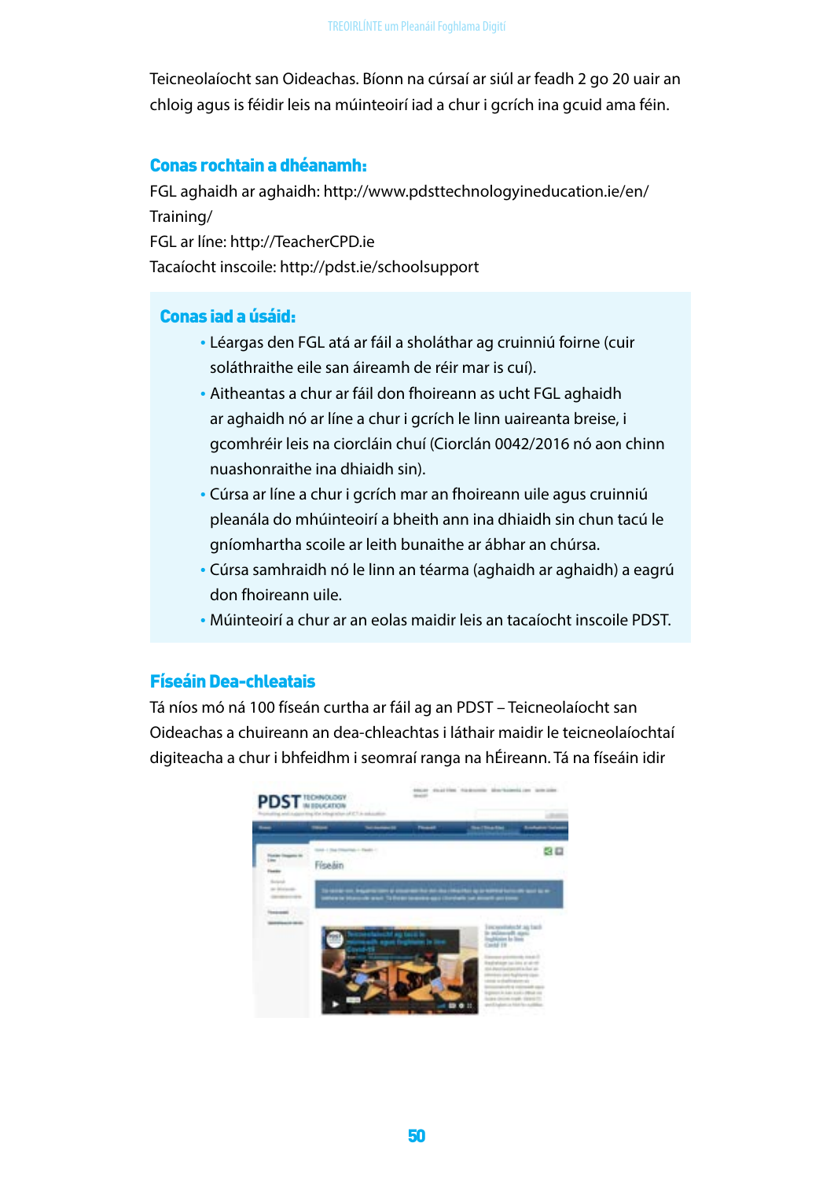Teicneolaíocht san Oideachas. Bíonn na cúrsaí ar siúl ar feadh 2 go 20 uair an chloig agus is féidir leis na múinteoirí iad a chur i gcrích ina gcuid ama féin.

### Conas rochtain a dhéanamh:

FGL aghaidh ar aghaidh: http://www.pdsttechnologyineducation.ie/en/Training/
FGL ar líne: http://TeacherCPD.ie
Tacaíocht inscoile: http://pdst.ie/schoolsupport

### Conas iad a úsáid:

- Léargas den FGL atá ar fáil a sholáthar ag cruinniú foirne (cuir soláthraithe eile san áireamh de réir mar is cuí).
- Aitheantas a chur ar fáil don fhoireann as ucht FGL aghaidh ar aghaidh nó ar líne a chur i gcrích le linn uaireanta breise, i gcomhréir leis na ciorcláin chuí (Ciorclán 0042/2016 nó aon chinn nuashonraithe ina dhiaidh sin).
- Cúrsa ar líne a chur i gcrích mar an fhoireann uile agus cruinniú pleanála do mhúinteoirí a bheith ann ina dhiaidh sin chun tacú le gníomhartha scoile ar leith bunaithe ar ábhar an chúrsa.
- Cúrsa samhraidh nó le linn an téarma (aghaidh ar aghaidh) a eagrú don fhoireann uile.
- Múinteoirí a chur ar an eolas maidir leis an tacaíocht inscoile PDST.

### Físeáin Dea-chleatais

Tá níos mó ná 100 físeán curtha ar fáil ag an PDST – Teicneolaíocht san Oideachas a chuireann an dea-chleachtas i láthair maidir le teicneolaíochtaí digiteacha a chur i bhfeidhm i seomraí ranga na hÉireann. Tá na físeáin idir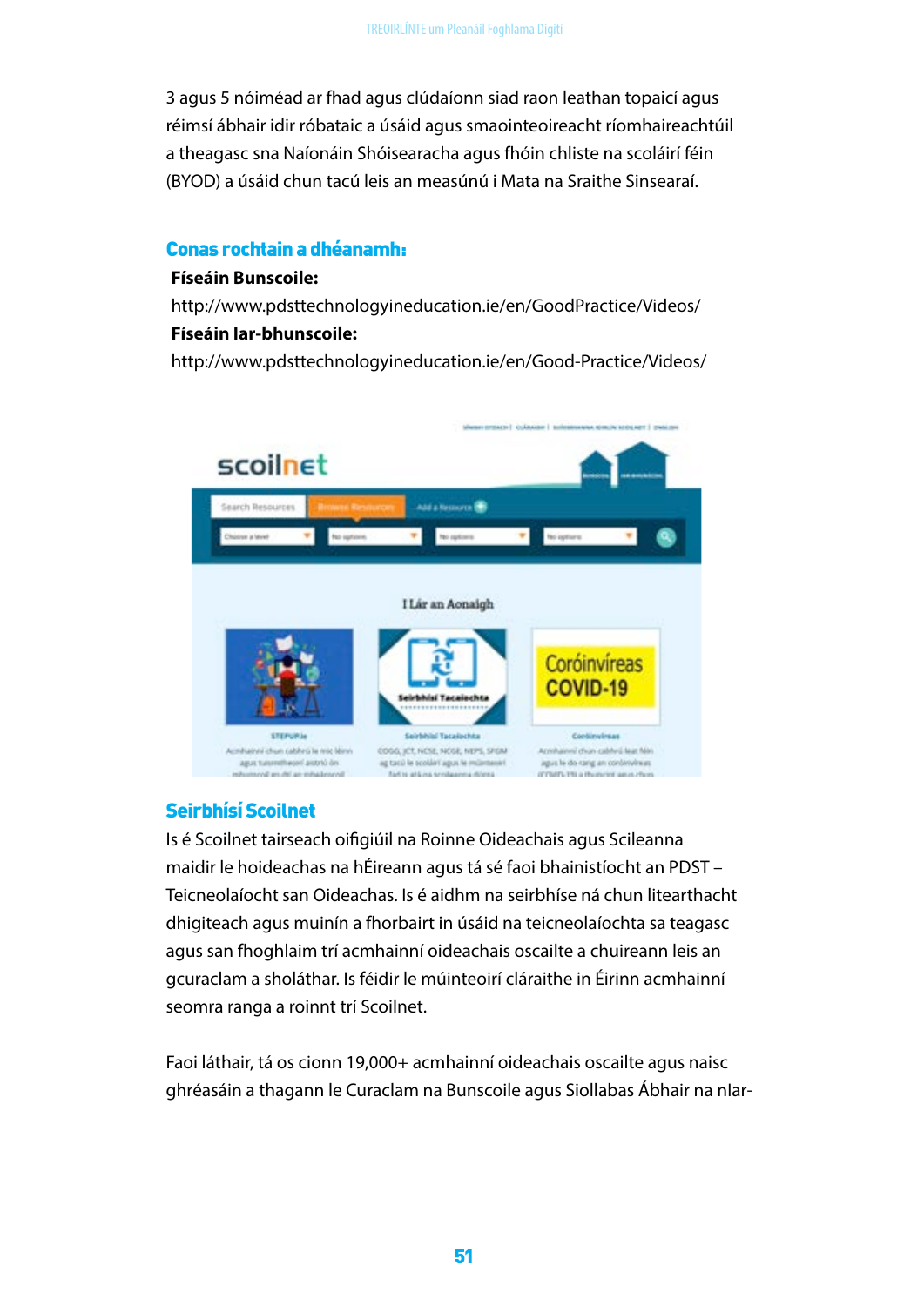3 agus 5 nóiméad ar fhad agus clúdaíonn siad raon leathan topaicí agus réimsí ábhair idir róbataic a úsáid agus smaointeoireacht ríomhaireachtúil a theagasc sna Naíonáin Shóisearacha agus fhóin chliste na scoláirí féin (BYOD) a úsáid chun tacú leis an measúnú i Mata na Sraithe Sinsearaí.

### Conas rochtain a dhéanamh:

**Físeáin Bunscoile:**
http://www.pdsttechnologyineducation.ie/en/GoodPractice/Videos/
**Físeáin Iar-bhunscoile:**
http://www.pdsttechnologyineducation.ie/en/Good-Practice/Videos/

### Seirbhísí Scoilnet

Is é Scoilnet tairseach oifigiúil na Roinne Oideachais agus Scileanna maidir le hoideachas na hÉireann agus tá sé faoi bhainistíocht an PDST – Teicneolaíocht san Oideachas. Is é aidhm na seirbhíse ná chun litearthacht dhigiteach agus muinín a fhorbairt in úsáid na teicneolaíochta sa teagasc agus san fhoghlaim trí acmhainní oideachais oscailte a chuireann leis an gcuraclam a sholáthar. Is féidir le múinteoirí cláraithe in Éirinn acmhainní seomra ranga a roinnt trí Scoilnet.

Faoi láthair, tá os cionn 19,000+ acmhainní oideachais oscailte agus naisc ghréasáin a thagann le Curaclam na Bunscoile agus Siollabas Ábhair na hIar-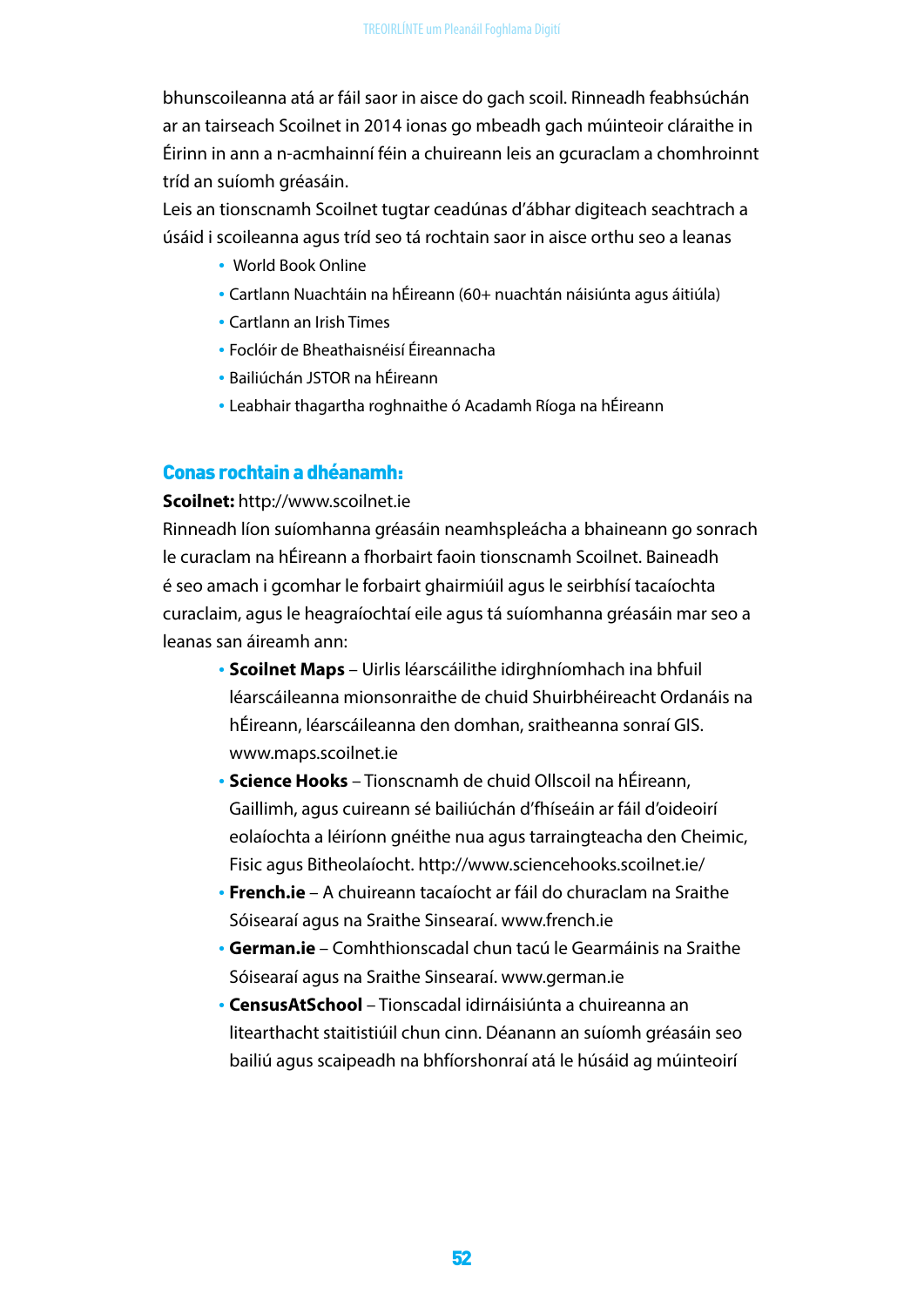bhunscoileanna atá ar fáil saor in aisce do gach scoil. Rinneadh feabhsúchán ar an tairseach Scoilnet in 2014 ionas go mbeadh gach múinteoir cláraithe in Éirinn in ann a n-acmhainní féin a chuireann leis an gcuraclam a chomhroinnt tríd an suíomh gréasáin.

Leis an tionscnamh Scoilnet tugtar ceadúnas d'ábhar digiteach seachtrach a úsáid i scoileanna agus tríd seo tá rochtain saor in aisce orthu seo a leanas

- World Book Online
- Cartlann Nuachtáin na hÉireann (60+ nuachtán náisiúnta agus áitiúla)
- Cartlann an Irish Times
- Foclóir de Bheathaisnéisí Éireannacha
- Bailiúchán JSTOR na hÉireann
- Leabhair thagartha roghnaithe ó Acadamh Ríoga na hÉireann

## Conas rochtain a dhéanamh:

**Scoilnet:** http://www.scoilnet.ie

Rinneadh líon suíomhanna gréasáin neamhspleácha a bhaineann go sonrach le curaclam na hÉireann a fhorbairt faoin tionscnamh Scoilnet. Baineadh é seo amach i gcomhar le forbairt ghairmiúil agus le seirbhísí tacaíochta curaclaim, agus le heagraíochtaí eile agus tá suíomhanna gréasáin mar seo a leanas san áireamh ann:

- **Scoilnet Maps** – Uirlis léarscáilithe idirghníomhach ina bhfuil léarscáileanna mionsonraithe de chuid Shuirbhéireacht Ordanáis na hÉireann, léarscáileanna den domhan, sraitheanna sonraí GIS. www.maps.scoilnet.ie
- **Science Hooks** – Tionscnamh de chuid Ollscoil na hÉireann, Gaillimh, agus cuireann sé bailiúchán d'fhíseáin ar fáil d'oideoirí eolaíochta a léiríonn gnéithe nua agus tarraingteacha den Cheimic, Fisic agus Bitheolaíocht. http://www.sciencehooks.scoilnet.ie/
- **French.ie** – A chuireann tacaíocht ar fáil do churaclam na Sraithe Sóisearaí agus na Sraithe Sinsearaí. www.french.ie
- **German.ie** – Comhthionscadal chun tacú le Gearmáinis na Sraithe Sóisearaí agus na Sraithe Sinsearaí. www.german.ie
- **CensusAtSchool** – Tionscadal idirnáisiúnta a chuireanna an litearthacht staitistiúil chun cinn. Déanann an suíomh gréasáin seo bailiú agus scaipeadh na bhfíorshonraí atá le húsáid ag múinteoirí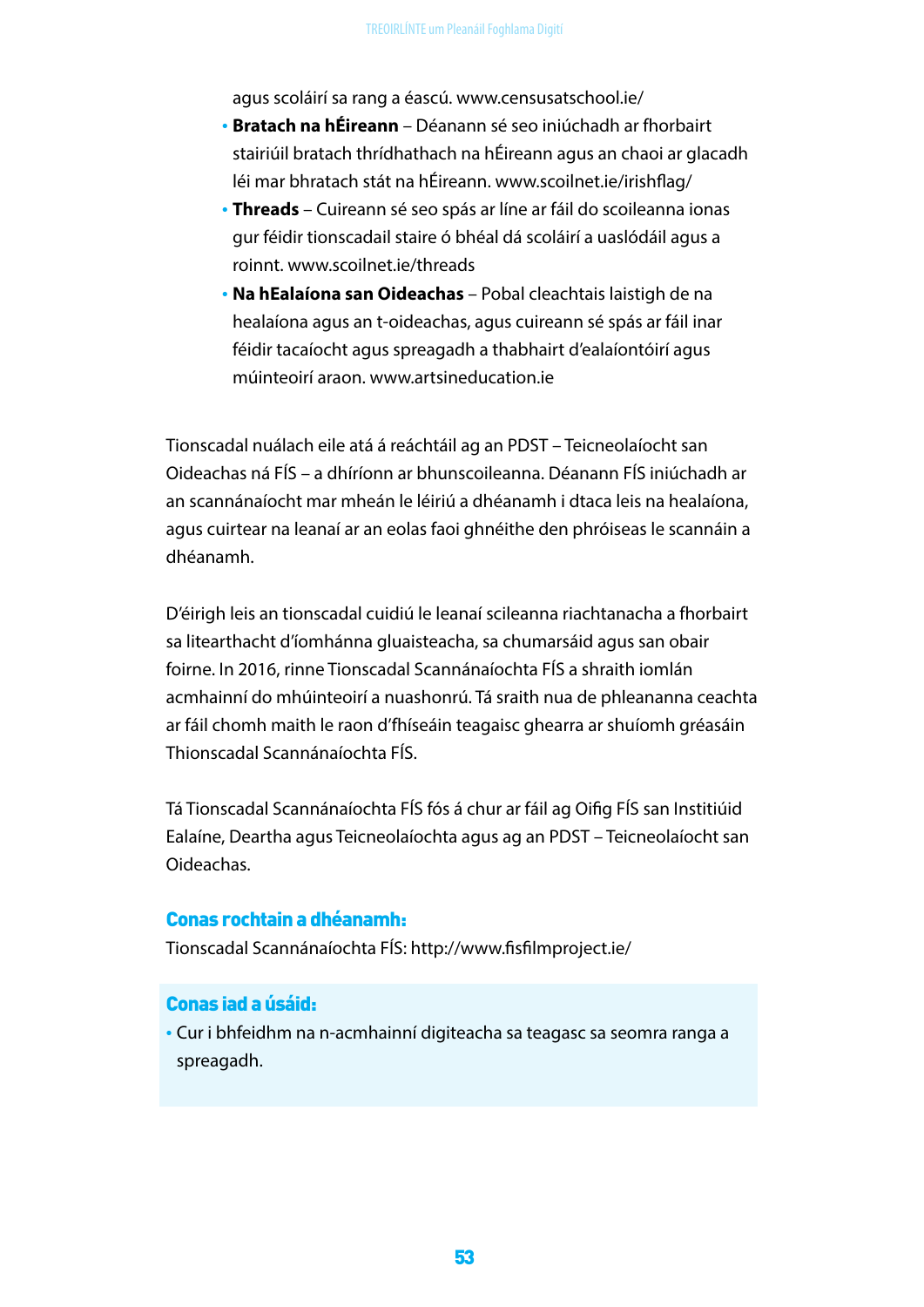agus scoláirí sa rang a éascú. www.censusatschool.ie/

- **Bratach na hÉireann** – Déanann sé seo iniúchadh ar fhorbairt stairiúil bratach thrídhathach na hÉireann agus an chaoi ar glacadh léi mar bhratach stát na hÉireann. www.scoilnet.ie/irishflag/
- **Threads** – Cuireann sé seo spás ar líne ar fáil do scoileanna ionas gur féidir tionscadail staire ó bhéal dá scoláirí a uaslódáil agus a roinnt. www.scoilnet.ie/threads
- **Na hEalaíona san Oideachas** – Pobal cleachtais laistigh de na healaíona agus an t-oideachas, agus cuireann sé spás ar fáil inar féidir tacaíocht agus spreagadh a thabhairt d'ealaíontóirí agus múinteoirí araon. www.artsineducation.ie

Tionscadal nuálach eile atá á reáchtáil ag an PDST – Teicneolaíocht san Oideachas ná FÍS – a dhíríonn ar bhunscoileanna. Déanann FÍS iniúchadh ar an scannánaíocht mar mheán le léiriú a dhéanamh i dtaca leis na healaíona, agus cuirtear na leanaí ar an eolas faoi ghnéithe den phróiseas le scannáin a dhéanamh.

D'éirigh leis an tionscadal cuidiú le leanaí scileanna riachtanacha a fhorbairt sa litearthacht d'íomhánna gluaisteacha, sa chumarsáid agus san obair foirne. In 2016, rinne Tionscadal Scannánaíochta FÍS a shraith iomlán acmhainní do mhúinteoirí a nuashonrú. Tá sraith nua de phleananna ceachta ar fáil chomh maith le raon d'fhíseáin teagaisc ghearra ar shuíomh gréasáin Thionscadal Scannánaíochta FÍS.

Tá Tionscadal Scannánaíochta FÍS fós á chur ar fáil ag Oifig FÍS san Institiúid Ealaíne, Deartha agus Teicneolaíochta agus ag an PDST – Teicneolaíocht san Oideachas.

### Conas rochtain a dhéanamh:

Tionscadal Scannánaíochta FÍS: http://www.fisfilmproject.ie/

### Conas iad a úsáid:

- Cur i bhfeidhm na n-acmhainní digiteacha sa teagasc sa seomra ranga a spreagadh.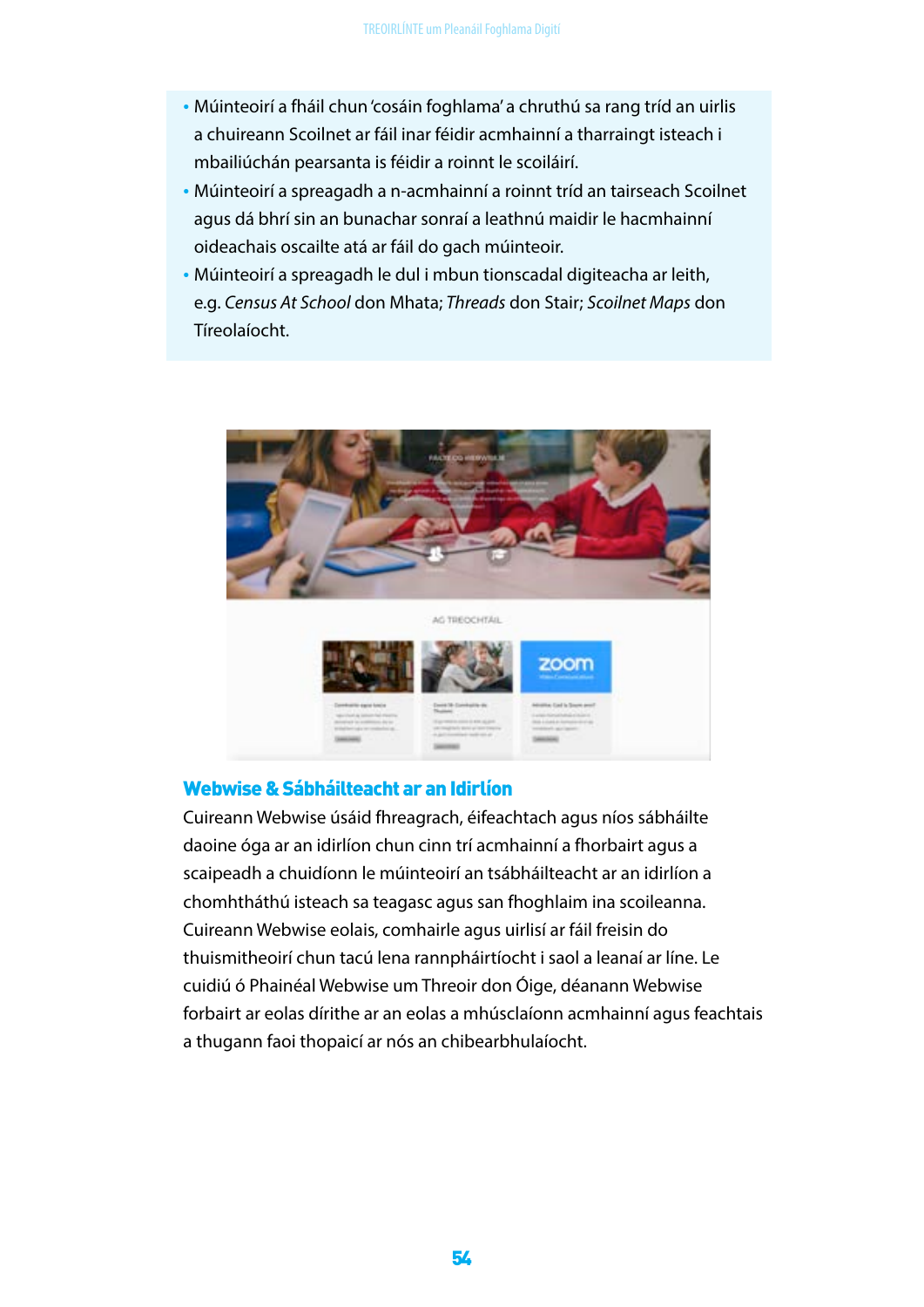- Múinteoirí a fháil chun 'cosáin foghlama' a chruthú sa rang tríd an uirlis a chuireann Scoilnet ar fáil inar féidir acmhainní a tharraingt isteach i mbailiúchán pearsanta is féidir a roinnt le scoláirí.
- Múinteoirí a spreagadh a n-acmhainní a roinnt tríd an tairseach Scoilnet agus dá bhrí sin an bunachar sonraí a leathnú maidir le hacmhainní oideachais oscailte atá ar fáil do gach múinteoir.
- Múinteoirí a spreagadh le dul i mbun tionscadal digiteacha ar leith, e.g. *Census At School* don Mhata; *Threads* don Stair; *Scoilnet Maps* don Tíreolaíocht.

## Webwise & Sábháilteacht ar an Idirlíon

Cuireann Webwise úsáid fhreagrach, éifeachtach agus níos sábháilte daoine óga ar an idirlíon chun cinn trí acmhainní a fhorbairt agus a scaipeadh a chuidíonn le múinteoirí an tsábháilteacht ar an idirlíon a chomhtháthú isteach sa teagasc agus san fhoghlaim ina scoileanna. Cuireann Webwise eolais, comhairle agus uirlisí ar fáil freisin do thuismitheoirí chun tacú lena rannpháirtíocht i saol a leanaí ar líne. Le cuidiú ó Phainéal Webwise um Threoir don Óige, déanann Webwise forbairt ar eolas dírithe ar an eolas a mhúsclaíonn acmhainní agus feachtais a thugann faoi thopaicí ar nós an chibearbhulaíocht.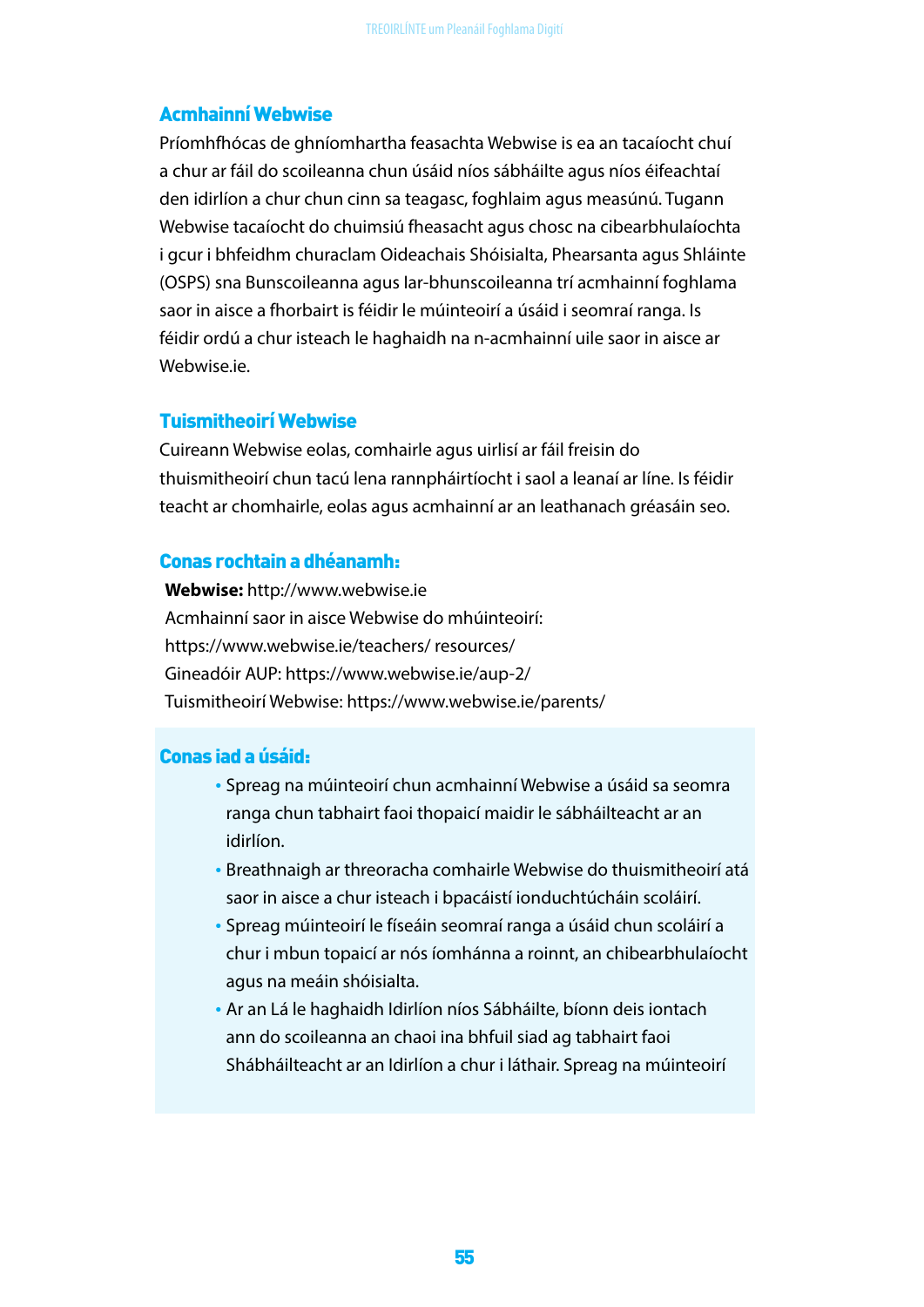## Acmhainní Webwise

Príomhfhócas de ghníomhartha feasachta Webwise is ea an tacaíocht chuí a chur ar fáil do scoileanna chun úsáid níos sábháilte agus níos éifeachtaí den idirlíon a chur chun cinn sa teagasc, foghlaim agus measúnú. Tugann Webwise tacaíocht do chuimsiú fheasacht agus chosc na cibearbhulaíochta i gcur i bhfeidhm churaclam Oideachais Shóisialta, Phearsanta agus Shláinte (OSPS) sna Bunscoileanna agus Iar-bhunscoileanna trí acmhainní foghlama saor in aisce a fhorbairt is féidir le múinteoirí a úsáid i seomraí ranga. Is féidir ordú a chur isteach le haghaidh na n-acmhainní uile saor in aisce ar Webwise.ie.

## Tuismitheoirí Webwise

Cuireann Webwise eolas, comhairle agus uirlisí ar fáil freisin do thuismitheoirí chun tacú lena rannpháirtíocht i saol a leanaí ar líne. Is féidir teacht ar chomhairle, eolas agus acmhainní ar an leathanach gréasáin seo.

### Conas rochtain a dhéanamh:

**Webwise:** http://www.webwise.ie
Acmhainní saor in aisce Webwise do mhúinteoirí:
https://www.webwise.ie/teachers/ resources/
Gineadóir AUP: https://www.webwise.ie/aup-2/
Tuismitheoirí Webwise: https://www.webwise.ie/parents/

### Conas iad a úsáid:

- Spreag na múinteoirí chun acmhainní Webwise a úsáid sa seomra ranga chun tabhairt faoi thopaicí maidir le sábháilteacht ar an idirlíon.
- Breathnaigh ar threoracha comhairle Webwise do thuismitheoirí atá saor in aisce a chur isteach i bpacáistí ionduchtúcháin scoláirí.
- Spreag múinteoirí le físeáin seomraí ranga a úsáid chun scoláirí a chur i mbun topaicí ar nós íomhánna a roinnt, an chibearbhulaíocht agus na meáin shóisialta.
- Ar an Lá le haghaidh Idirlíon níos Sábháilte, bíonn deis iontach ann do scoileanna an chaoi ina bhfuil siad ag tabhairt faoi Shábháilteacht ar an Idirlíon a chur i láthair. Spreag na múinteoirí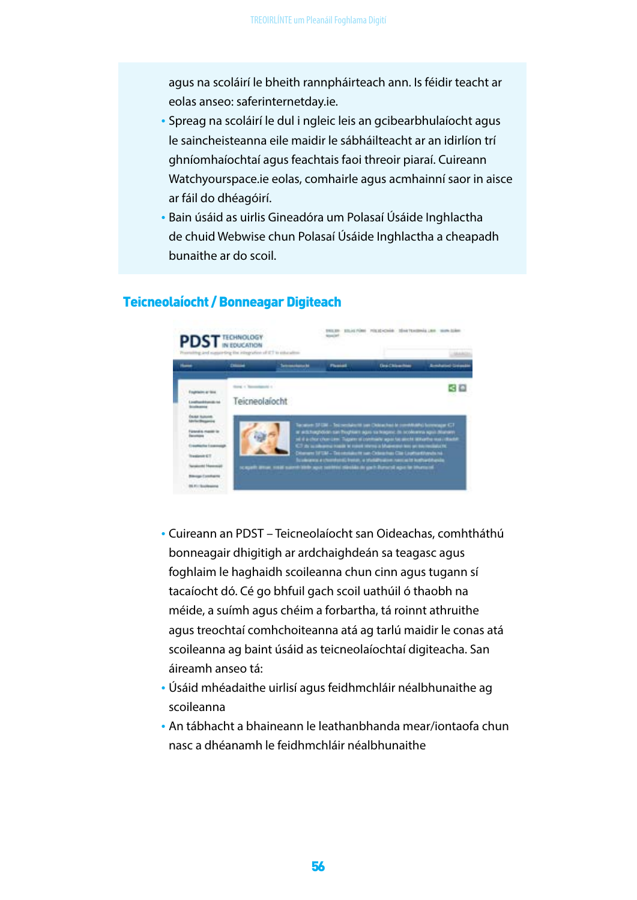agus na scoláirí le bheith rannpháirteach ann. Is féidir teacht ar eolas anseo: saferinternetday.ie.

- Spreag na scoláirí le dul i ngleic leis an gcibearbhulaíocht agus le saincheisteanna eile maidir le sábháilteacht ar an idirlíon trí ghníomhaíochtaí agus feachtais faoi threoir piaraí. Cuireann Watchyourspace.ie eolas, comhairle agus acmhainní saor in aisce ar fáil do dhéagóirí.
- Bain úsáid as uirlis Gineadóra um Polasaí Úsáide Inghlactha de chuid Webwise chun Polasaí Úsáide Inghlactha a cheapadh bunaithe ar do scoil.

## Teicneolaíocht / Bonneagar Digiteach

- Cuireann an PDST – Teicneolaíocht san Oideachas, comhtháthú bonneagair dhigitigh ar ardchaighdeán sa teagasc agus foghlaim le haghaidh scoileanna chun cinn agus tugann sí tacaíocht dó. Cé go bhfuil gach scoil uathúil ó thaobh na méide, a suímh agus chéim a forbartha, tá roinnt athruithe agus treochtaí comhchoiteanna atá ag tarlú maidir le conas atá scoileanna ag baint úsáid as teicneolaíochtaí digiteacha. San áireamh anseo tá:
- Úsáid mhéadaithe uirlisí agus feidhmchláir néalbhunaithe ag scoileanna
- An tábhacht a bhaineann le leathanbhanda mear/iontaofa chun nasc a dhéanamh le feidhmchláir néalbhunaithe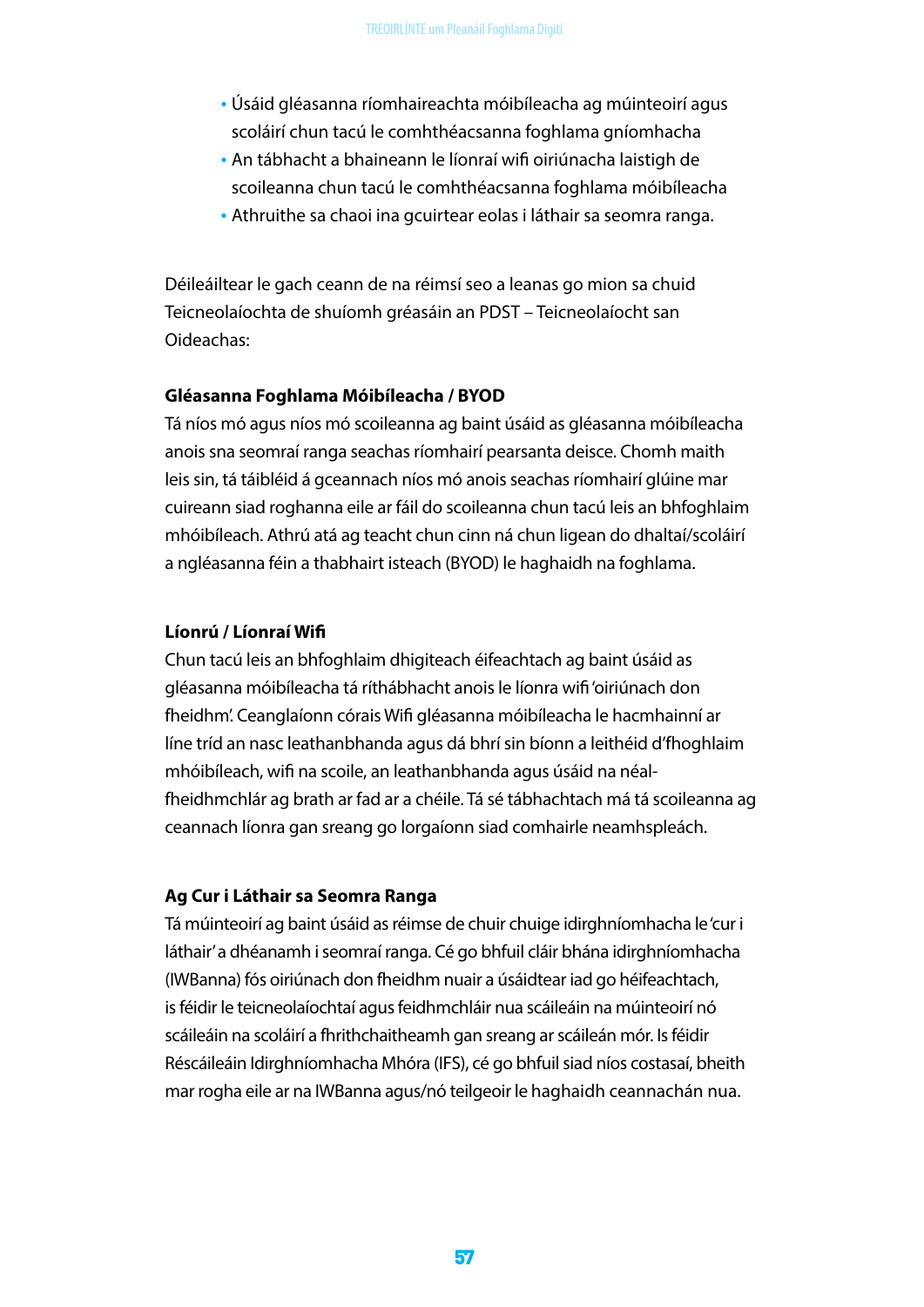- Úsáid gléasanna ríomhaireachta móibíleacha ag múinteoirí agus scoláirí chun tacú le comhthéacsanna foghlama gníomhacha
- An tábhacht a bhaineann le líonraí wifi oiriúnacha laistigh de scoileanna chun tacú le comhthéacsanna foghlama móibíleacha
- Athruithe sa chaoi ina gcuirtear eolas i láthair sa seomra ranga.

Déileáiltear le gach ceann de na réimsí seo a leanas go mion sa chuid Teicneolaíochta de shuíomh gréasáin an PDST – Teicneolaíocht san Oideachas:

**Gléasanna Foghlama Móibíleacha / BYOD**

Tá níos mó agus níos mó scoileanna ag baint úsáid as gléasanna móibíleacha anois sna seomraí ranga seachas ríomhairí pearsanta deisce. Chomh maith leis sin, tá táibléid á gceannach níos mó anois seachas ríomhairí glúine mar cuireann siad roghanna eile ar fáil do scoileanna chun tacú leis an bhfoghlaim mhóibíleach. Athrú atá ag teacht chun cinn ná chun ligean do dhaltaí/scoláirí a ngléasanna féin a thabhairt isteach (BYOD) le haghaidh na foghlama.

**Líonrú / Líonraí Wifi**

Chun tacú leis an bhfoghlaim dhigiteach éifeachtach ag baint úsáid as gléasanna móibíleacha tá ríthábhacht anois le líonra wifi 'oiriúnach don fheidhm'. Ceanglaíonn córais Wifi gléasanna móibíleacha le hacmhainní ar líne tríd an nasc leathanbhanda agus dá bhrí sin bíonn a leithéid d'fhoghlaim mhóibíleach, wifi na scoile, an leathanbhanda agus úsáid na néal-fheidhmchlár ag brath ar fad ar a chéile. Tá sé tábhachtach má tá scoileanna ag ceannach líonra gan sreang go lorgaíonn siad comhairle neamhspleách.

**Ag Cur i Láthair sa Seomra Ranga**

Tá múinteoirí ag baint úsáid as réimse de chuir chuige idirghníomhacha le 'cur i láthair' a dhéanamh i seomraí ranga. Cé go bhfuil cláir bhána idirghníomhacha (IWBanna) fós oiriúnach don fheidhm nuair a úsáidtear iad go héifeachtach, is féidir le teicneolaíochtaí agus feidhmchláir nua scáileáin na múinteoirí nó scáileáin na scoláirí a fhrithchaitheamh gan sreang ar scáileán mór. Is féidir Réscáileáin Idirghníomhacha Mhóra (IFS), cé go bhfuil siad níos costasaí, bheith mar rogha eile ar na IWBanna agus/nó teilgeoir le haghaidh ceannachán nua.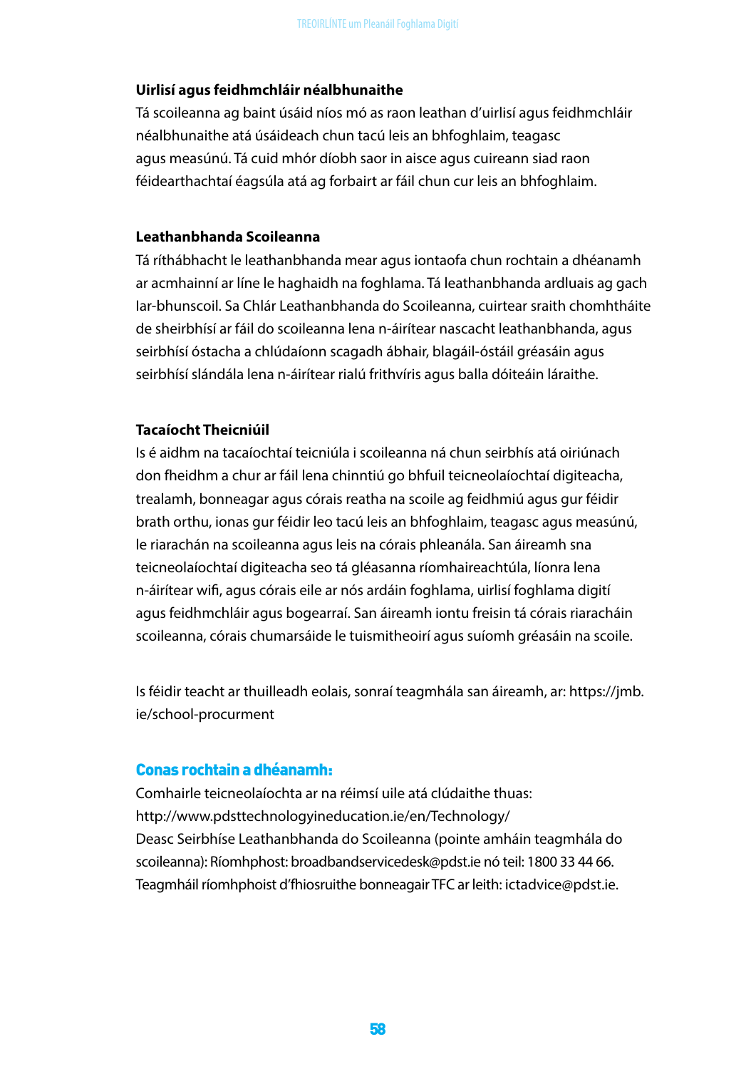### Uirlisí agus feidhmchláir néalbhunaithe

Tá scoileanna ag baint úsáid níos mó as raon leathan d'uirlisí agus feidhmchláir néalbhunaithe atá úsáideach chun tacú leis an bhfoghlaim, teagasc agus measúnú. Tá cuid mhór díobh saor in aisce agus cuireann siad raon féidearthachtaí éagsúla atá ag forbairt ar fáil chun cur leis an bhfoghlaim.

### Leathanbhanda Scoileanna

Tá ríthábhacht le leathanbhanda mear agus iontaofa chun rochtain a dhéanamh ar acmhainní ar líne le haghaidh na foghlama. Tá leathanbhanda ardluais ag gach Iar-bhunscoil. Sa Chlár Leathanbhanda do Scoileanna, cuirtear sraith chomhtháite de sheirbhísí ar fáil do scoileanna lena n-áirítear nascacht leathanbhanda, agus seirbhísí óstacha a chlúdaíonn scagadh ábhair, blagáil-óstáil gréasáin agus seirbhísí slándála lena n-áirítear rialú frithvíris agus balla dóiteáin láraithe.

### Tacaíocht Theicniúil

Is é aidhm na tacaíochtaí teicniúla i scoileanna ná chun seirbhís atá oiriúnach don fheidhm a chur ar fáil lena chinntiú go bhfuil teicneolaíochtaí digiteacha, trealamh, bonneagar agus córais reatha na scoile ag feidhmiú agus gur féidir brath orthu, ionas gur féidir leo tacú leis an bhfoghlaim, teagasc agus measúnú, le riarachán na scoileanna agus leis na córais phleanála. San áireamh sna teicneolaíochtaí digiteacha seo tá gléasanna ríomhaireachtúla, líonra lena n-áirítear wifi, agus córais eile ar nós ardáin foghlama, uirlisí foghlama digití agus feidhmchláir agus bogearraí. San áireamh iontu freisin tá córais riaracháin scoileanna, córais chumarsáide le tuismitheoirí agus suíomh gréasáin na scoile.

Is féidir teacht ar thuilleadh eolais, sonraí teagmhála san áireamh, ar: https://jmb.ie/school-procurment

### Conas rochtain a dhéanamh:

Comhairle teicneolaíochta ar na réimsí uile atá clúdaithe thuas:
http://www.pdsttechnologyineducation.ie/en/Technology/
Deasc Seirbhíse Leathanbhanda do Scoileanna (pointe amháin teagmhála do scoileanna): Ríomhphost: broadbandservicedesk@pdst.ie nó teil: 1800 33 44 66.
Teagmháil ríomhphoist d'fhiosruithe bonneagair TFC ar leith: ictadvice@pdst.ie.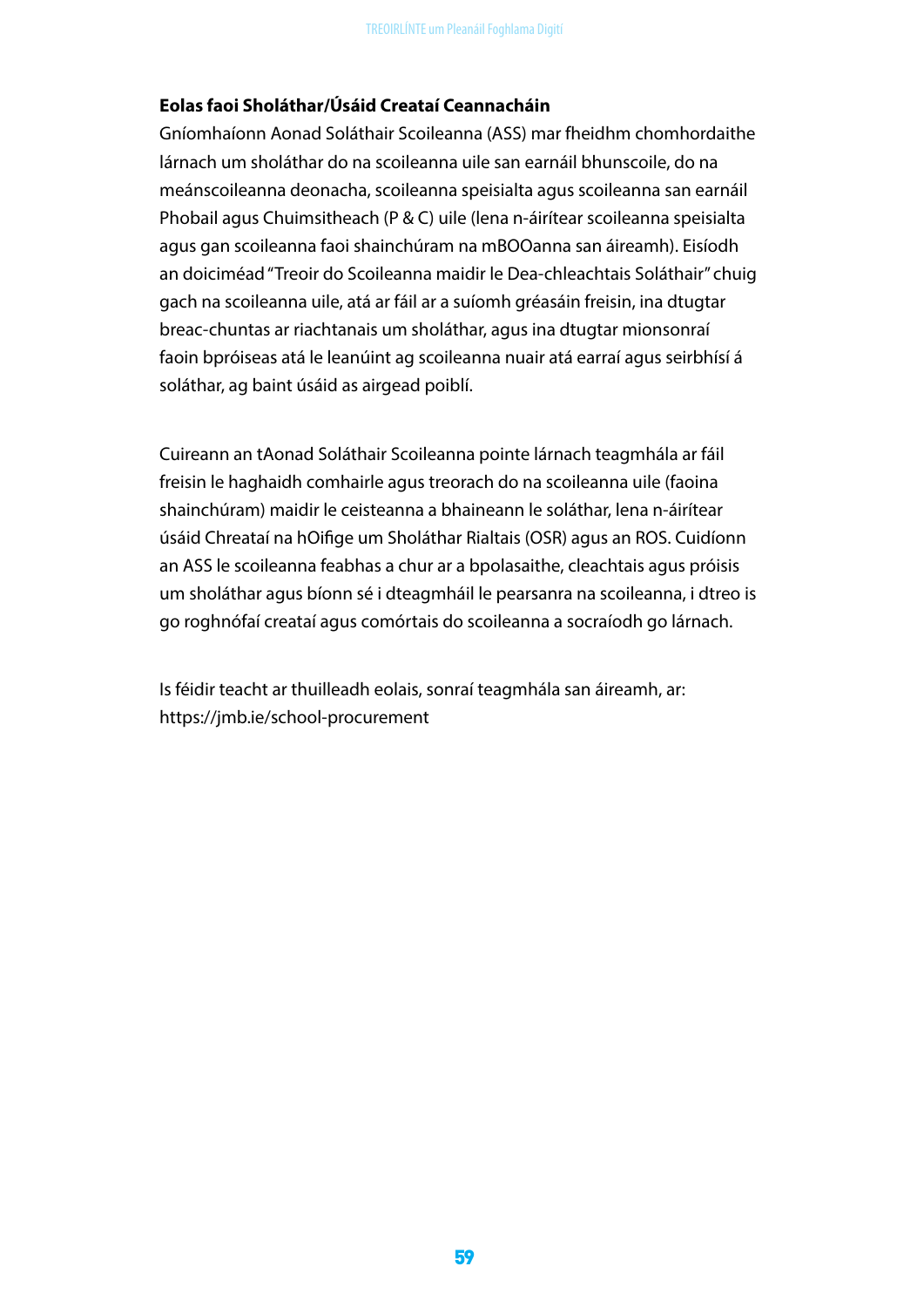**Eolas faoi Sholáthar/Úsáid Creataí Ceannacháin**

Gníomhaíonn Aonad Soláthair Scoileanna (ASS) mar fheidhm chomhordaithe lárnach um sholáthar do na scoileanna uile san earnáil bhunscoile, do na meánscoileanna deonacha, scoileanna speisialta agus scoileanna san earnáil Phobail agus Chuimsitheach (P & C) uile (lena n-áirítear scoileanna speisialta agus gan scoileanna faoi shainchúram na mBOOanna san áireamh). Eisíodh an doiciméad "Treoir do Scoileanna maidir le Dea-chleachtais Soláthair" chuig gach na scoileanna uile, atá ar fáil ar a suíomh gréasáin freisin, ina dtugtar breac-chuntas ar riachtanais um sholáthar, agus ina dtugtar mionsonraí faoin bpróiseas atá le leanúint ag scoileanna nuair atá earraí agus seirbhísí á soláthar, ag baint úsáid as airgead poiblí.

Cuireann an tAonad Soláthair Scoileanna pointe lárnach teagmhála ar fáil freisin le haghaidh comhairle agus treorach do na scoileanna uile (faoina shainchúram) maidir le ceisteanna a bhaineann le soláthar, lena n-áirítear úsáid Chreataí na hOifige um Sholáthar Rialtais (OSR) agus an ROS. Cuidíonn an ASS le scoileanna feabhas a chur ar a bpolasaithe, cleachtais agus próisis um sholáthar agus bíonn sé i dteagmháil le pearsanra na scoileanna, i dtreo is go roghnófaí creataí agus comórtais do scoileanna a socraíodh go lárnach.

Is féidir teacht ar thuilleadh eolais, sonraí teagmhála san áireamh, ar:
https://jmb.ie/school-procurement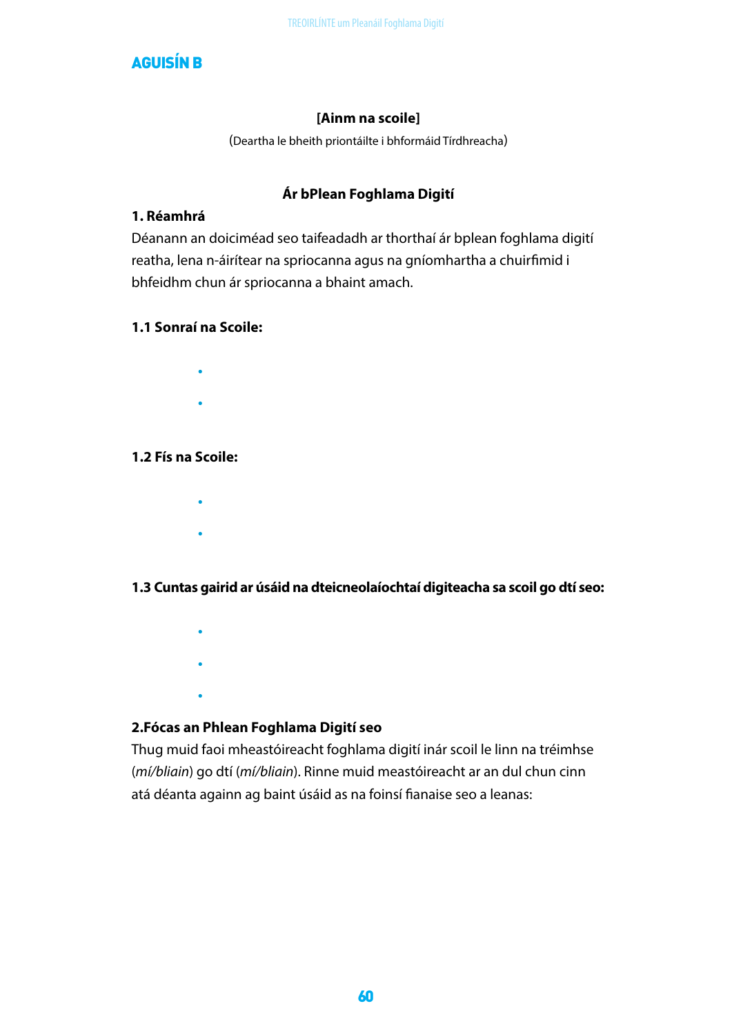## AGUISÍN B

**[Ainm na scoile]**

(Deartha le bheith priontáilte i bhformáid Tírdhreacha)

**Ár bPlean Foghlama Digití**

**1. Réamhrá**

Déanann an doiciméad seo taifeadadh ar thorthaí ár bplean foghlama digití reatha, lena n-áirítear na spriocanna agus na gníomhartha a chuirfimid i bhfeidhm chun ár spriocanna a bhaint amach.

**1.1 Sonraí na Scoile:**

- 
- 

**1.2 Fís na Scoile:**

- 
- 

**1.3 Cuntas gairid ar úsáid na dteicneolaíochtaí digiteacha sa scoil go dtí seo:**

- 
- 
- 

**2.Fócas an Phlean Foghlama Digití seo**

Thug muid faoi mheastóireacht foghlama digití inár scoil le linn na tréimhse (*mí/bliain*) go dtí (*mí/bliain*). Rinne muid meastóireacht ar an dul chun cinn atá déanta againn ag baint úsáid as na foinsí fianaise seo a leanas: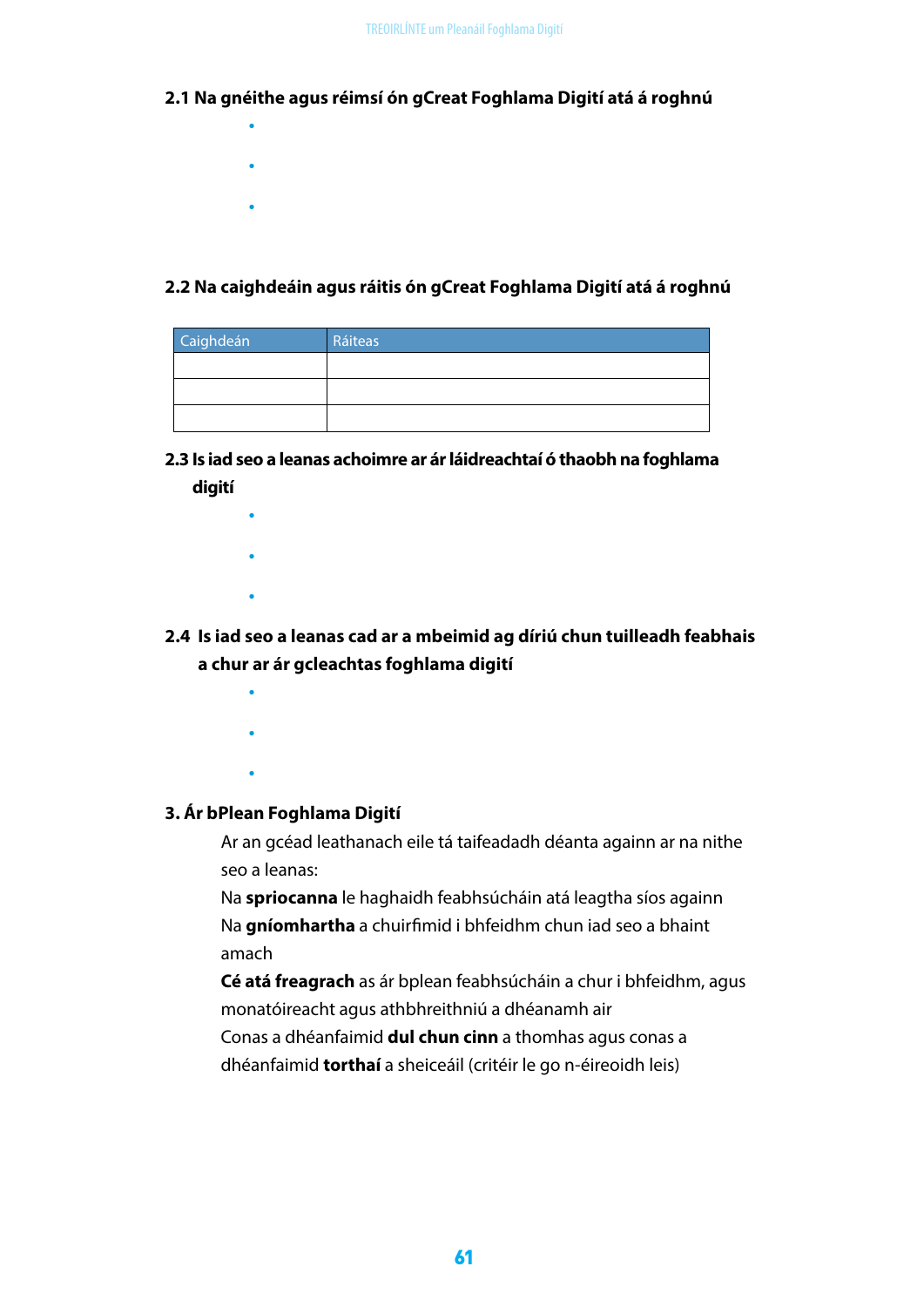### 2.1 Na gnéithe agus réimsí ón gCreat Foghlama Digití atá á roghnú

- 
- 
- 

### 2.2 Na caighdeáin agus ráitis ón gCreat Foghlama Digití atá á roghnú

| Caighdeán | Ráiteas |
|---|---|
| | |
| | |
| | |

### 2.3 Is iad seo a leanas achoimre ar ár láidreachtaí ó thaobh na foghlama digití

- 
- 
- 

### 2.4 Is iad seo a leanas cad ar a mbeimid ag díriú chun tuilleadh feabhais a chur ar ár gcleachtas foghlama digití

- 
- 
- 

### 3. Ár bPlean Foghlama Digití

Ar an gcéad leathanach eile tá taifeadadh déanta againn ar na nithe seo a leanas:

Na **spriocanna** le haghaidh feabhsúcháin atá leagtha síos againn

Na **gníomhartha** a chuirfimid i bhfeidhm chun iad seo a bhaint amach

**Cé atá freagrach** as ár bplean feabhsúcháin a chur i bhfeidhm, agus monatóireacht agus athbhreithniú a dhéanamh air

Conas a dhéanfaimid **dul chun cinn** a thomhas agus conas a dhéanfaimid **torthaí** a sheiceáil (critéir le go n-éireoidh leis)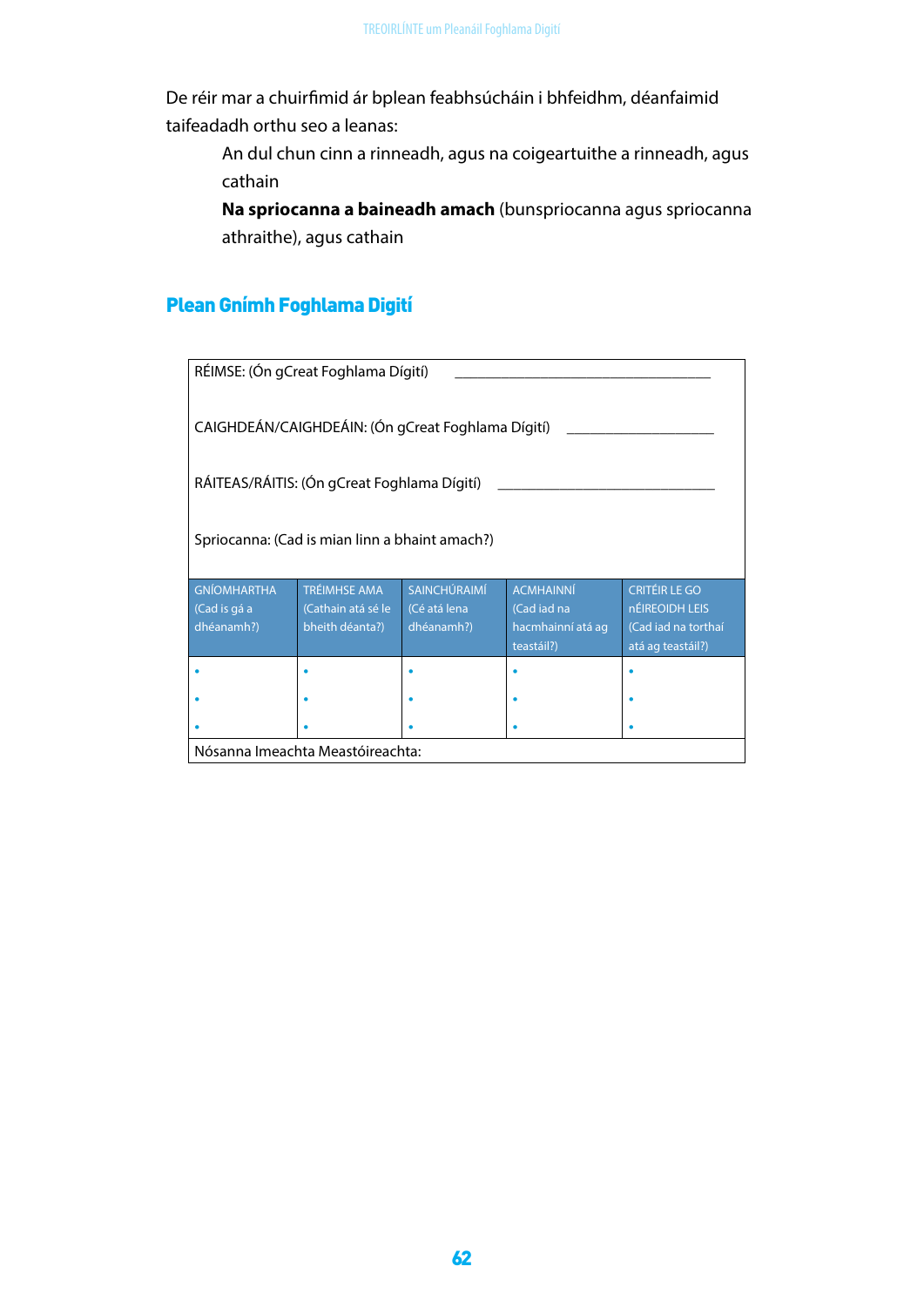De réir mar a chuirfimid ár bplean feabhsúcháin i bhfeidhm, déanfaimid taifeadadh orthu seo a leanas:

An dul chun cinn a rinneadh, agus na coigeartuithe a rinneadh, agus cathain

**Na spriocanna a baineadh amach** (bunspriocanna agus spriocanna athraithe), agus cathain

## Plean Gnímh Foghlama Digití

| RÉIMSE: (Ón gCreat Foghlama Dígití) ___________________________________ | | | | |
|---|---|---|---|---|
| CAIGHDEÁN/CAIGHDEÁIN: (Ón gCreat Foghlama Dígití) ____________________ | | | | |
| RÁITEAS/RÁITIS: (Ón gCreat Foghlama Dígití) _____________________________ | | | | |
| Spriocanna: (Cad is mian linn a bhaint amach?) | | | | |
| GNÍOMHARTHA (Cad is gá a dhéanamh?) | TRÉIMHSE AMA (Cathain atá sé le bheith déanta?) | SAINCHÚRAIMÍ (Cé atá lena dhéanamh?) | ACMHAINNÍ (Cad iad na hacmhainní atá ag teastáil?) | CRITÉIR LE GO nÉIREOIDH LEIS (Cad iad na torthaí atá ag teastáil?) |
| • | • | • | • | • |
| • | • | • | • | • |
| • | • | • | • | • |
| Nósanna Imeachta Meastóireachta: | | | | |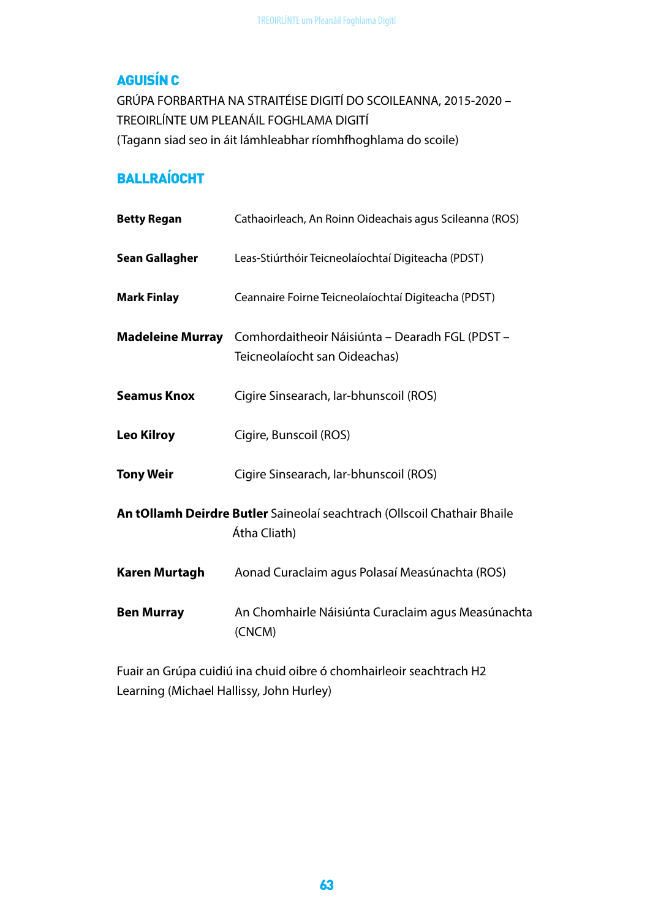## AGUISÍN C

GRÚPA FORBARTHA NA STRAITÉISE DIGITÍ DO SCOILEANNA, 2015-2020 – TREOIRLÍNTE UM PLEANÁIL FOGHLAMA DIGITÍ
(Tagann siad seo in áit lámhleabhar ríomhfhoghlama do scoile)

## BALLRAÍOCHT

| | |
|---|---|
| **Betty Regan** | Cathaoirleach, An Roinn Oideachais agus Scileanna (ROS) |
| **Sean Gallagher** | Leas-Stiúrthóir Teicneolaíochtaí Digiteacha (PDST) |
| **Mark Finlay** | Ceannaire Foirne Teicneolaíochtaí Digiteacha (PDST) |
| **Madeleine Murray** | Comhordaitheoir Náisiúnta – Dearadh FGL (PDST – Teicneolaíocht san Oideachas) |
| **Seamus Knox** | Cigire Sinsearach, Iar-bhunscoil (ROS) |
| **Leo Kilroy** | Cigire, Bunscoil (ROS) |
| **Tony Weir** | Cigire Sinsearach, Iar-bhunscoil (ROS) |
| **An tOllamh Deirdre Butler** | Saineolaí seachtrach (Ollscoil Chathair Bhaile Átha Cliath) |
| **Karen Murtagh** | Aonad Curaclaim agus Polasaí Measúnachta (ROS) |
| **Ben Murray** | An Chomhairle Náisiúnta Curaclaim agus Measúnachta (CNCM) |

Fuair an Grúpa cuidiú ina chuid oibre ó chomhairleoir seachtrach H2 Learning (Michael Hallissy, John Hurley)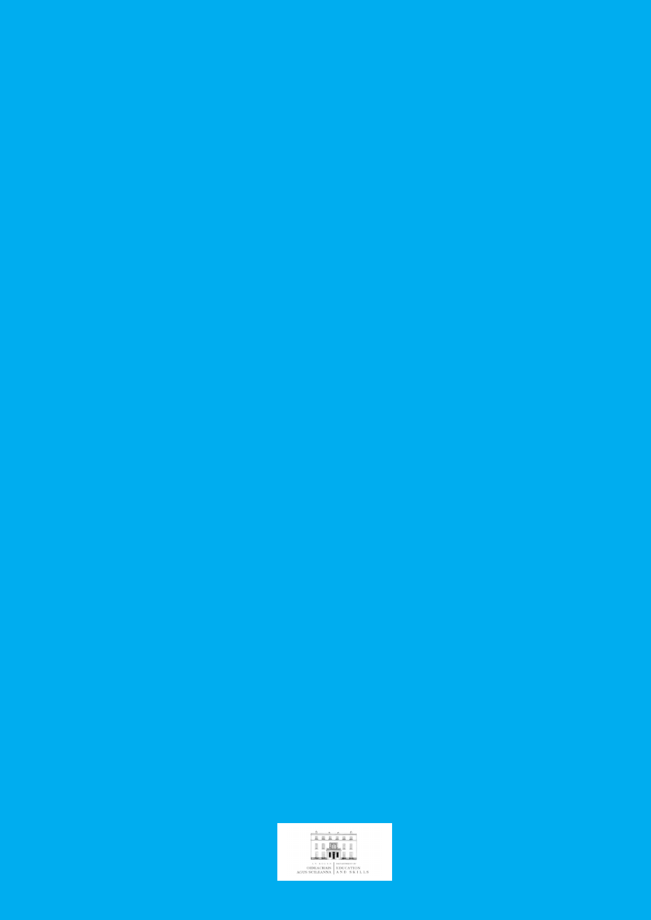AN ROINN
OIDEACHAIS
AGUS SCILEANNA

DEPARTMENT OF
EDUCATION
AND SKILLS